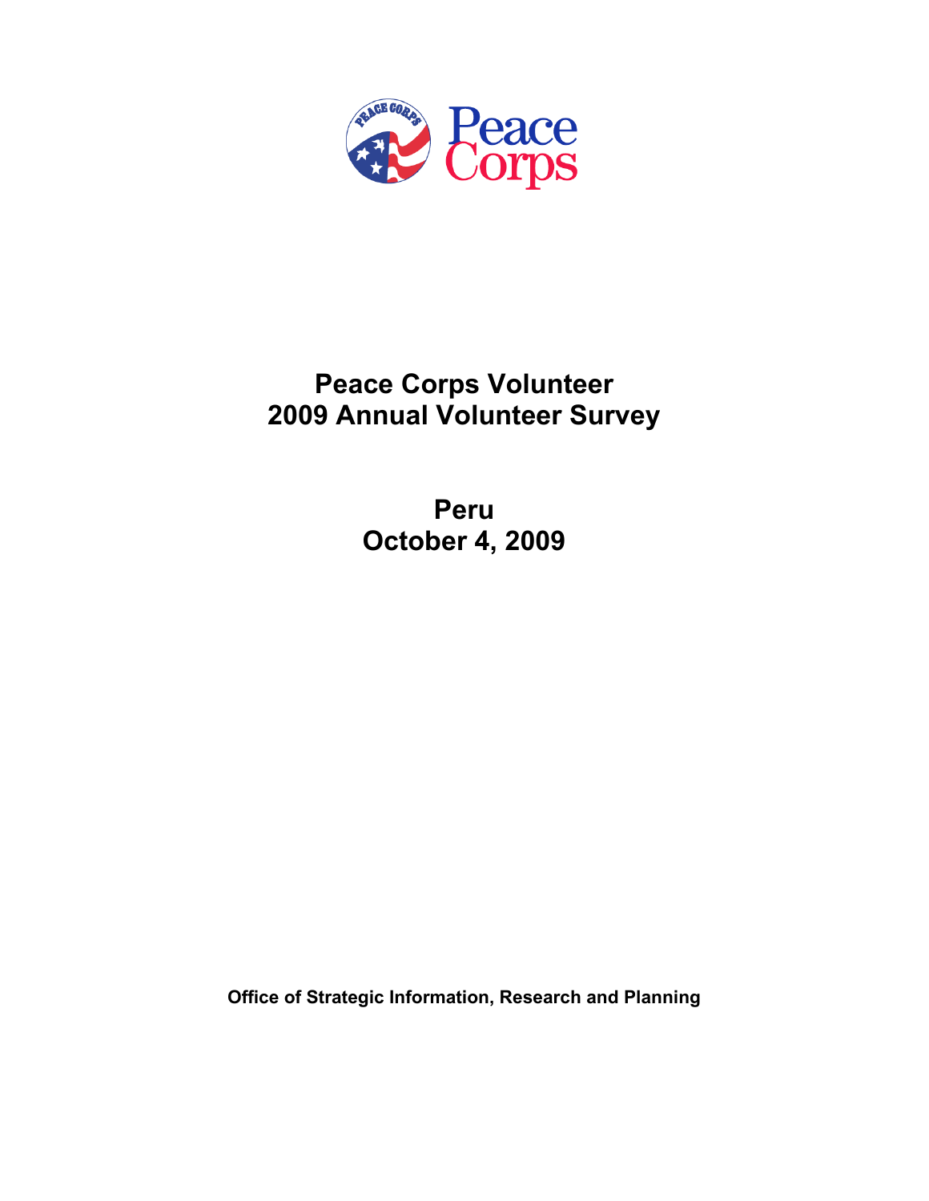Peace Corps

# Peace Corps Volunteer
# 2009 Annual Volunteer Survey

## Peru
## October 4, 2009

**Office of Strategic Information, Research and Planning**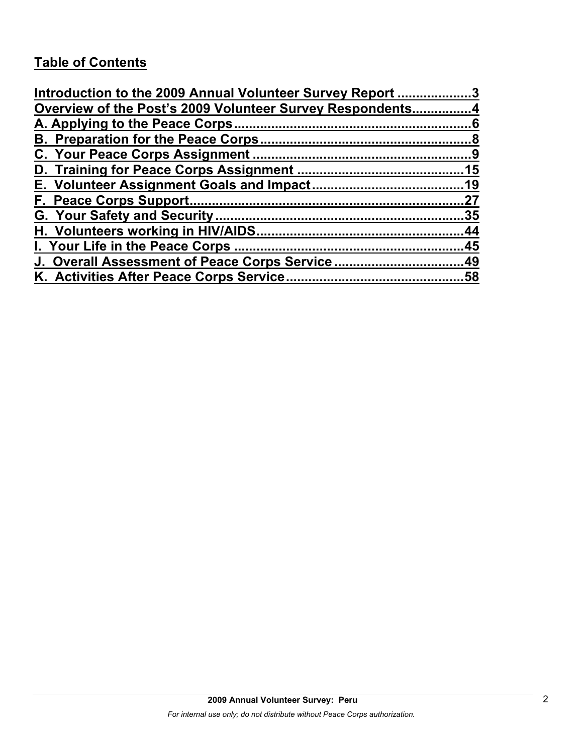## Table of Contents

Introduction to the 2009 Annual Volunteer Survey Report ....................3
Overview of the Post's 2009 Volunteer Survey Respondents................4
A. Applying to the Peace Corps................................................................6
B. Preparation for the Peace Corps.........................................................8
C. Your Peace Corps Assignment ..........................................................9
D. Training for Peace Corps Assignment ............................................15
E. Volunteer Assignment Goals and Impact........................................19
F. Peace Corps Support.........................................................................27
G. Your Safety and Security..................................................................35
H. Volunteers working in HIV/AIDS.......................................................44
I. Your Life in the Peace Corps .............................................................45
J. Overall Assessment of Peace Corps Service ..................................49
K. Activities After Peace Corps Service...............................................58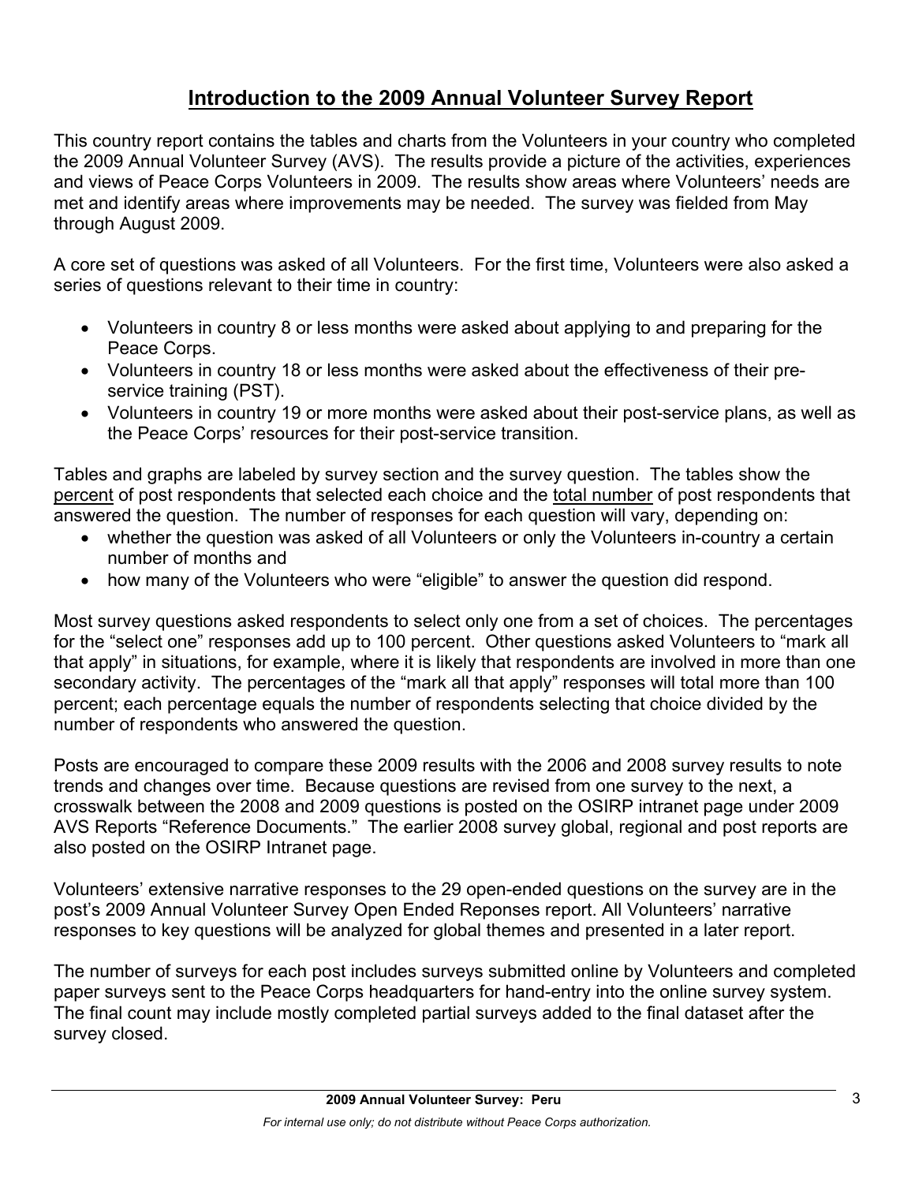# Introduction to the 2009 Annual Volunteer Survey Report

This country report contains the tables and charts from the Volunteers in your country who completed the 2009 Annual Volunteer Survey (AVS). The results provide a picture of the activities, experiences and views of Peace Corps Volunteers in 2009. The results show areas where Volunteers' needs are met and identify areas where improvements may be needed. The survey was fielded from May through August 2009.

A core set of questions was asked of all Volunteers. For the first time, Volunteers were also asked a series of questions relevant to their time in country:

- Volunteers in country 8 or less months were asked about applying to and preparing for the Peace Corps.
- Volunteers in country 18 or less months were asked about the effectiveness of their pre-service training (PST).
- Volunteers in country 19 or more months were asked about their post-service plans, as well as the Peace Corps' resources for their post-service transition.

Tables and graphs are labeled by survey section and the survey question. The tables show the percent of post respondents that selected each choice and the total number of post respondents that answered the question. The number of responses for each question will vary, depending on:

- whether the question was asked of all Volunteers or only the Volunteers in-country a certain number of months and
- how many of the Volunteers who were "eligible" to answer the question did respond.

Most survey questions asked respondents to select only one from a set of choices. The percentages for the "select one" responses add up to 100 percent. Other questions asked Volunteers to "mark all that apply" in situations, for example, where it is likely that respondents are involved in more than one secondary activity. The percentages of the "mark all that apply" responses will total more than 100 percent; each percentage equals the number of respondents selecting that choice divided by the number of respondents who answered the question.

Posts are encouraged to compare these 2009 results with the 2006 and 2008 survey results to note trends and changes over time. Because questions are revised from one survey to the next, a crosswalk between the 2008 and 2009 questions is posted on the OSIRP intranet page under 2009 AVS Reports "Reference Documents." The earlier 2008 survey global, regional and post reports are also posted on the OSIRP Intranet page.

Volunteers' extensive narrative responses to the 29 open-ended questions on the survey are in the post's 2009 Annual Volunteer Survey Open Ended Reponses report. All Volunteers' narrative responses to key questions will be analyzed for global themes and presented in a later report.

The number of surveys for each post includes surveys submitted online by Volunteers and completed paper surveys sent to the Peace Corps headquarters for hand-entry into the online survey system. The final count may include mostly completed partial surveys added to the final dataset after the survey closed.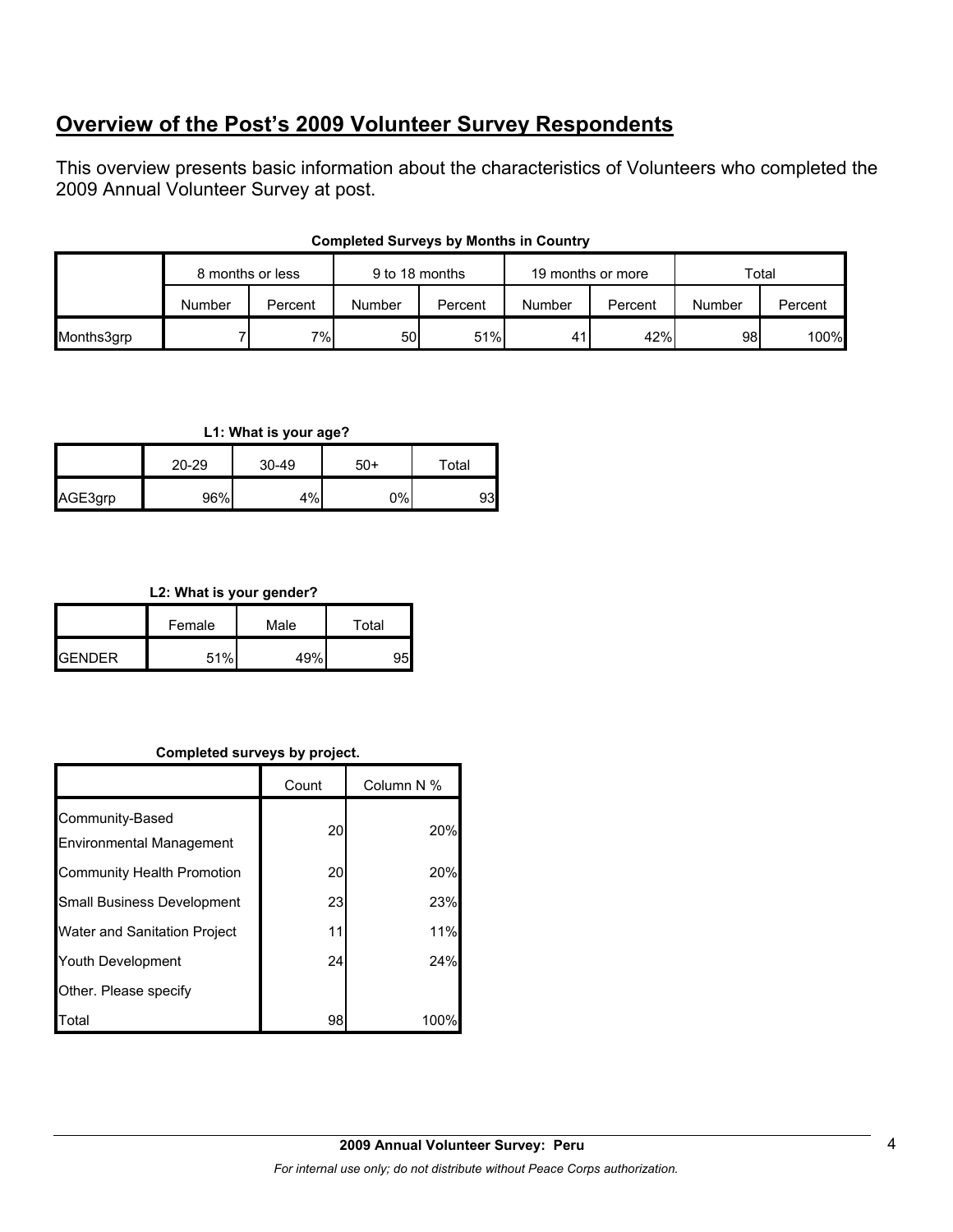## Overview of the Post's 2009 Volunteer Survey Respondents

This overview presents basic information about the characteristics of Volunteers who completed the 2009 Annual Volunteer Survey at post.

**Completed Surveys by Months in Country**

| | 8 months or less | | 9 to 18 months | | 19 months or more | | Total | |
|---|---|---|---|---|---|---|---|---|
| | Number | Percent | Number | Percent | Number | Percent | Number | Percent |
| Months3grp | 7 | 7% | 50 | 51% | 41 | 42% | 98 | 100% |

**L1: What is your age?**

| | 20-29 | 30-49 | 50+ | Total |
|---|---|---|---|---|
| AGE3grp | 96% | 4% | 0% | 93 |

**L2: What is your gender?**

| | Female | Male | Total |
|---|---|---|---|
| GENDER | 51% | 49% | 95 |

**Completed surveys by project.**

| | Count | Column N % |
|---|---|---|
| Community-Based Environmental Management | 20 | 20% |
| Community Health Promotion | 20 | 20% |
| Small Business Development | 23 | 23% |
| Water and Sanitation Project | 11 | 11% |
| Youth Development | 24 | 24% |
| Other. Please specify | | |
| Total | 98 | 100% |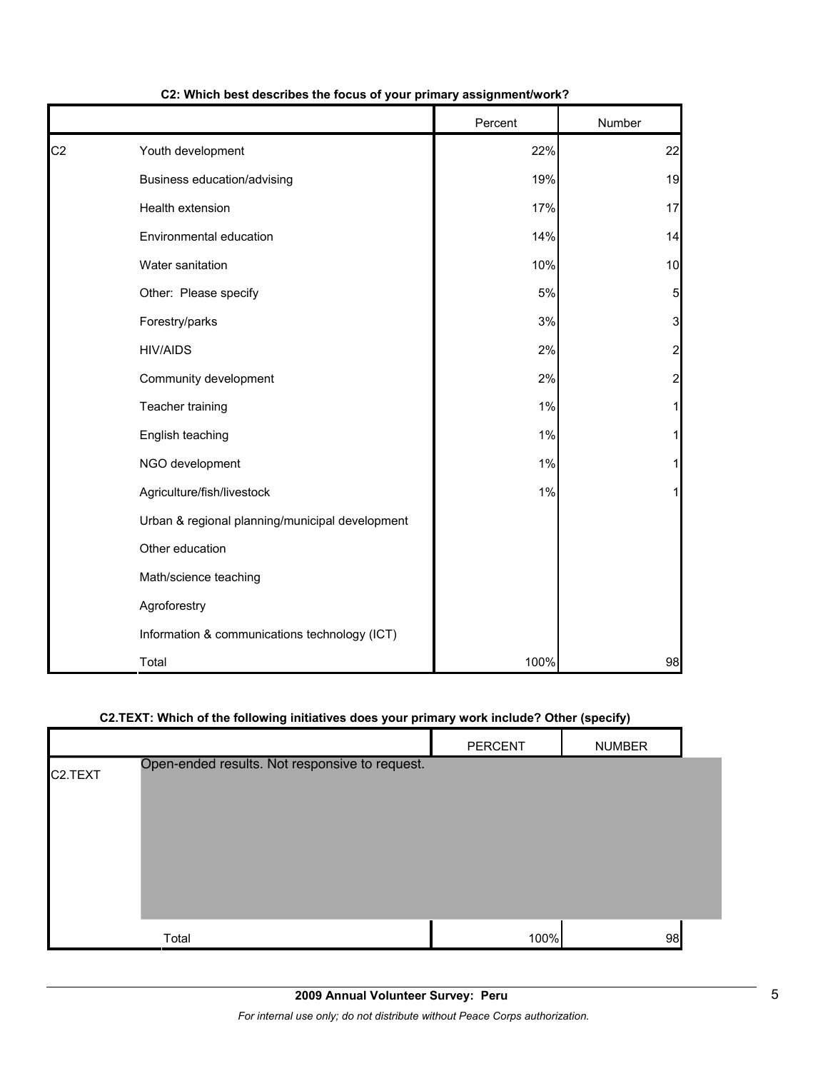**C2: Which best describes the focus of your primary assignment/work?**

| | | Percent | Number |
|---|---|---|---|
| C2 | Youth development | 22% | 22 |
| | Business education/advising | 19% | 19 |
| | Health extension | 17% | 17 |
| | Environmental education | 14% | 14 |
| | Water sanitation | 10% | 10 |
| | Other: Please specify | 5% | 5 |
| | Forestry/parks | 3% | 3 |
| | HIV/AIDS | 2% | 2 |
| | Community development | 2% | 2 |
| | Teacher training | 1% | 1 |
| | English teaching | 1% | 1 |
| | NGO development | 1% | 1 |
| | Agriculture/fish/livestock | 1% | 1 |
| | Urban & regional planning/municipal development | | |
| | Other education | | |
| | Math/science teaching | | |
| | Agroforestry | | |
| | Information & communications technology (ICT) | | |
| | Total | 100% | 98 |

**C2.TEXT: Which of the following initiatives does your primary work include? Other (specify)**

| | | PERCENT | NUMBER |
|---|---|---|---|
| C2.TEXT | Open-ended results. Not responsive to request. | | |
| | Total | 100% | 98 |

**2009 Annual Volunteer Survey: Peru**

*For internal use only; do not distribute without Peace Corps authorization.*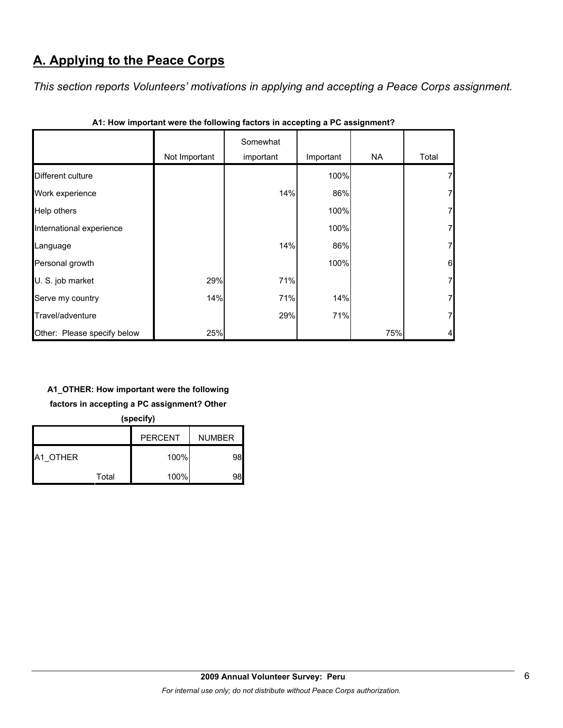## A. Applying to the Peace Corps

*This section reports Volunteers' motivations in applying and accepting a Peace Corps assignment.*

**A1: How important were the following factors in accepting a PC assignment?**

| | Not Important | Somewhat important | Important | NA | Total |
|---|---|---|---|---|---|
| Different culture | | | 100% | | 7 |
| Work experience | | 14% | 86% | | 7 |
| Help others | | | 100% | | 7 |
| International experience | | | 100% | | 7 |
| Language | | 14% | 86% | | 7 |
| Personal growth | | | 100% | | 6 |
| U. S. job market | 29% | 71% | | | 7 |
| Serve my country | 14% | 71% | 14% | | 7 |
| Travel/adventure | | 29% | 71% | | 7 |
| Other: Please specify below | 25% | | | 75% | 4 |

**A1_OTHER: How important were the following factors in accepting a PC assignment? Other (specify)**

| | | PERCENT | NUMBER |
|---|---|---|---|
| A1_OTHER | | 100% | 98 |
| | Total | 100% | 98 |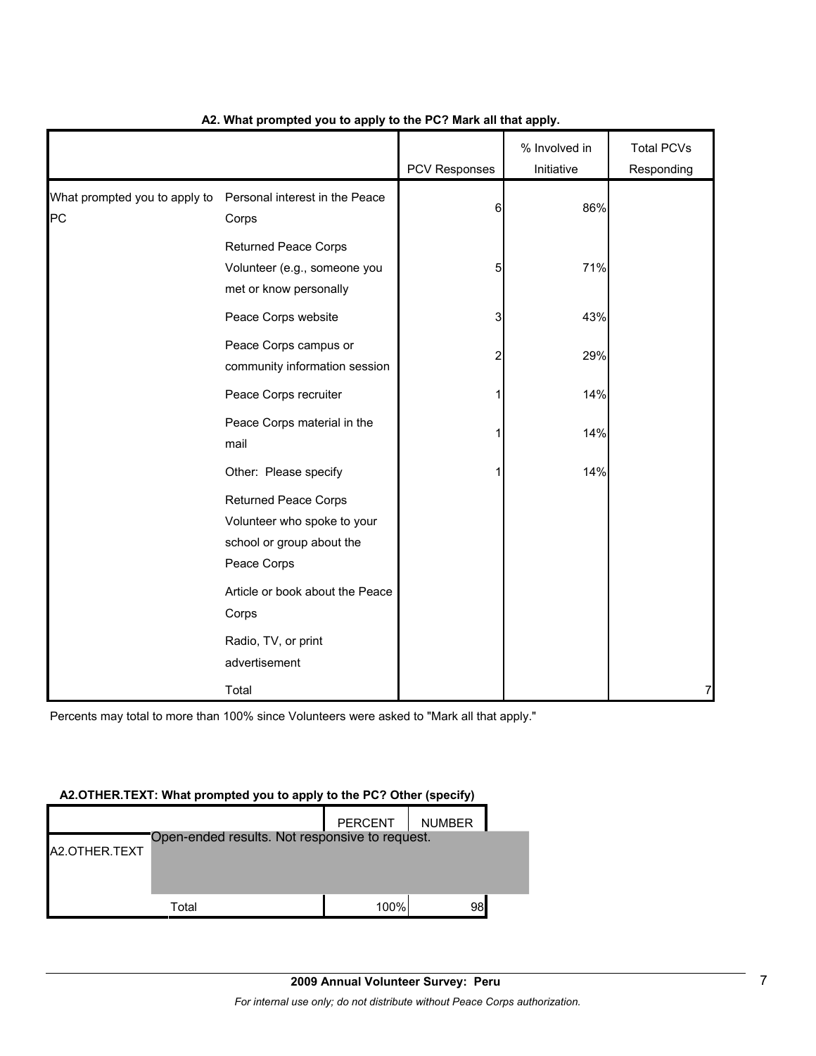**A2. What prompted you to apply to the PC? Mark all that apply.**

| | | PCV Responses | % Involved in Initiative | Total PCVs Responding |
|---|---|---|---|---|
| What prompted you to apply to PC | Personal interest in the Peace Corps | 6 | 86% | |
| | Returned Peace Corps Volunteer (e.g., someone you met or know personally | 5 | 71% | |
| | Peace Corps website | 3 | 43% | |
| | Peace Corps campus or community information session | 2 | 29% | |
| | Peace Corps recruiter | 1 | 14% | |
| | Peace Corps material in the mail | 1 | 14% | |
| | Other: Please specify | 1 | 14% | |
| | Returned Peace Corps Volunteer who spoke to your school or group about the Peace Corps | | | |
| | Article or book about the Peace Corps | | | |
| | Radio, TV, or print advertisement | | | |
| | Total | | | 7 |

Percents may total to more than 100% since Volunteers were asked to "Mark all that apply."

**A2.OTHER.TEXT: What prompted you to apply to the PC? Other (specify)**

| | | PERCENT | NUMBER |
|---|---|---|---|
| A2.OTHER.TEXT | Open-ended results. Not responsive to request. | | |
| | Total | 100% | 98 |

**2009 Annual Volunteer Survey: Peru**

*For internal use only; do not distribute without Peace Corps authorization.*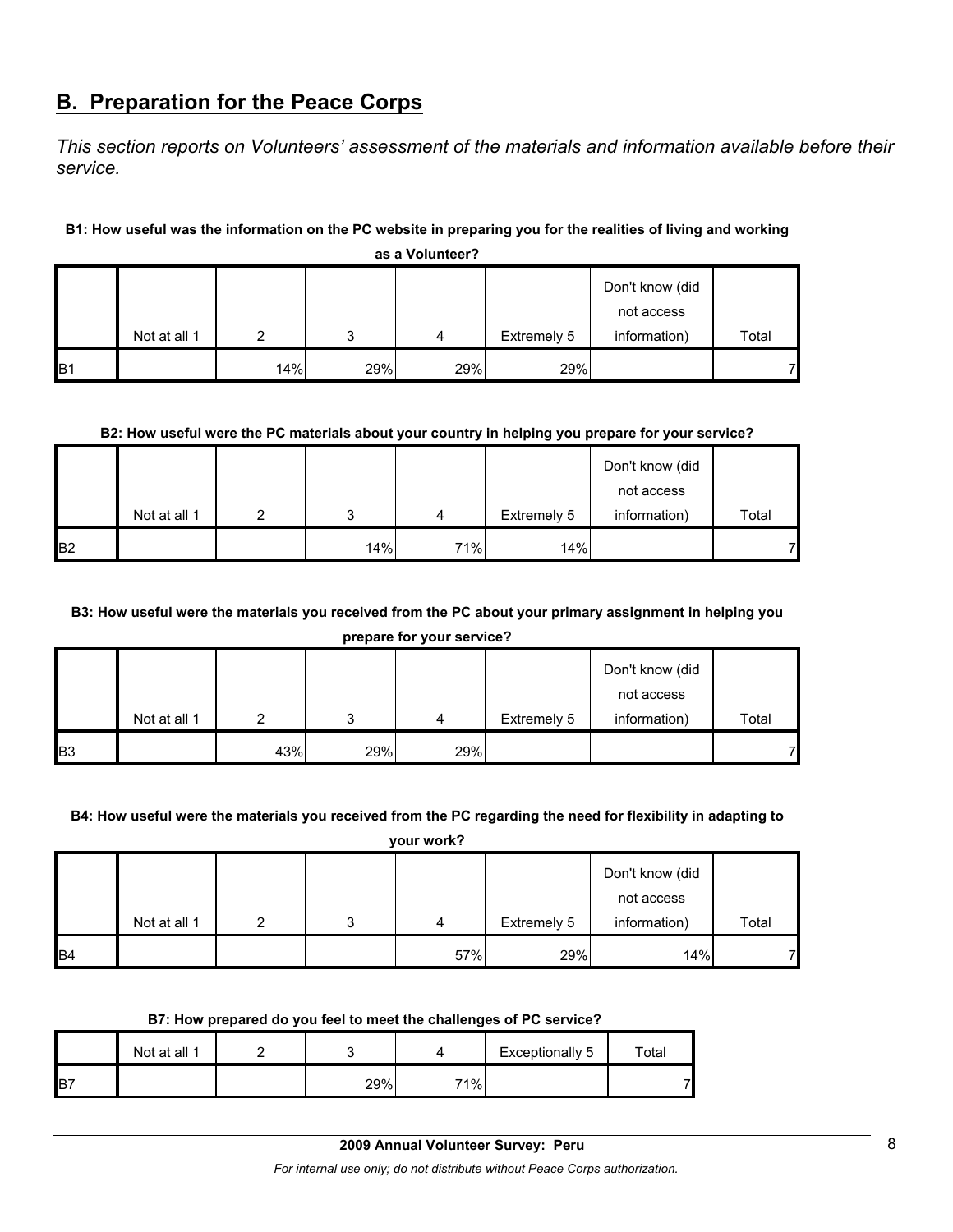## B. Preparation for the Peace Corps

*This section reports on Volunteers' assessment of the materials and information available before their service.*

**B1: How useful was the information on the PC website in preparing you for the realities of living and working as a Volunteer?**

| | Not at all 1 | 2 | 3 | 4 | Extremely 5 | Don't know (did not access information) | Total |
|---|---|---|---|---|---|---|---|
| B1 | | 14% | 29% | 29% | 29% | | 7 |

**B2: How useful were the PC materials about your country in helping you prepare for your service?**

| | Not at all 1 | 2 | 3 | 4 | Extremely 5 | Don't know (did not access information) | Total |
|---|---|---|---|---|---|---|---|
| B2 | | | 14% | 71% | 14% | | 7 |

**B3: How useful were the materials you received from the PC about your primary assignment in helping you prepare for your service?**

| | Not at all 1 | 2 | 3 | 4 | Extremely 5 | Don't know (did not access information) | Total |
|---|---|---|---|---|---|---|---|
| B3 | | 43% | 29% | 29% | | | 7 |

**B4: How useful were the materials you received from the PC regarding the need for flexibility in adapting to your work?**

| | Not at all 1 | 2 | 3 | 4 | Extremely 5 | Don't know (did not access information) | Total |
|---|---|---|---|---|---|---|---|
| B4 | | | | 57% | 29% | 14% | 7 |

**B7: How prepared do you feel to meet the challenges of PC service?**

| | Not at all 1 | 2 | 3 | 4 | Exceptionally 5 | Total |
|---|---|---|---|---|---|---|
| B7 | | | 29% | 71% | | 7 |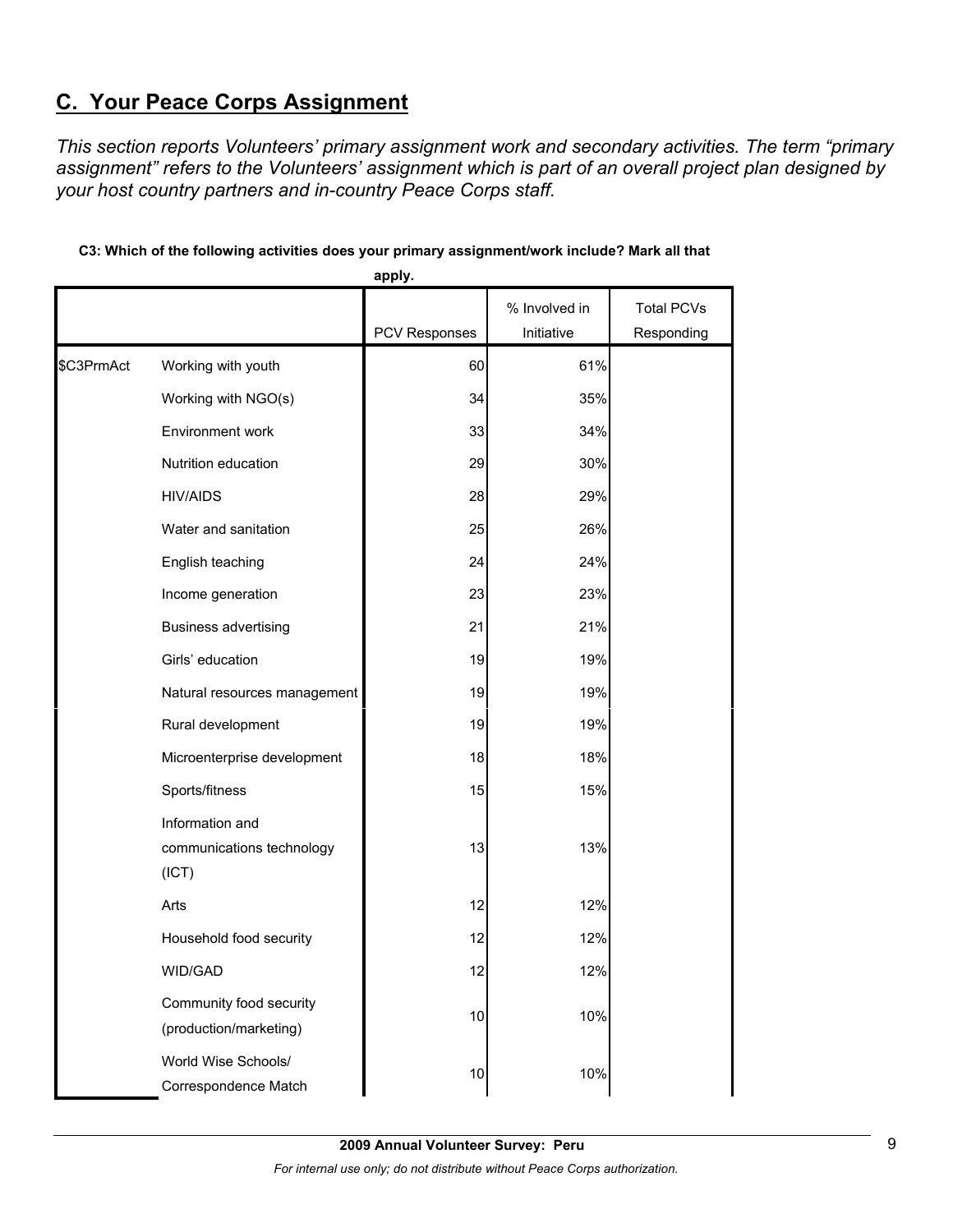## C. Your Peace Corps Assignment

*This section reports Volunteers' primary assignment work and secondary activities. The term "primary assignment" refers to the Volunteers' assignment which is part of an overall project plan designed by your host country partners and in-country Peace Corps staff.*

**C3: Which of the following activities does your primary assignment/work include? Mark all that apply.**

| | | PCV Responses | % Involved in Initiative | Total PCVs Responding |
|---|---|---|---|---|
| $C3PrmAct | Working with youth | 60 | 61% | |
| | Working with NGO(s) | 34 | 35% | |
| | Environment work | 33 | 34% | |
| | Nutrition education | 29 | 30% | |
| | HIV/AIDS | 28 | 29% | |
| | Water and sanitation | 25 | 26% | |
| | English teaching | 24 | 24% | |
| | Income generation | 23 | 23% | |
| | Business advertising | 21 | 21% | |
| | Girls' education | 19 | 19% | |
| | Natural resources management | 19 | 19% | |
| | Rural development | 19 | 19% | |
| | Microenterprise development | 18 | 18% | |
| | Sports/fitness | 15 | 15% | |
| | Information and communications technology (ICT) | 13 | 13% | |
| | Arts | 12 | 12% | |
| | Household food security | 12 | 12% | |
| | WID/GAD | 12 | 12% | |
| | Community food security (production/marketing) | 10 | 10% | |
| | World Wise Schools/ Correspondence Match | 10 | 10% | |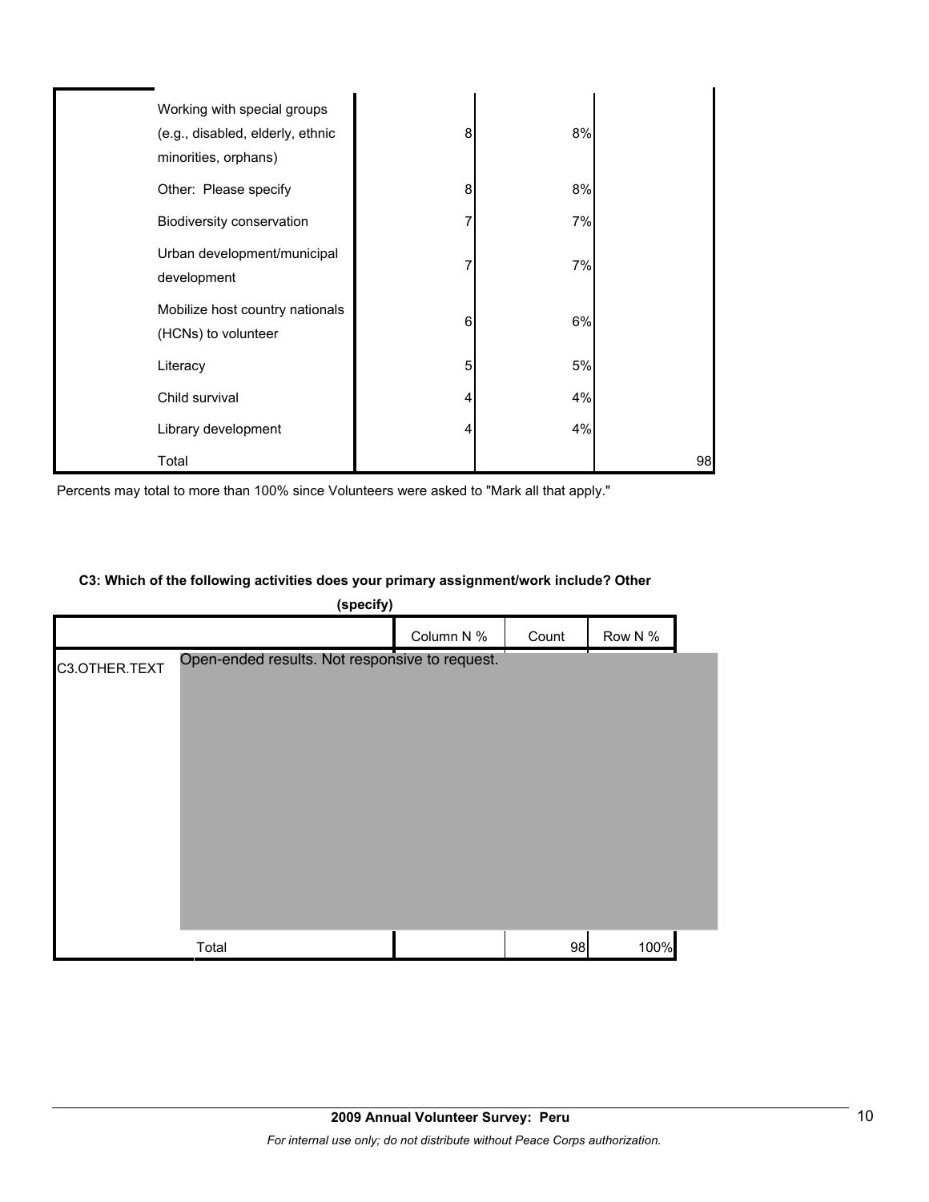| | | | |
|---|---|---|---|
| Working with special groups (e.g., disabled, elderly, ethnic minorities, orphans) | 8 | 8% | |
| Other: Please specify | 8 | 8% | |
| Biodiversity conservation | 7 | 7% | |
| Urban development/municipal development | 7 | 7% | |
| Mobilize host country nationals (HCNs) to volunteer | 6 | 6% | |
| Literacy | 5 | 5% | |
| Child survival | 4 | 4% | |
| Library development | 4 | 4% | |
| Total | | | 98 |

Percents may total to more than 100% since Volunteers were asked to "Mark all that apply."

#### C3: Which of the following activities does your primary assignment/work include? Other (specify)

| | | Column N % | Count | Row N % |
|---|---|---|---|---|
| C3.OTHER.TEXT | Open-ended results. Not responsive to request. | | | |
| | Total | | 98 | 100% |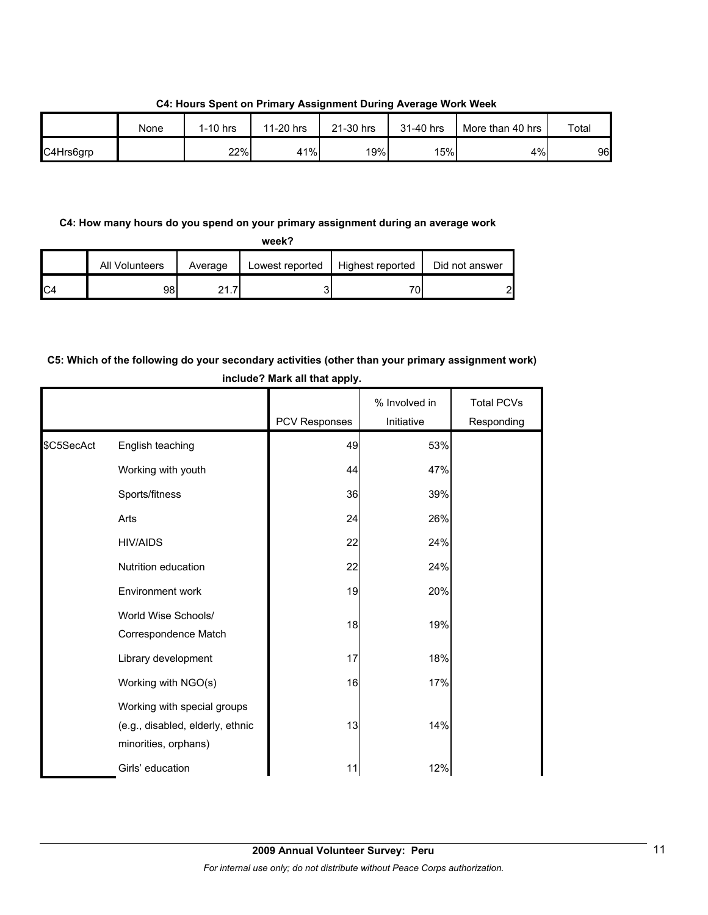**C4: Hours Spent on Primary Assignment During Average Work Week**

| | None | 1-10 hrs | 11-20 hrs | 21-30 hrs | 31-40 hrs | More than 40 hrs | Total |
|---|---|---|---|---|---|---|---|
| C4Hrs6grp | | 22% | 41% | 19% | 15% | 4% | 96 |

**C4: How many hours do you spend on your primary assignment during an average work week?**

| | All Volunteers | Average | Lowest reported | Highest reported | Did not answer |
|---|---|---|---|---|---|
| C4 | 98 | 21.7 | 3 | 70 | 2 |

**C5: Which of the following do your secondary activities (other than your primary assignment work) include? Mark all that apply.**

| | | PCV Responses | % Involved in Initiative | Total PCVs Responding |
|---|---|---|---|---|
| $C5SecAct | English teaching | 49 | 53% | |
| | Working with youth | 44 | 47% | |
| | Sports/fitness | 36 | 39% | |
| | Arts | 24 | 26% | |
| | HIV/AIDS | 22 | 24% | |
| | Nutrition education | 22 | 24% | |
| | Environment work | 19 | 20% | |
| | World Wise Schools/ Correspondence Match | 18 | 19% | |
| | Library development | 17 | 18% | |
| | Working with NGO(s) | 16 | 17% | |
| | Working with special groups (e.g., disabled, elderly, ethnic minorities, orphans) | 13 | 14% | |
| | Girls' education | 11 | 12% | |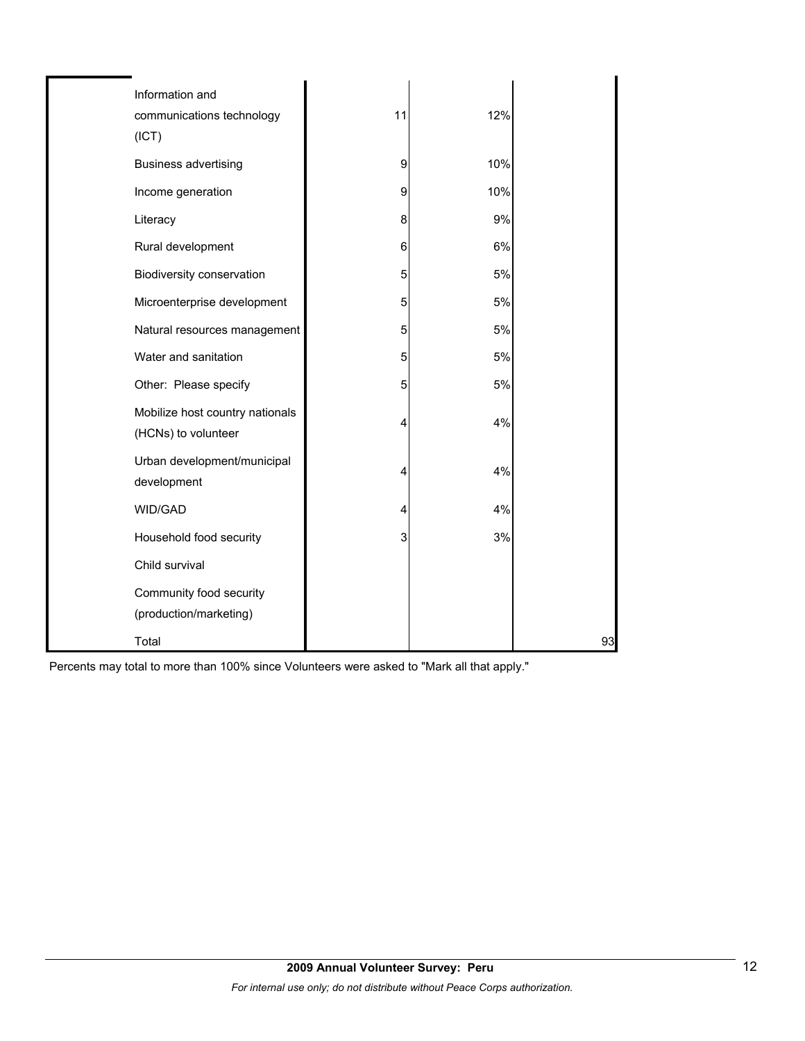| | | | |
|---|---|---|---|
| Information and communications technology (ICT) | 11 | 12% | |
| Business advertising | 9 | 10% | |
| Income generation | 9 | 10% | |
| Literacy | 8 | 9% | |
| Rural development | 6 | 6% | |
| Biodiversity conservation | 5 | 5% | |
| Microenterprise development | 5 | 5% | |
| Natural resources management | 5 | 5% | |
| Water and sanitation | 5 | 5% | |
| Other: Please specify | 5 | 5% | |
| Mobilize host country nationals (HCNs) to volunteer | 4 | 4% | |
| Urban development/municipal development | 4 | 4% | |
| WID/GAD | 4 | 4% | |
| Household food security | 3 | 3% | |
| Child survival | | | |
| Community food security (production/marketing) | | | |
| Total | | | 93 |

Percents may total to more than 100% since Volunteers were asked to "Mark all that apply."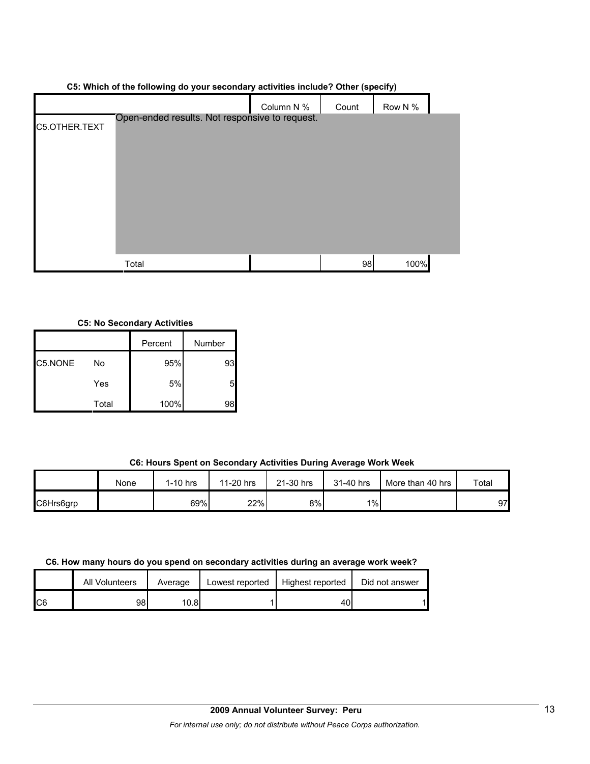**C5: Which of the following do your secondary activities include? Other (specify)**

| | | Column N % | Count | Row N % |
|---|---|---|---|---|
| C5.OTHER.TEXT | Open-ended results. Not responsive to request. | | | |
| | Total | | 98 | 100% |

**C5: No Secondary Activities**

| | | Percent | Number |
|---|---|---|---|
| C5.NONE | No | 95% | 93 |
| | Yes | 5% | 5 |
| | Total | 100% | 98 |

**C6: Hours Spent on Secondary Activities During Average Work Week**

| | None | 1-10 hrs | 11-20 hrs | 21-30 hrs | 31-40 hrs | More than 40 hrs | Total |
|---|---|---|---|---|---|---|---|
| C6Hrs6grp | | 69% | 22% | 8% | 1% | | 97 |

**C6. How many hours do you spend on secondary activities during an average work week?**

| | All Volunteers | Average | Lowest reported | Highest reported | Did not answer |
|---|---|---|---|---|---|
| C6 | 98 | 10.8 | 1 | 40 | 1 |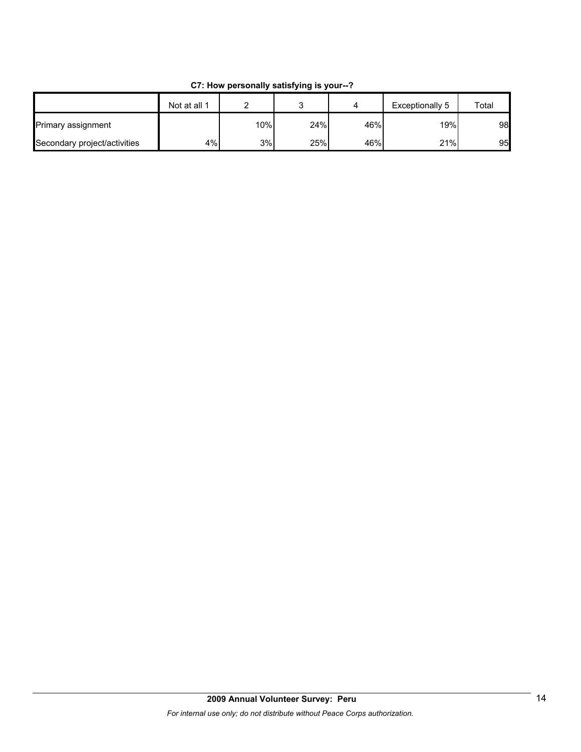**C7: How personally satisfying is your--?**

| | Not at all 1 | 2 | 3 | 4 | Exceptionally 5 | Total |
|---|---|---|---|---|---|---|
| Primary assignment | | 10% | 24% | 46% | 19% | 98 |
| Secondary project/activities | 4% | 3% | 25% | 46% | 21% | 95 |

**2009 Annual Volunteer Survey: Peru**

*For internal use only; do not distribute without Peace Corps authorization.*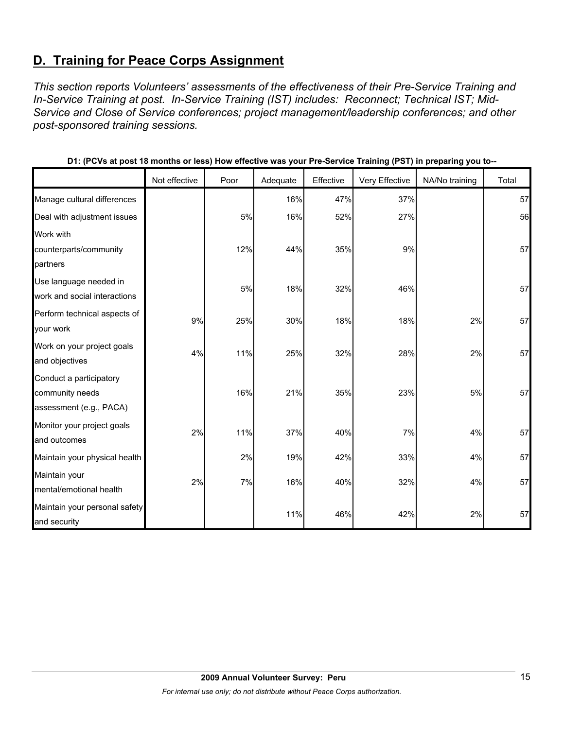## D. Training for Peace Corps Assignment

*This section reports Volunteers' assessments of the effectiveness of their Pre-Service Training and In-Service Training at post. In-Service Training (IST) includes: Reconnect; Technical IST; Mid-Service and Close of Service conferences; project management/leadership conferences; and other post-sponsored training sessions.*

**D1: (PCVs at post 18 months or less) How effective was your Pre-Service Training (PST) in preparing you to--**

| | Not effective | Poor | Adequate | Effective | Very Effective | NA/No training | Total |
|---|---|---|---|---|---|---|---|
| Manage cultural differences | | | 16% | 47% | 37% | | 57 |
| Deal with adjustment issues | | 5% | 16% | 52% | 27% | | 56 |
| Work with counterparts/community partners | | 12% | 44% | 35% | 9% | | 57 |
| Use language needed in work and social interactions | | 5% | 18% | 32% | 46% | | 57 |
| Perform technical aspects of your work | 9% | 25% | 30% | 18% | 18% | 2% | 57 |
| Work on your project goals and objectives | 4% | 11% | 25% | 32% | 28% | 2% | 57 |
| Conduct a participatory community needs assessment (e.g., PACA) | | 16% | 21% | 35% | 23% | 5% | 57 |
| Monitor your project goals and outcomes | 2% | 11% | 37% | 40% | 7% | 4% | 57 |
| Maintain your physical health | | 2% | 19% | 42% | 33% | 4% | 57 |
| Maintain your mental/emotional health | 2% | 7% | 16% | 40% | 32% | 4% | 57 |
| Maintain your personal safety and security | | | 11% | 46% | 42% | 2% | 57 |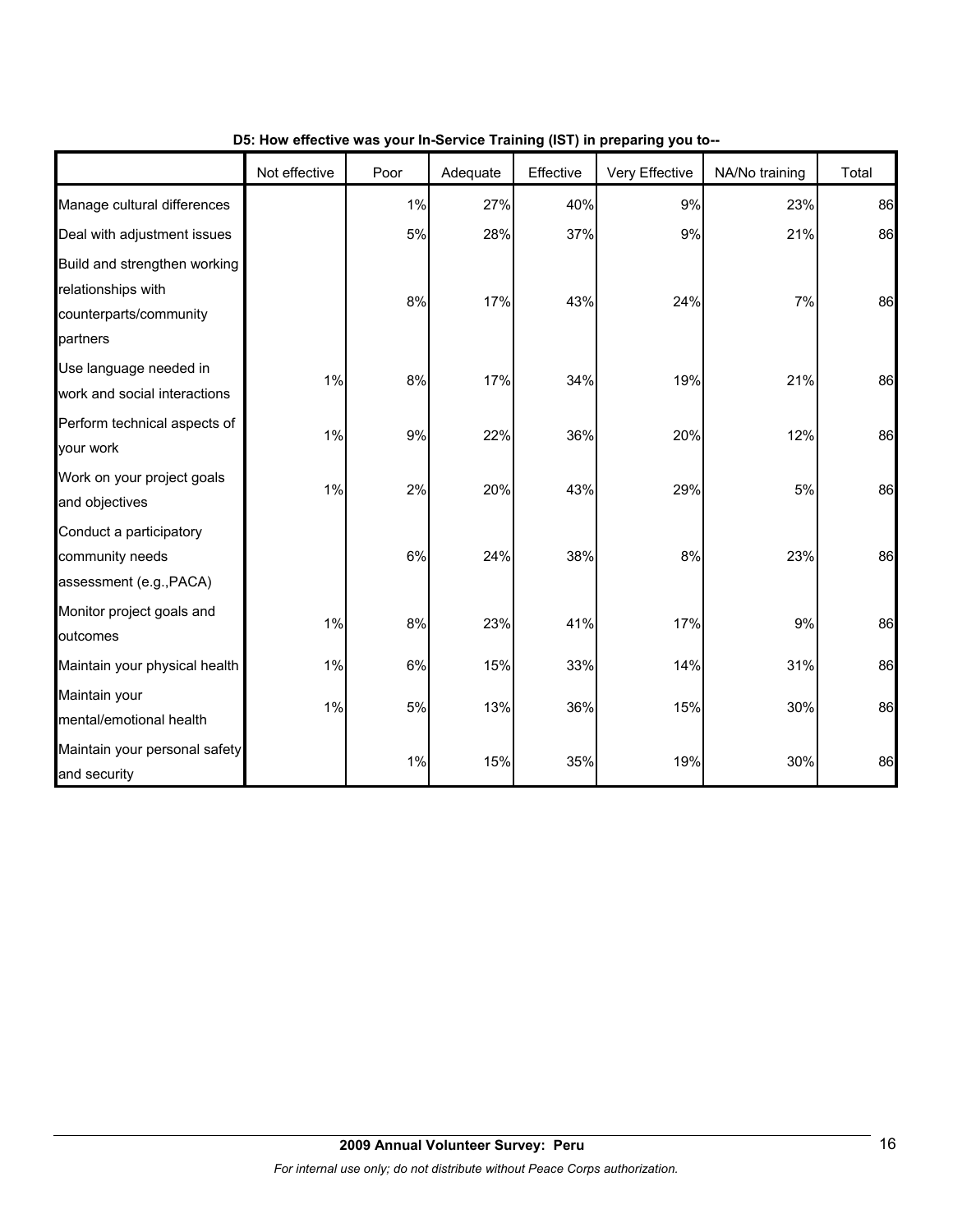**D5: How effective was your In-Service Training (IST) in preparing you to--**

| | Not effective | Poor | Adequate | Effective | Very Effective | NA/No training | Total |
|---|---|---|---|---|---|---|---|
| Manage cultural differences | | 1% | 27% | 40% | 9% | 23% | 86 |
| Deal with adjustment issues | | 5% | 28% | 37% | 9% | 21% | 86 |
| Build and strengthen working relationships with counterparts/community partners | | 8% | 17% | 43% | 24% | 7% | 86 |
| Use language needed in work and social interactions | 1% | 8% | 17% | 34% | 19% | 21% | 86 |
| Perform technical aspects of your work | 1% | 9% | 22% | 36% | 20% | 12% | 86 |
| Work on your project goals and objectives | 1% | 2% | 20% | 43% | 29% | 5% | 86 |
| Conduct a participatory community needs assessment (e.g.,PACA) | | 6% | 24% | 38% | 8% | 23% | 86 |
| Monitor project goals and outcomes | 1% | 8% | 23% | 41% | 17% | 9% | 86 |
| Maintain your physical health | 1% | 6% | 15% | 33% | 14% | 31% | 86 |
| Maintain your mental/emotional health | 1% | 5% | 13% | 36% | 15% | 30% | 86 |
| Maintain your personal safety and security | | 1% | 15% | 35% | 19% | 30% | 86 |

**2009 Annual Volunteer Survey: Peru**

*For internal use only; do not distribute without Peace Corps authorization.*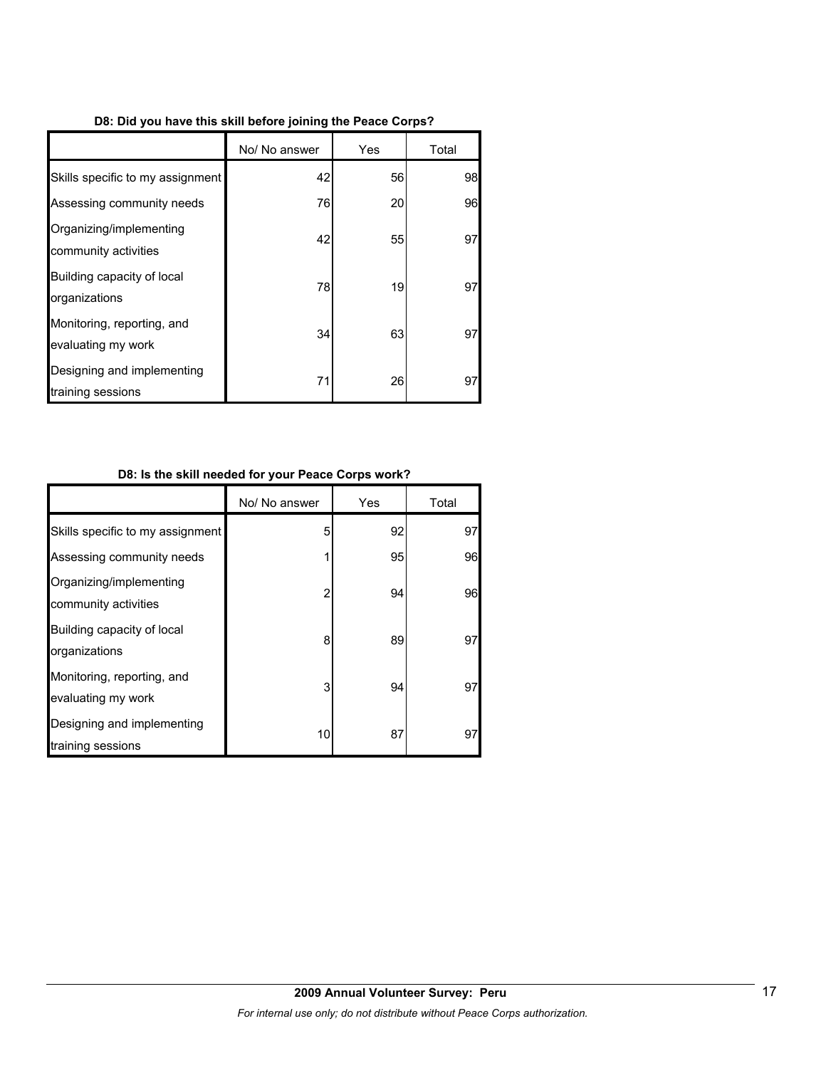**D8: Did you have this skill before joining the Peace Corps?**

| | No/ No answer | Yes | Total |
|---|---|---|---|
| Skills specific to my assignment | 42 | 56 | 98 |
| Assessing community needs | 76 | 20 | 96 |
| Organizing/implementing community activities | 42 | 55 | 97 |
| Building capacity of local organizations | 78 | 19 | 97 |
| Monitoring, reporting, and evaluating my work | 34 | 63 | 97 |
| Designing and implementing training sessions | 71 | 26 | 97 |

**D8: Is the skill needed for your Peace Corps work?**

| | No/ No answer | Yes | Total |
|---|---|---|---|
| Skills specific to my assignment | 5 | 92 | 97 |
| Assessing community needs | 1 | 95 | 96 |
| Organizing/implementing community activities | 2 | 94 | 96 |
| Building capacity of local organizations | 8 | 89 | 97 |
| Monitoring, reporting, and evaluating my work | 3 | 94 | 97 |
| Designing and implementing training sessions | 10 | 87 | 97 |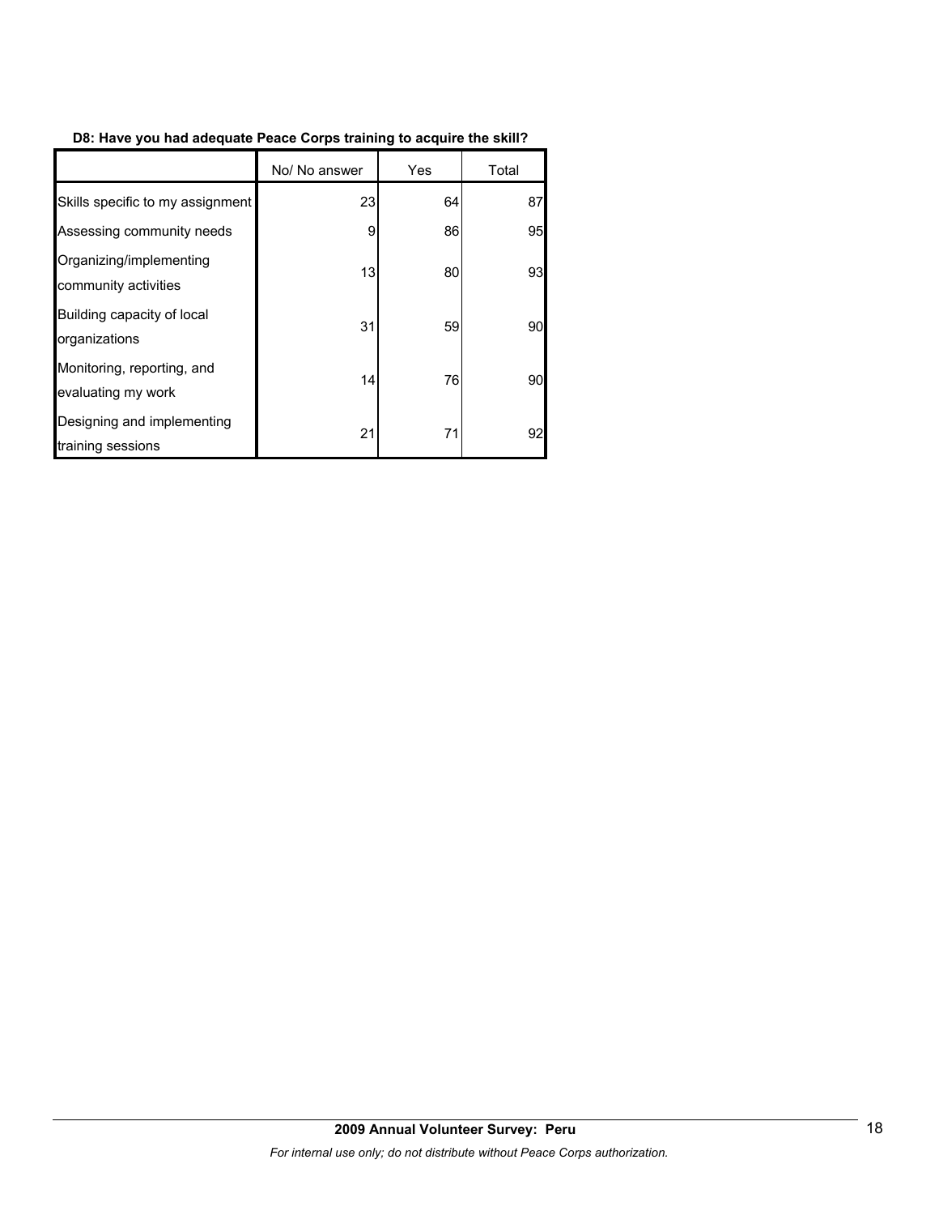**D8: Have you had adequate Peace Corps training to acquire the skill?**

| | No/ No answer | Yes | Total |
|---|---|---|---|
| Skills specific to my assignment | 23 | 64 | 87 |
| Assessing community needs | 9 | 86 | 95 |
| Organizing/implementing community activities | 13 | 80 | 93 |
| Building capacity of local organizations | 31 | 59 | 90 |
| Monitoring, reporting, and evaluating my work | 14 | 76 | 90 |
| Designing and implementing training sessions | 21 | 71 | 92 |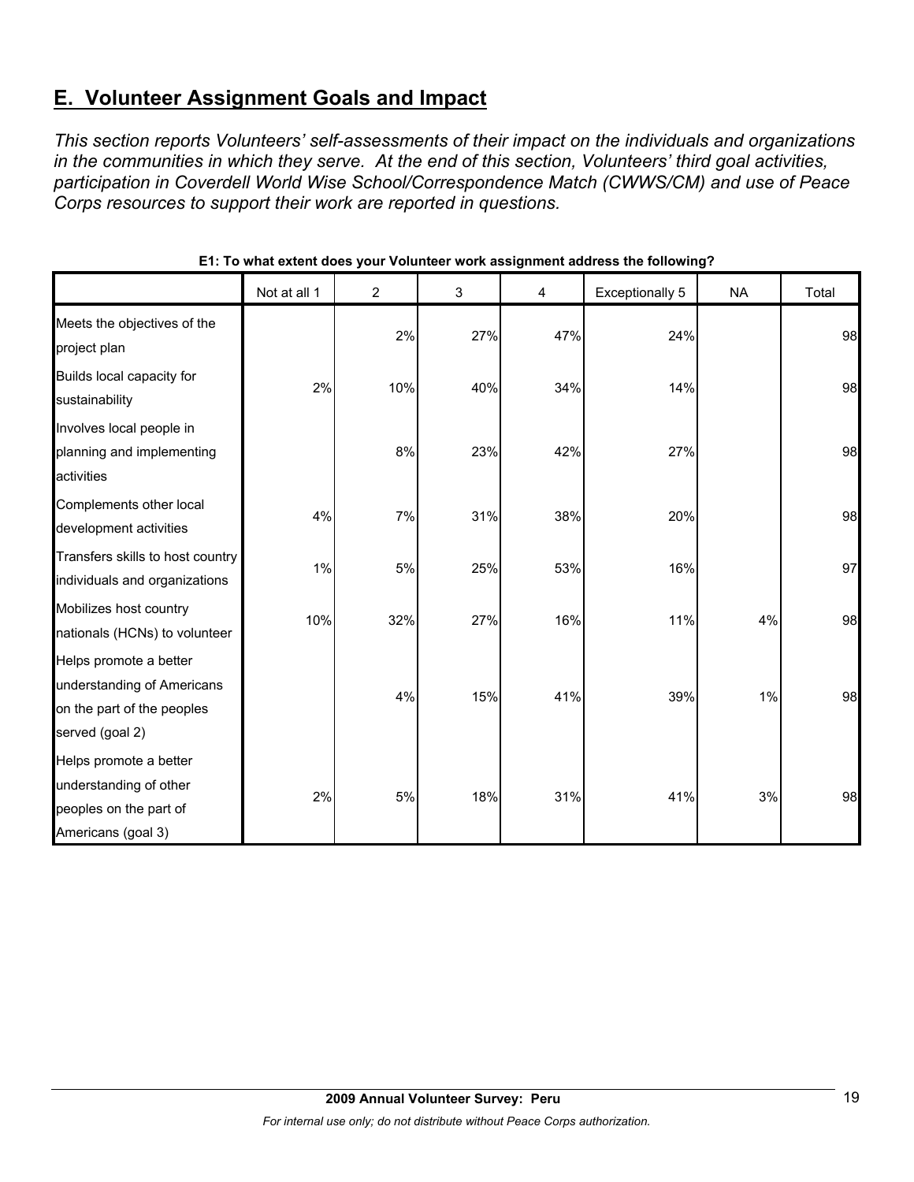## E. Volunteer Assignment Goals and Impact

*This section reports Volunteers' self-assessments of their impact on the individuals and organizations in the communities in which they serve. At the end of this section, Volunteers' third goal activities, participation in Coverdell World Wise School/Correspondence Match (CWWS/CM) and use of Peace Corps resources to support their work are reported in questions.*

**E1: To what extent does your Volunteer work assignment address the following?**

| | Not at all 1 | 2 | 3 | 4 | Exceptionally 5 | NA | Total |
|---|---|---|---|---|---|---|---|
| Meets the objectives of the project plan | | 2% | 27% | 47% | 24% | | 98 |
| Builds local capacity for sustainability | 2% | 10% | 40% | 34% | 14% | | 98 |
| Involves local people in planning and implementing activities | | 8% | 23% | 42% | 27% | | 98 |
| Complements other local development activities | 4% | 7% | 31% | 38% | 20% | | 98 |
| Transfers skills to host country individuals and organizations | 1% | 5% | 25% | 53% | 16% | | 97 |
| Mobilizes host country nationals (HCNs) to volunteer | 10% | 32% | 27% | 16% | 11% | 4% | 98 |
| Helps promote a better understanding of Americans on the part of the peoples served (goal 2) | | 4% | 15% | 41% | 39% | 1% | 98 |
| Helps promote a better understanding of other peoples on the part of Americans (goal 3) | 2% | 5% | 18% | 31% | 41% | 3% | 98 |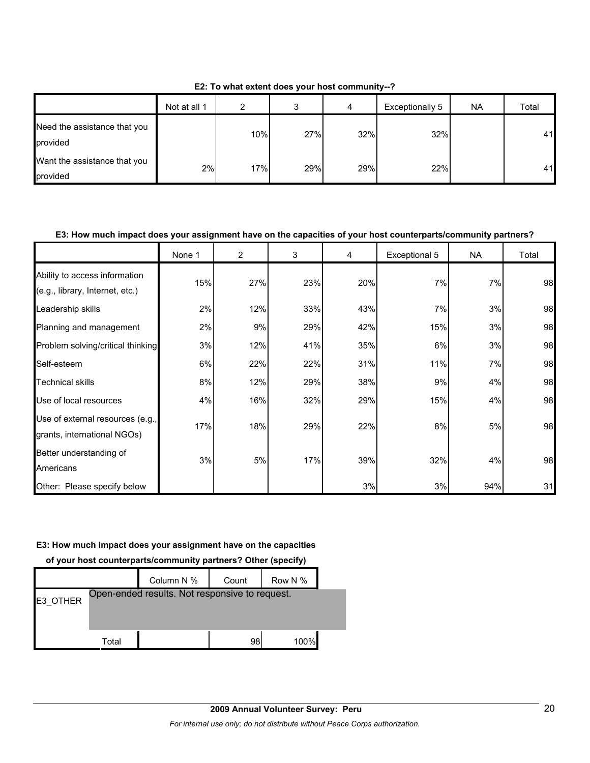**E2: To what extent does your host community--?**

| | Not at all 1 | 2 | 3 | 4 | Exceptionally 5 | NA | Total |
|---|---|---|---|---|---|---|---|
| Need the assistance that you provided | | 10% | 27% | 32% | 32% | | 41 |
| Want the assistance that you provided | 2% | 17% | 29% | 29% | 22% | | 41 |

**E3: How much impact does your assignment have on the capacities of your host counterparts/community partners?**

| | None 1 | 2 | 3 | 4 | Exceptional 5 | NA | Total |
|---|---|---|---|---|---|---|---|
| Ability to access information (e.g., library, Internet, etc.) | 15% | 27% | 23% | 20% | 7% | 7% | 98 |
| Leadership skills | 2% | 12% | 33% | 43% | 7% | 3% | 98 |
| Planning and management | 2% | 9% | 29% | 42% | 15% | 3% | 98 |
| Problem solving/critical thinking | 3% | 12% | 41% | 35% | 6% | 3% | 98 |
| Self-esteem | 6% | 22% | 22% | 31% | 11% | 7% | 98 |
| Technical skills | 8% | 12% | 29% | 38% | 9% | 4% | 98 |
| Use of local resources | 4% | 16% | 32% | 29% | 15% | 4% | 98 |
| Use of external resources (e.g., grants, international NGOs) | 17% | 18% | 29% | 22% | 8% | 5% | 98 |
| Better understanding of Americans | 3% | 5% | 17% | 39% | 32% | 4% | 98 |
| Other: Please specify below | | | | 3% | 3% | 94% | 31 |

**E3: How much impact does your assignment have on the capacities of your host counterparts/community partners? Other (specify)**

| | | Column N % | Count | Row N % |
|---|---|---|---|---|
| E3_OTHER | Open-ended results. Not responsive to request. | | | |
| | Total | | 98 | 100% |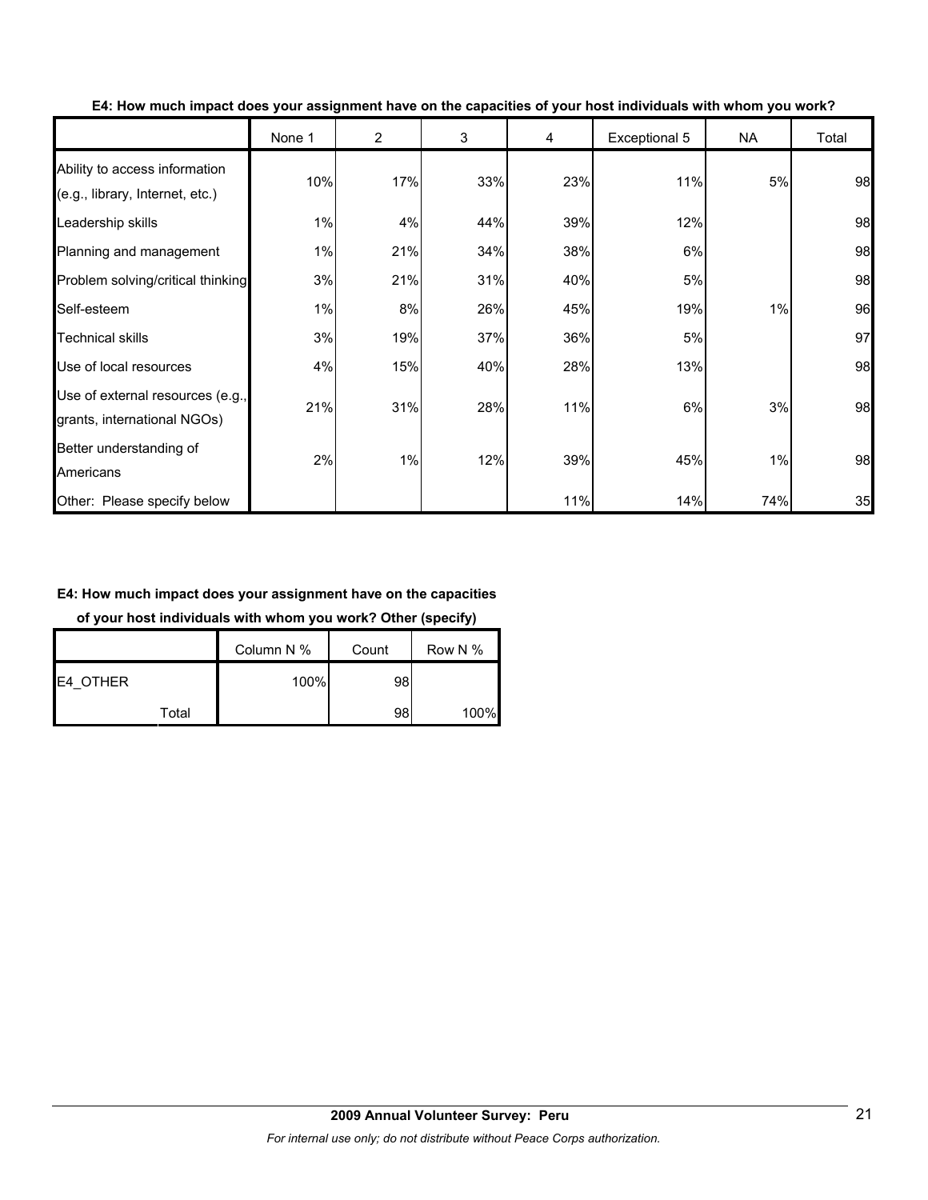**E4: How much impact does your assignment have on the capacities of your host individuals with whom you work?**

| | None 1 | 2 | 3 | 4 | Exceptional 5 | NA | Total |
|---|---|---|---|---|---|---|---|
| Ability to access information (e.g., library, Internet, etc.) | 10% | 17% | 33% | 23% | 11% | 5% | 98 |
| Leadership skills | 1% | 4% | 44% | 39% | 12% | | 98 |
| Planning and management | 1% | 21% | 34% | 38% | 6% | | 98 |
| Problem solving/critical thinking | 3% | 21% | 31% | 40% | 5% | | 98 |
| Self-esteem | 1% | 8% | 26% | 45% | 19% | 1% | 96 |
| Technical skills | 3% | 19% | 37% | 36% | 5% | | 97 |
| Use of local resources | 4% | 15% | 40% | 28% | 13% | | 98 |
| Use of external resources (e.g., grants, international NGOs) | 21% | 31% | 28% | 11% | 6% | 3% | 98 |
| Better understanding of Americans | 2% | 1% | 12% | 39% | 45% | 1% | 98 |
| Other: Please specify below | | | | 11% | 14% | 74% | 35 |

**E4: How much impact does your assignment have on the capacities of your host individuals with whom you work? Other (specify)**

| | Column N % | Count | Row N % |
|---|---|---|---|
| E4_OTHER | 100% | 98 | |
| Total | | 98 | 100% |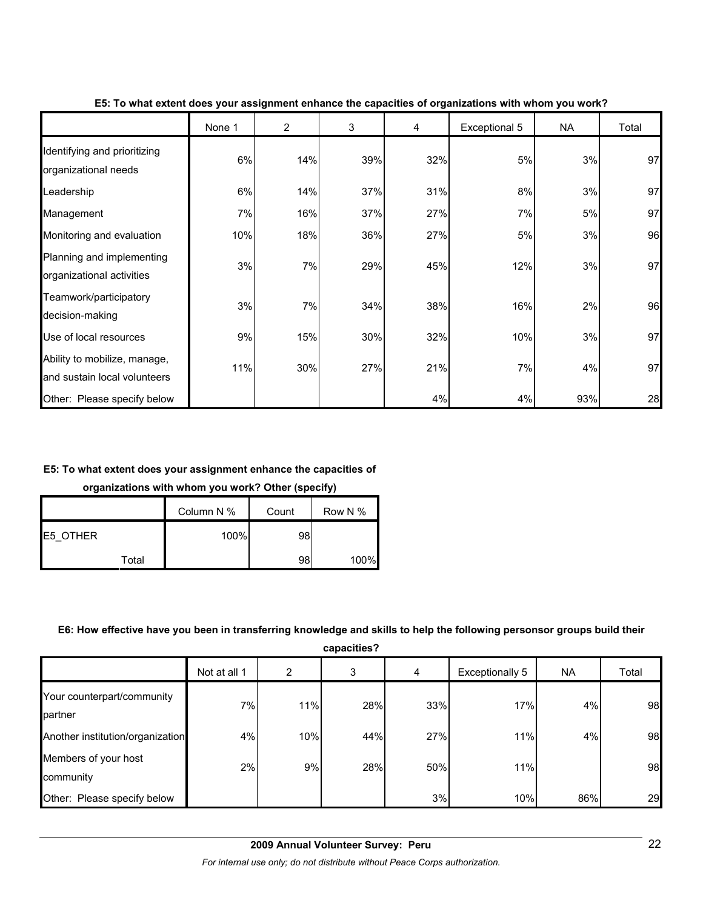**E5: To what extent does your assignment enhance the capacities of organizations with whom you work?**

| | None 1 | 2 | 3 | 4 | Exceptional 5 | NA | Total |
|---|---|---|---|---|---|---|---|
| Identifying and prioritizing organizational needs | 6% | 14% | 39% | 32% | 5% | 3% | 97 |
| Leadership | 6% | 14% | 37% | 31% | 8% | 3% | 97 |
| Management | 7% | 16% | 37% | 27% | 7% | 5% | 97 |
| Monitoring and evaluation | 10% | 18% | 36% | 27% | 5% | 3% | 96 |
| Planning and implementing organizational activities | 3% | 7% | 29% | 45% | 12% | 3% | 97 |
| Teamwork/participatory decision-making | 3% | 7% | 34% | 38% | 16% | 2% | 96 |
| Use of local resources | 9% | 15% | 30% | 32% | 10% | 3% | 97 |
| Ability to mobilize, manage, and sustain local volunteers | 11% | 30% | 27% | 21% | 7% | 4% | 97 |
| Other: Please specify below | | | | 4% | 4% | 93% | 28 |

**E5: To what extent does your assignment enhance the capacities of organizations with whom you work? Other (specify)**

| | | Column N % | Count | Row N % |
|---|---|---|---|---|
| E5_OTHER | | 100% | 98 | |
| | Total | | 98 | 100% |

**E6: How effective have you been in transferring knowledge and skills to help the following personsor groups build their capacities?**

| | Not at all 1 | 2 | 3 | 4 | Exceptionally 5 | NA | Total |
|---|---|---|---|---|---|---|---|
| Your counterpart/community partner | 7% | 11% | 28% | 33% | 17% | 4% | 98 |
| Another institution/organization | 4% | 10% | 44% | 27% | 11% | 4% | 98 |
| Members of your host community | 2% | 9% | 28% | 50% | 11% | | 98 |
| Other: Please specify below | | | | 3% | 10% | 86% | 29 |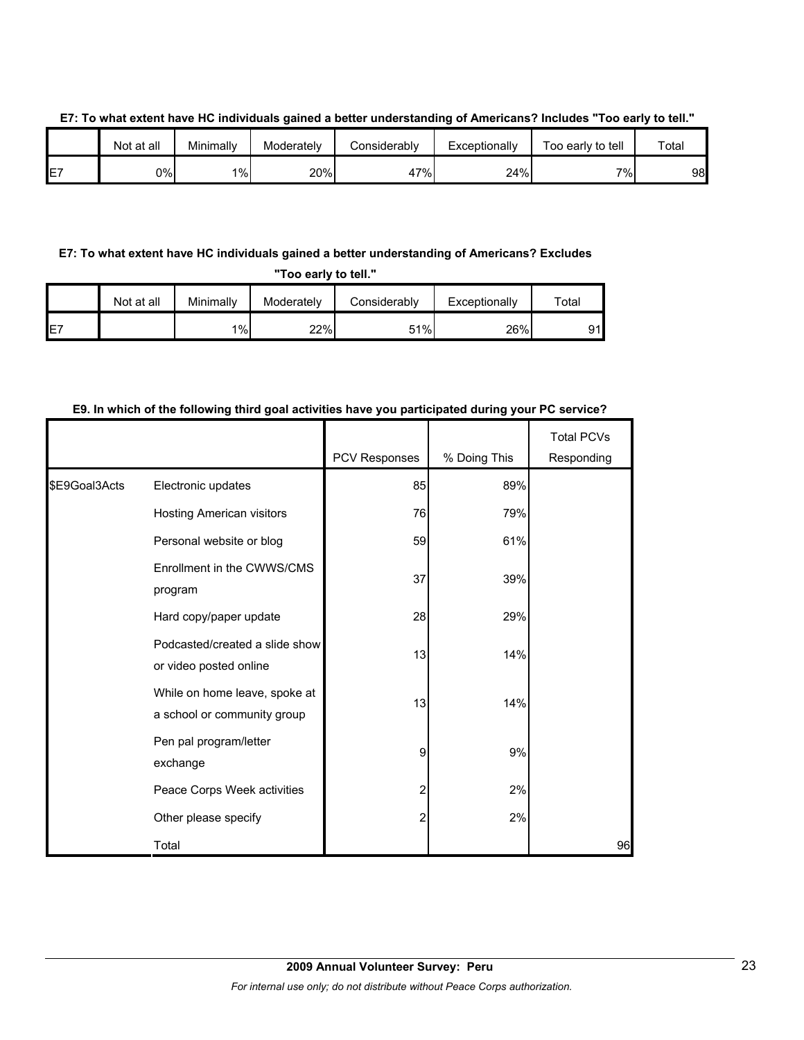**E7: To what extent have HC individuals gained a better understanding of Americans? Includes "Too early to tell."**

| | Not at all | Minimally | Moderately | Considerably | Exceptionally | Too early to tell | Total |
|---|---|---|---|---|---|---|---|
| E7 | 0% | 1% | 20% | 47% | 24% | 7% | 98 |

**E7: To what extent have HC individuals gained a better understanding of Americans? Excludes "Too early to tell."**

| | Not at all | Minimally | Moderately | Considerably | Exceptionally | Total |
|---|---|---|---|---|---|---|
| E7 | | 1% | 22% | 51% | 26% | 91 |

**E9. In which of the following third goal activities have you participated during your PC service?**

| | | PCV Responses | % Doing This | Total PCVs Responding |
|---|---|---|---|---|
| $E9Goal3Acts | Electronic updates | 85 | 89% | |
| | Hosting American visitors | 76 | 79% | |
| | Personal website or blog | 59 | 61% | |
| | Enrollment in the CWWS/CMS program | 37 | 39% | |
| | Hard copy/paper update | 28 | 29% | |
| | Podcasted/created a slide show or video posted online | 13 | 14% | |
| | While on home leave, spoke at a school or community group | 13 | 14% | |
| | Pen pal program/letter exchange | 9 | 9% | |
| | Peace Corps Week activities | 2 | 2% | |
| | Other please specify | 2 | 2% | |
| | Total | | | 96 |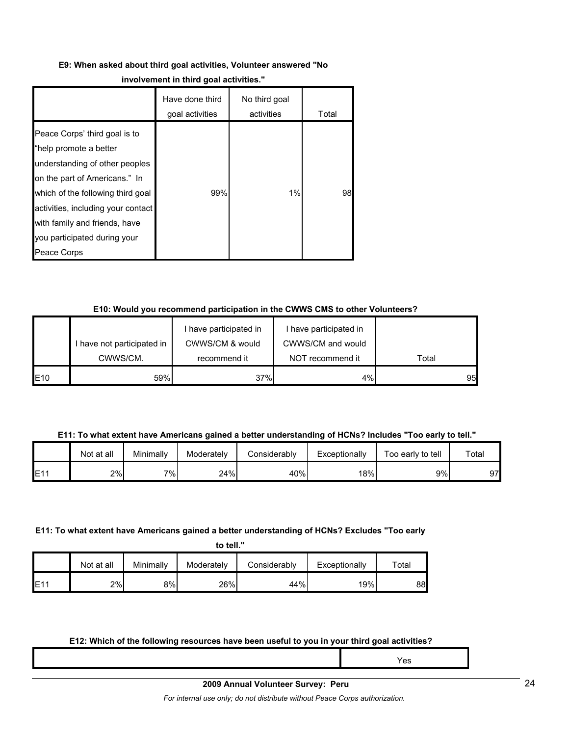**E9: When asked about third goal activities, Volunteer answered "No involvement in third goal activities."**

| | Have done third goal activities | No third goal activities | Total |
|---|---|---|---|
| Peace Corps' third goal is to "help promote a better understanding of other peoples on the part of Americans." In which of the following third goal activities, including your contact with family and friends, have you participated during your Peace Corps | 99% | 1% | 98 |

**E10: Would you recommend participation in the CWWS CMS to other Volunteers?**

| | I have not participated in CWWS/CM. | I have participated in CWWS/CM & would recommend it | I have participated in CWWS/CM and would NOT recommend it | Total |
|---|---|---|---|---|
| E10 | 59% | 37% | 4% | 95 |

**E11: To what extent have Americans gained a better understanding of HCNs? Includes "Too early to tell."**

| | Not at all | Minimally | Moderately | Considerably | Exceptionally | Too early to tell | Total |
|---|---|---|---|---|---|---|---|
| E11 | 2% | 7% | 24% | 40% | 18% | 9% | 97 |

**E11: To what extent have Americans gained a better understanding of HCNs? Excludes "Too early to tell."**

| | Not at all | Minimally | Moderately | Considerably | Exceptionally | Total |
|---|---|---|---|---|---|---|
| E11 | 2% | 8% | 26% | 44% | 19% | 88 |

**E12: Which of the following resources have been useful to you in your third goal activities?**

| | Yes |
|---|---|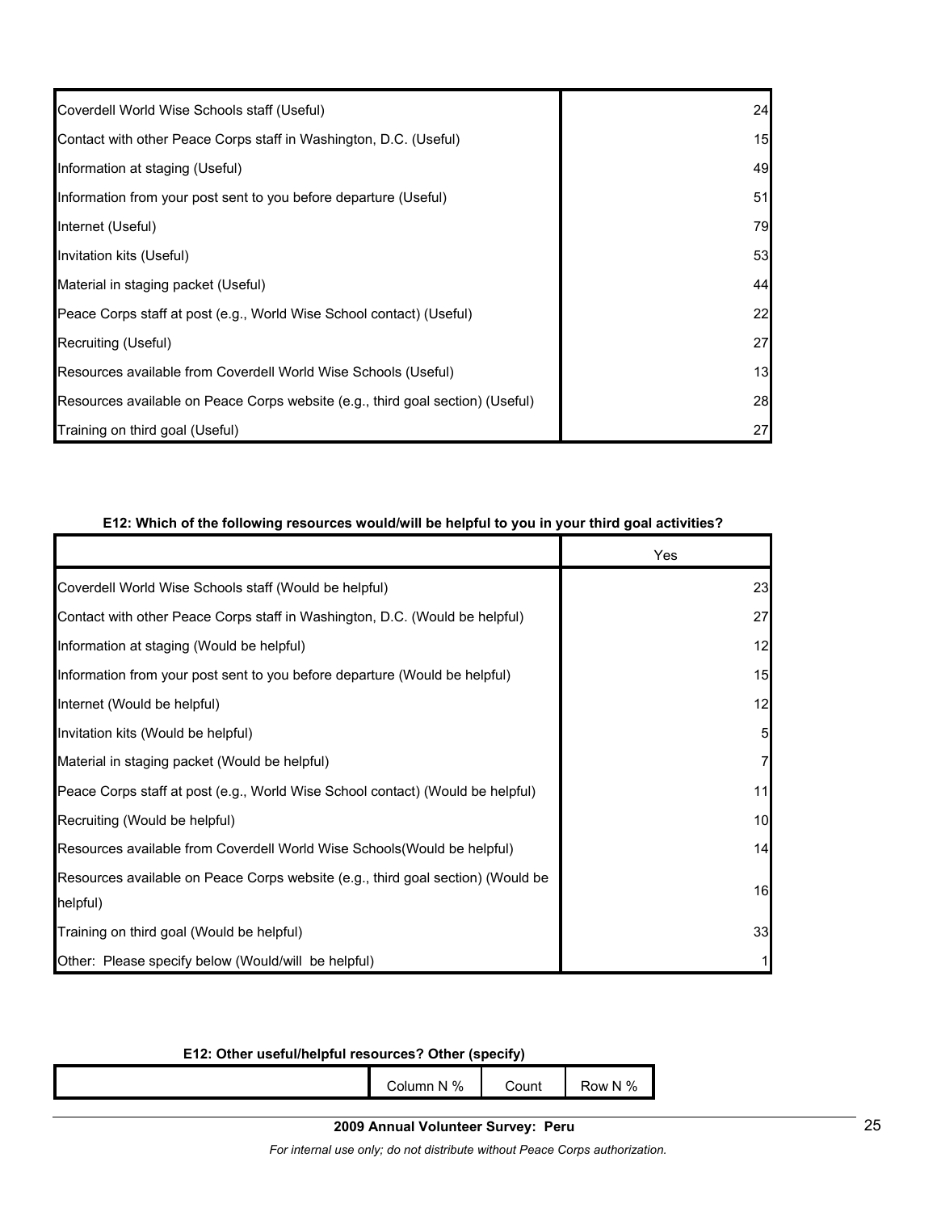| | |
|---|---|
| Coverdell World Wise Schools staff (Useful) | 24 |
| Contact with other Peace Corps staff in Washington, D.C. (Useful) | 15 |
| Information at staging (Useful) | 49 |
| Information from your post sent to you before departure (Useful) | 51 |
| Internet (Useful) | 79 |
| Invitation kits (Useful) | 53 |
| Material in staging packet (Useful) | 44 |
| Peace Corps staff at post (e.g., World Wise School contact) (Useful) | 22 |
| Recruiting (Useful) | 27 |
| Resources available from Coverdell World Wise Schools (Useful) | 13 |
| Resources available on Peace Corps website (e.g., third goal section) (Useful) | 28 |
| Training on third goal (Useful) | 27 |

**E12: Which of the following resources would/will be helpful to you in your third goal activities?**

| | Yes |
|---|---|
| Coverdell World Wise Schools staff (Would be helpful) | 23 |
| Contact with other Peace Corps staff in Washington, D.C. (Would be helpful) | 27 |
| Information at staging (Would be helpful) | 12 |
| Information from your post sent to you before departure (Would be helpful) | 15 |
| Internet (Would be helpful) | 12 |
| Invitation kits (Would be helpful) | 5 |
| Material in staging packet (Would be helpful) | 7 |
| Peace Corps staff at post (e.g., World Wise School contact) (Would be helpful) | 11 |
| Recruiting (Would be helpful) | 10 |
| Resources available from Coverdell World Wise Schools(Would be helpful) | 14 |
| Resources available on Peace Corps website (e.g., third goal section) (Would be helpful) | 16 |
| Training on third goal (Would be helpful) | 33 |
| Other: Please specify below (Would/will be helpful) | 1 |

**E12: Other useful/helpful resources? Other (specify)**

| | Column N % | Count | Row N % |
|---|---|---|---|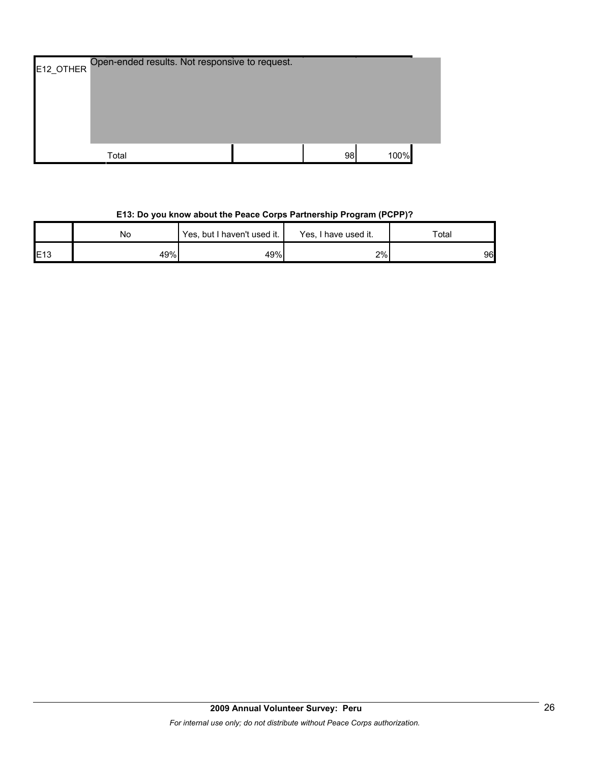| | | | | |
|---|---|---|---|---|
| E12_OTHER | Open-ended results. Not responsive to request. | | | |
| | Total | | 98 | 100% |

**E13: Do you know about the Peace Corps Partnership Program (PCPP)?**

| | No | Yes, but I haven't used it. | Yes, I have used it. | Total |
|---|---|---|---|---|
| E13 | 49% | 49% | 2% | 96 |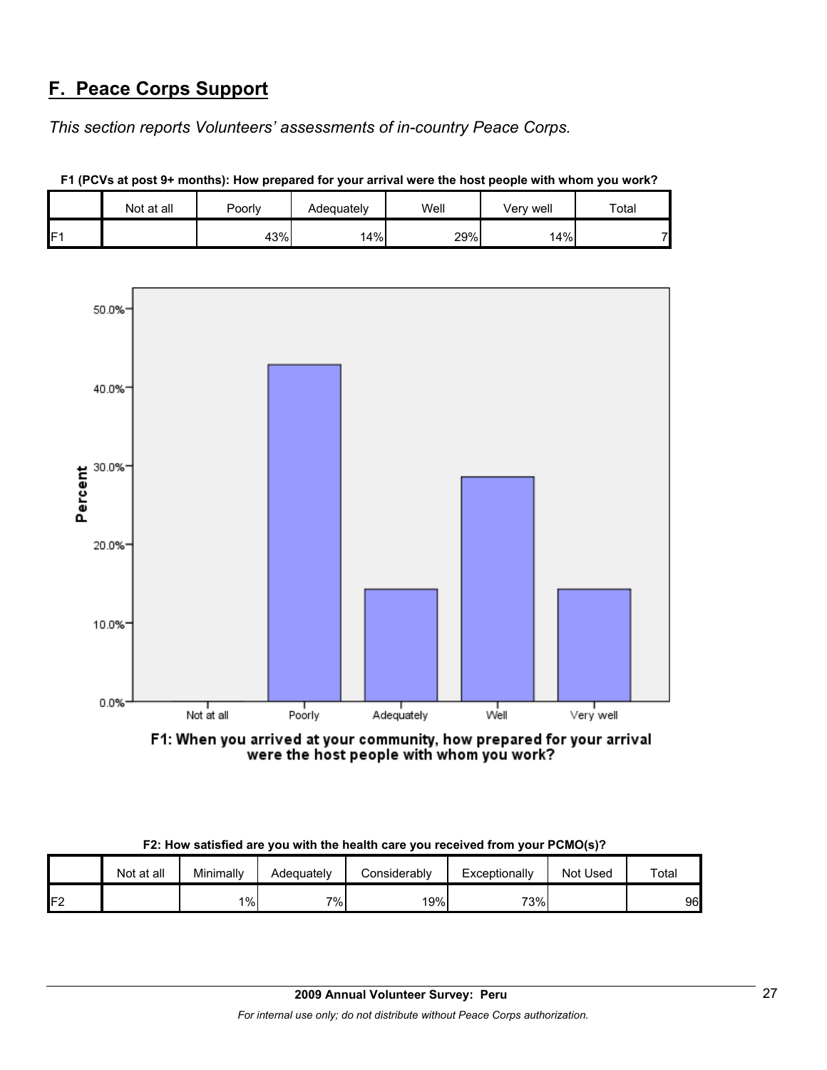## F. Peace Corps Support

*This section reports Volunteers' assessments of in-country Peace Corps.*

**F1 (PCVs at post 9+ months): How prepared for your arrival were the host people with whom you work?**

| | Not at all | Poorly | Adequately | Well | Very well | Total |
|---|---|---|---|---|---|---|
| F1 | | 43% | 14% | 29% | 14% | 7 |

**F2: How satisfied are you with the health care you received from your PCMO(s)?**

| | Not at all | Minimally | Adequately | Considerably | Exceptionally | Not Used | Total |
|---|---|---|---|---|---|---|---|
| F2 | | 1% | 7% | 19% | 73% | | 96 |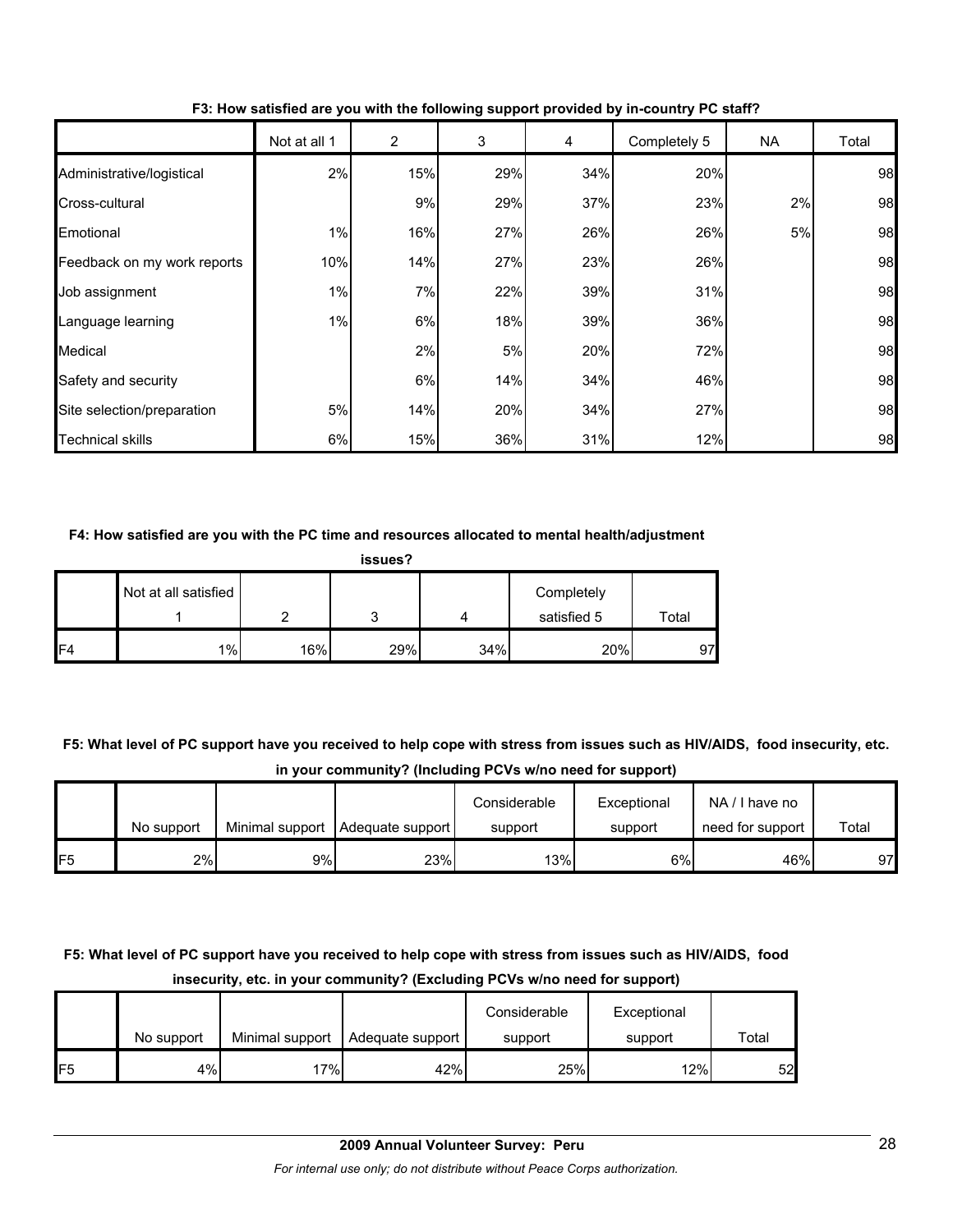**F3: How satisfied are you with the following support provided by in-country PC staff?**

| | Not at all 1 | 2 | 3 | 4 | Completely 5 | NA | Total |
|---|---|---|---|---|---|---|---|
| Administrative/logistical | 2% | 15% | 29% | 34% | 20% | | 98 |
| Cross-cultural | | 9% | 29% | 37% | 23% | 2% | 98 |
| Emotional | 1% | 16% | 27% | 26% | 26% | 5% | 98 |
| Feedback on my work reports | 10% | 14% | 27% | 23% | 26% | | 98 |
| Job assignment | 1% | 7% | 22% | 39% | 31% | | 98 |
| Language learning | 1% | 6% | 18% | 39% | 36% | | 98 |
| Medical | | 2% | 5% | 20% | 72% | | 98 |
| Safety and security | | 6% | 14% | 34% | 46% | | 98 |
| Site selection/preparation | 5% | 14% | 20% | 34% | 27% | | 98 |
| Technical skills | 6% | 15% | 36% | 31% | 12% | | 98 |

**F4: How satisfied are you with the PC time and resources allocated to mental health/adjustment issues?**

| | Not at all satisfied 1 | 2 | 3 | 4 | Completely satisfied 5 | Total |
|---|---|---|---|---|---|---|
| F4 | 1% | 16% | 29% | 34% | 20% | 97 |

**F5: What level of PC support have you received to help cope with stress from issues such as HIV/AIDS, food insecurity, etc. in your community? (Including PCVs w/no need for support)**

| | No support | Minimal support | Adequate support | Considerable support | Exceptional support | NA / I have no need for support | Total |
|---|---|---|---|---|---|---|---|
| F5 | 2% | 9% | 23% | 13% | 6% | 46% | 97 |

**F5: What level of PC support have you received to help cope with stress from issues such as HIV/AIDS, food insecurity, etc. in your community? (Excluding PCVs w/no need for support)**

| | No support | Minimal support | Adequate support | Considerable support | Exceptional support | Total |
|---|---|---|---|---|---|---|
| F5 | 4% | 17% | 42% | 25% | 12% | 52 |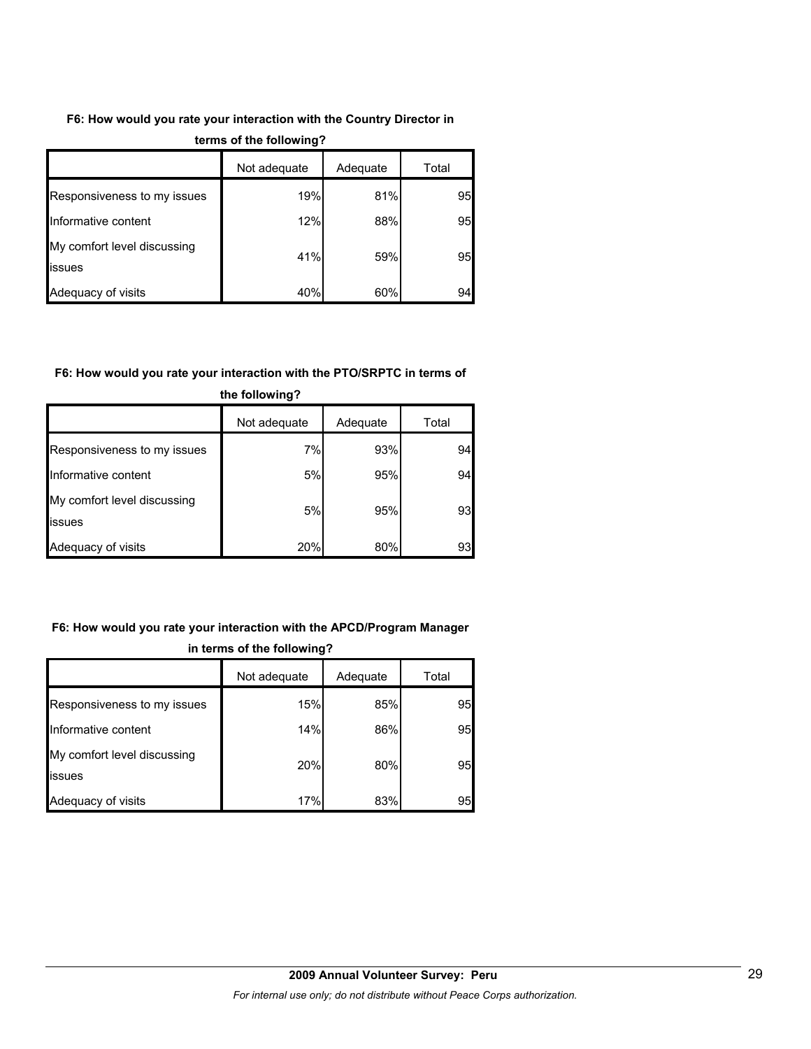**F6: How would you rate your interaction with the Country Director in terms of the following?**

| | Not adequate | Adequate | Total |
|---|---|---|---|
| Responsiveness to my issues | 19% | 81% | 95 |
| Informative content | 12% | 88% | 95 |
| My comfort level discussing issues | 41% | 59% | 95 |
| Adequacy of visits | 40% | 60% | 94 |

**F6: How would you rate your interaction with the PTO/SRPTC in terms of the following?**

| | Not adequate | Adequate | Total |
|---|---|---|---|
| Responsiveness to my issues | 7% | 93% | 94 |
| Informative content | 5% | 95% | 94 |
| My comfort level discussing issues | 5% | 95% | 93 |
| Adequacy of visits | 20% | 80% | 93 |

**F6: How would you rate your interaction with the APCD/Program Manager in terms of the following?**

| | Not adequate | Adequate | Total |
|---|---|---|---|
| Responsiveness to my issues | 15% | 85% | 95 |
| Informative content | 14% | 86% | 95 |
| My comfort level discussing issues | 20% | 80% | 95 |
| Adequacy of visits | 17% | 83% | 95 |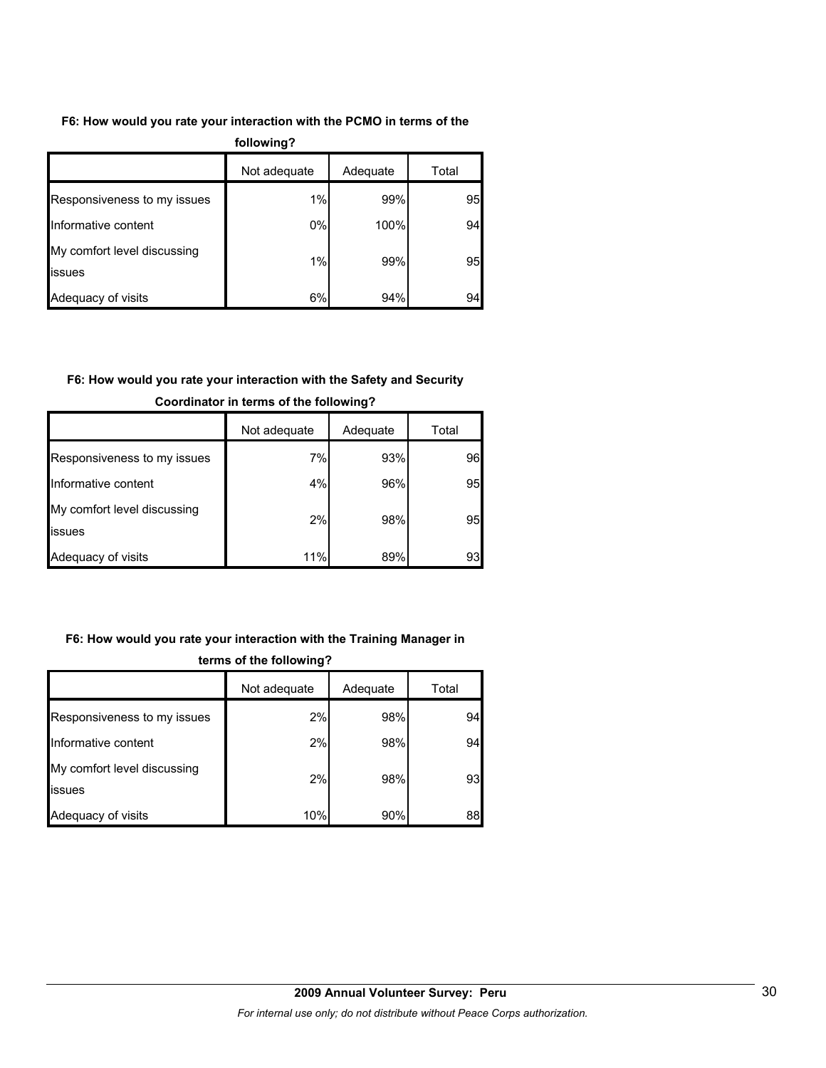**F6: How would you rate your interaction with the PCMO in terms of the following?**

| | Not adequate | Adequate | Total |
|---|---|---|---|
| Responsiveness to my issues | 1% | 99% | 95 |
| Informative content | 0% | 100% | 94 |
| My comfort level discussing issues | 1% | 99% | 95 |
| Adequacy of visits | 6% | 94% | 94 |

**F6: How would you rate your interaction with the Safety and Security Coordinator in terms of the following?**

| | Not adequate | Adequate | Total |
|---|---|---|---|
| Responsiveness to my issues | 7% | 93% | 96 |
| Informative content | 4% | 96% | 95 |
| My comfort level discussing issues | 2% | 98% | 95 |
| Adequacy of visits | 11% | 89% | 93 |

**F6: How would you rate your interaction with the Training Manager in terms of the following?**

| | Not adequate | Adequate | Total |
|---|---|---|---|
| Responsiveness to my issues | 2% | 98% | 94 |
| Informative content | 2% | 98% | 94 |
| My comfort level discussing issues | 2% | 98% | 93 |
| Adequacy of visits | 10% | 90% | 88 |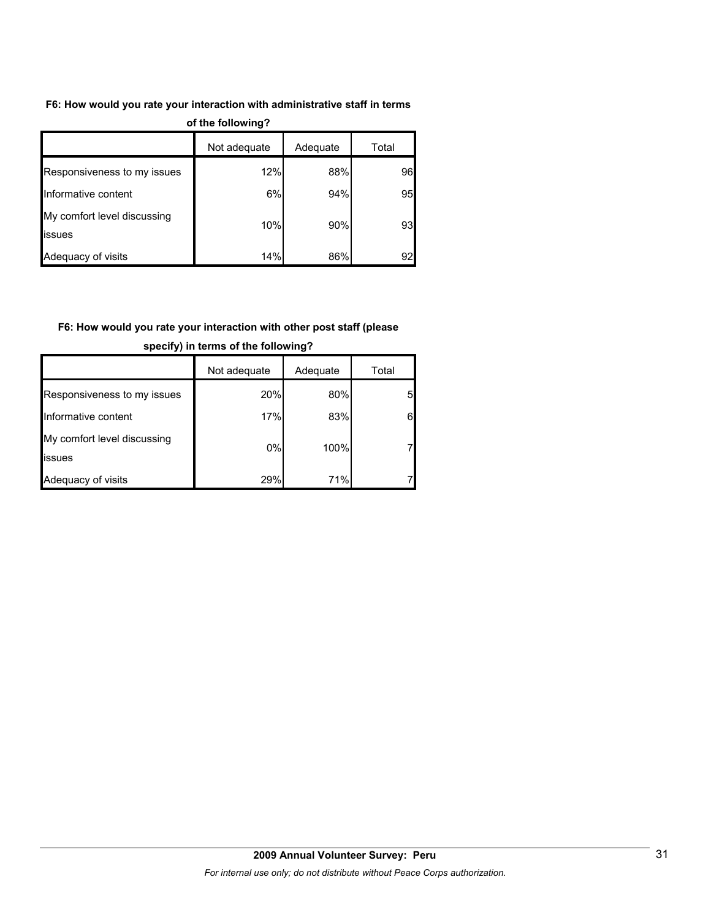**F6: How would you rate your interaction with administrative staff in terms of the following?**

| | Not adequate | Adequate | Total |
|---|---|---|---|
| Responsiveness to my issues | 12% | 88% | 96 |
| Informative content | 6% | 94% | 95 |
| My comfort level discussing issues | 10% | 90% | 93 |
| Adequacy of visits | 14% | 86% | 92 |

**F6: How would you rate your interaction with other post staff (please specify) in terms of the following?**

| | Not adequate | Adequate | Total |
|---|---|---|---|
| Responsiveness to my issues | 20% | 80% | 5 |
| Informative content | 17% | 83% | 6 |
| My comfort level discussing issues | 0% | 100% | 7 |
| Adequacy of visits | 29% | 71% | 7 |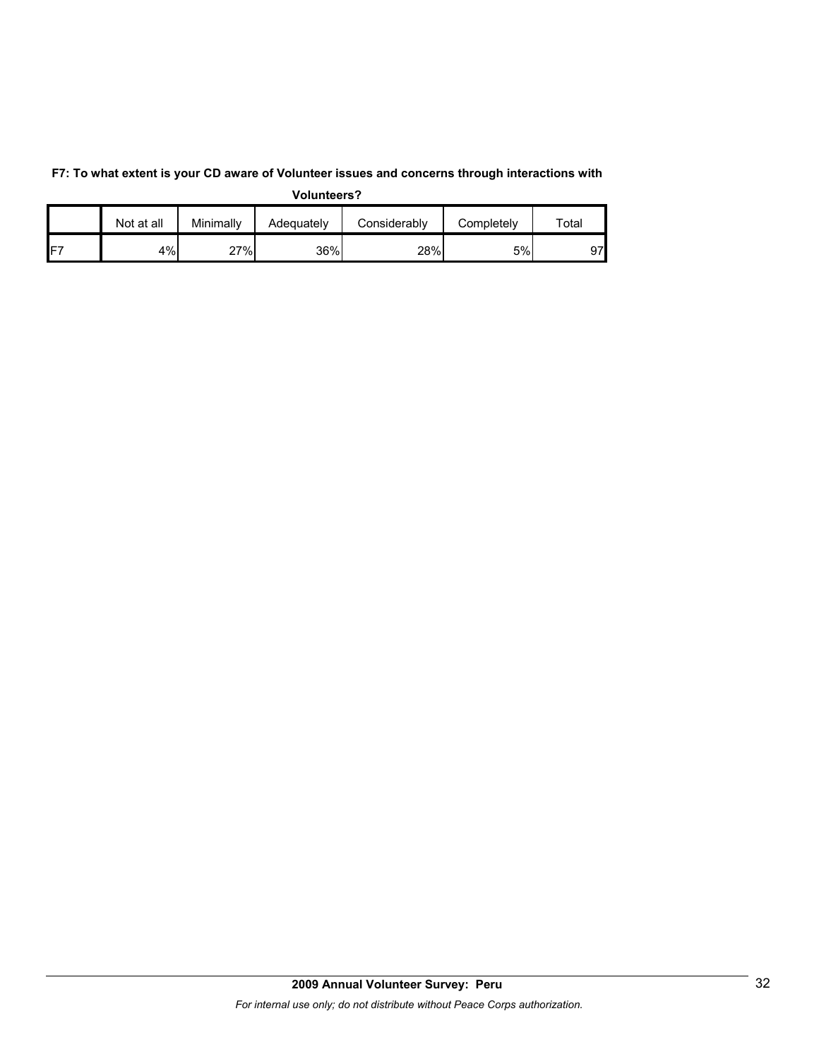**F7: To what extent is your CD aware of Volunteer issues and concerns through interactions with Volunteers?**

| | Not at all | Minimally | Adequately | Considerably | Completely | Total |
|---|---|---|---|---|---|---|
| F7 | 4% | 27% | 36% | 28% | 5% | 97 |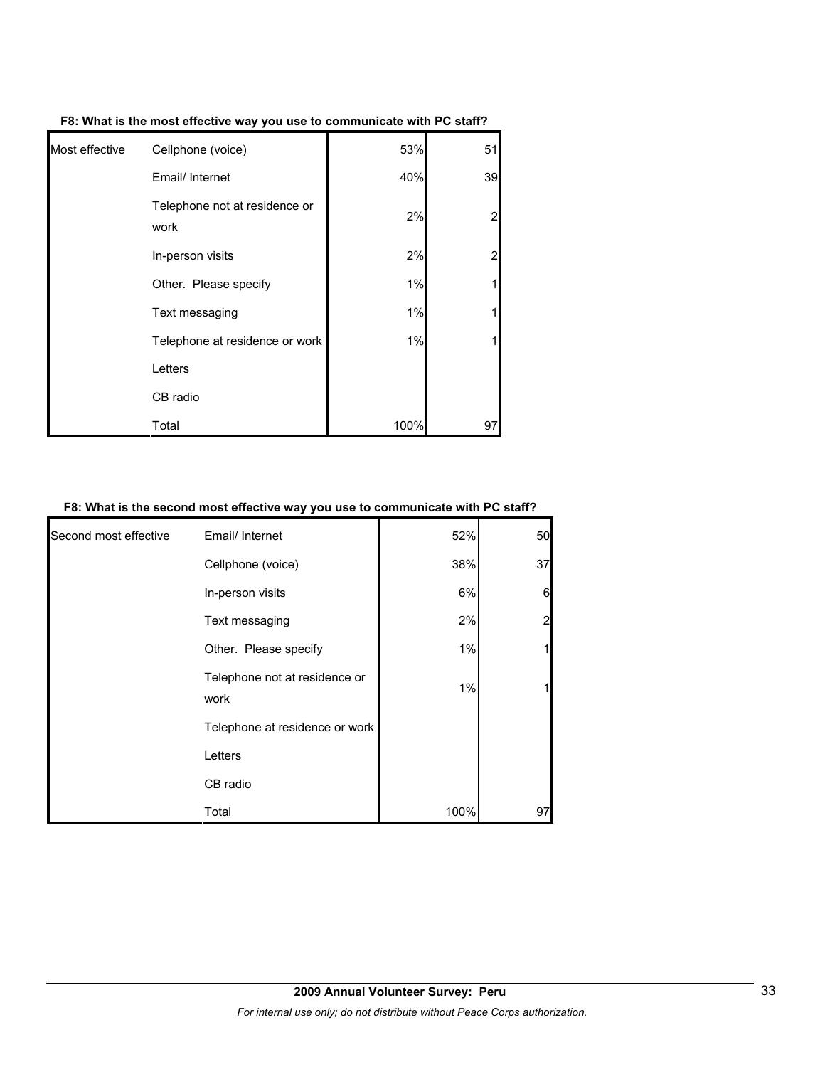**F8: What is the most effective way you use to communicate with PC staff?**

| | | | |
|---|---|---|---|
| Most effective | Cellphone (voice) | 53% | 51 |
| | Email/ Internet | 40% | 39 |
| | Telephone not at residence or work | 2% | 2 |
| | In-person visits | 2% | 2 |
| | Other. Please specify | 1% | 1 |
| | Text messaging | 1% | 1 |
| | Telephone at residence or work | 1% | 1 |
| | Letters | | |
| | CB radio | | |
| | Total | 100% | 97 |

**F8: What is the second most effective way you use to communicate with PC staff?**

| | | | |
|---|---|---|---|
| Second most effective | Email/ Internet | 52% | 50 |
| | Cellphone (voice) | 38% | 37 |
| | In-person visits | 6% | 6 |
| | Text messaging | 2% | 2 |
| | Other. Please specify | 1% | 1 |
| | Telephone not at residence or work | 1% | 1 |
| | Telephone at residence or work | | |
| | Letters | | |
| | CB radio | | |
| | Total | 100% | 97 |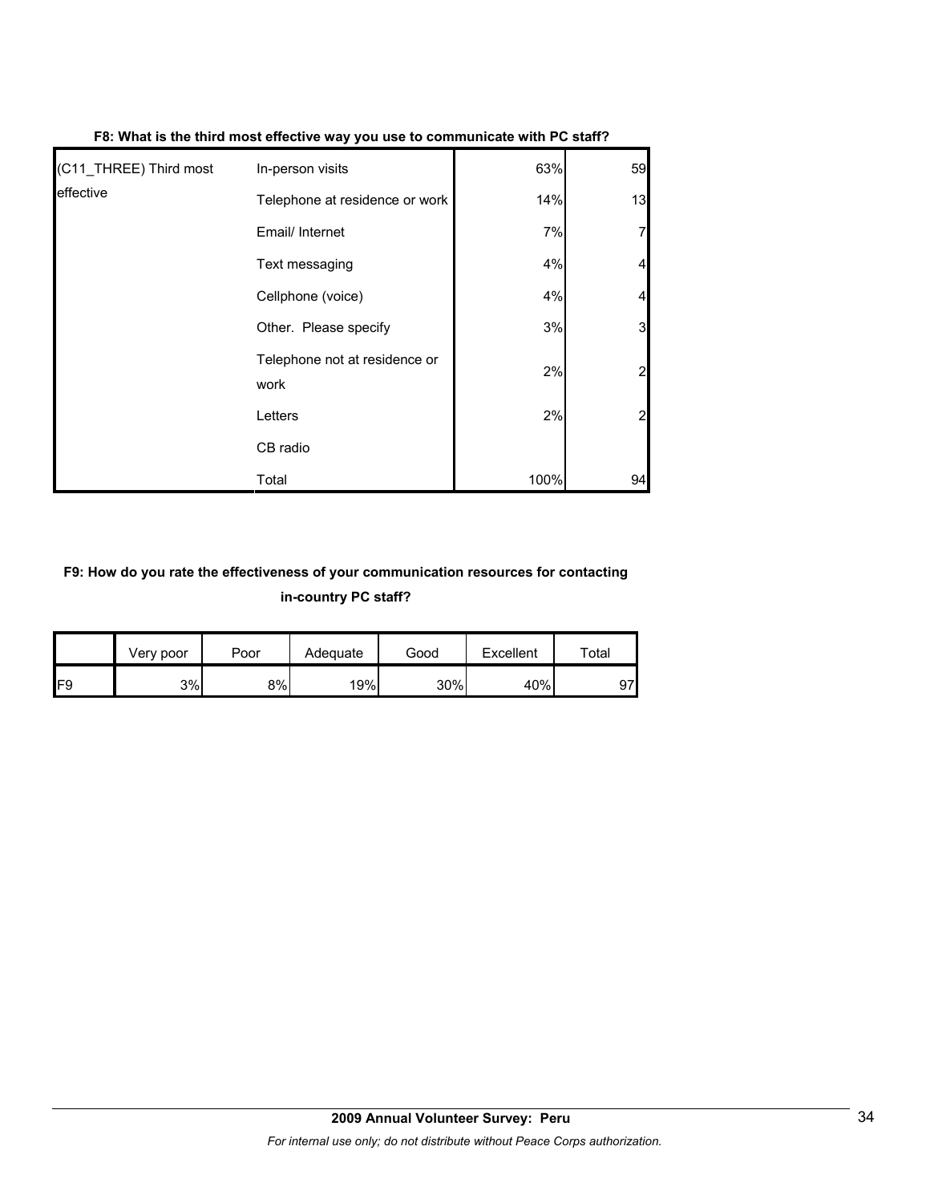**F8: What is the third most effective way you use to communicate with PC staff?**

| | | | |
|---|---|---|---|
| (C11_THREE) Third most effective | In-person visits | 63% | 59 |
| | Telephone at residence or work | 14% | 13 |
| | Email/ Internet | 7% | 7 |
| | Text messaging | 4% | 4 |
| | Cellphone (voice) | 4% | 4 |
| | Other. Please specify | 3% | 3 |
| | Telephone not at residence or work | 2% | 2 |
| | Letters | 2% | 2 |
| | CB radio | | |
| | Total | 100% | 94 |

**F9: How do you rate the effectiveness of your communication resources for contacting in-country PC staff?**

| | Very poor | Poor | Adequate | Good | Excellent | Total |
|---|---|---|---|---|---|---|
| F9 | 3% | 8% | 19% | 30% | 40% | 97 |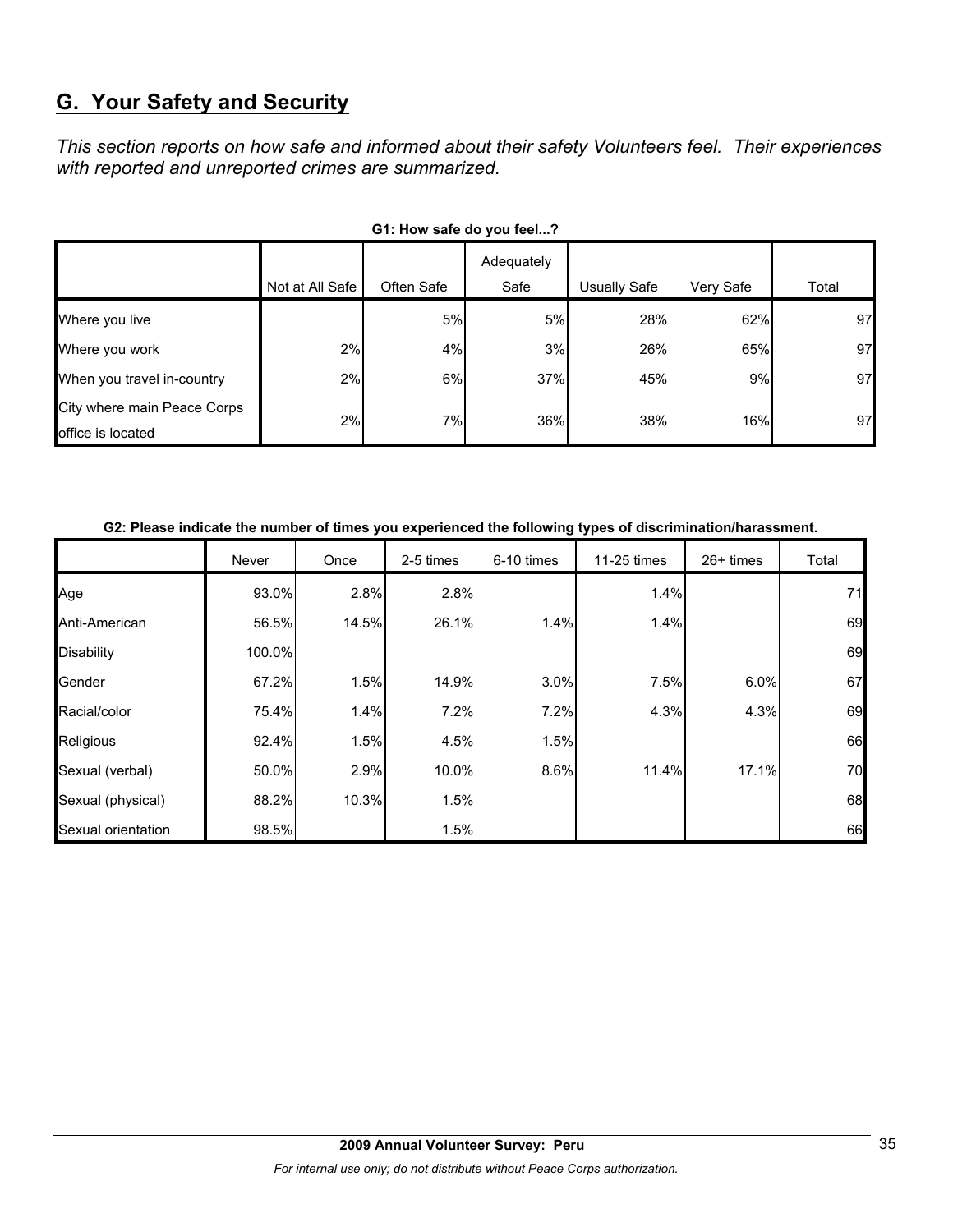## G. Your Safety and Security

*This section reports on how safe and informed about their safety Volunteers feel. Their experiences with reported and unreported crimes are summarized.*

**G1: How safe do you feel...?**

| | Not at All Safe | Often Safe | Adequately Safe | Usually Safe | Very Safe | Total |
|---|---|---|---|---|---|---|
| Where you live | | 5% | 5% | 28% | 62% | 97 |
| Where you work | 2% | 4% | 3% | 26% | 65% | 97 |
| When you travel in-country | 2% | 6% | 37% | 45% | 9% | 97 |
| City where main Peace Corps office is located | 2% | 7% | 36% | 38% | 16% | 97 |

**G2: Please indicate the number of times you experienced the following types of discrimination/harassment.**

| | Never | Once | 2-5 times | 6-10 times | 11-25 times | 26+ times | Total |
|---|---|---|---|---|---|---|---|
| Age | 93.0% | 2.8% | 2.8% | | 1.4% | | 71 |
| Anti-American | 56.5% | 14.5% | 26.1% | 1.4% | 1.4% | | 69 |
| Disability | 100.0% | | | | | | 69 |
| Gender | 67.2% | 1.5% | 14.9% | 3.0% | 7.5% | 6.0% | 67 |
| Racial/color | 75.4% | 1.4% | 7.2% | 7.2% | 4.3% | 4.3% | 69 |
| Religious | 92.4% | 1.5% | 4.5% | 1.5% | | | 66 |
| Sexual (verbal) | 50.0% | 2.9% | 10.0% | 8.6% | 11.4% | 17.1% | 70 |
| Sexual (physical) | 88.2% | 10.3% | 1.5% | | | | 68 |
| Sexual orientation | 98.5% | | 1.5% | | | | 66 |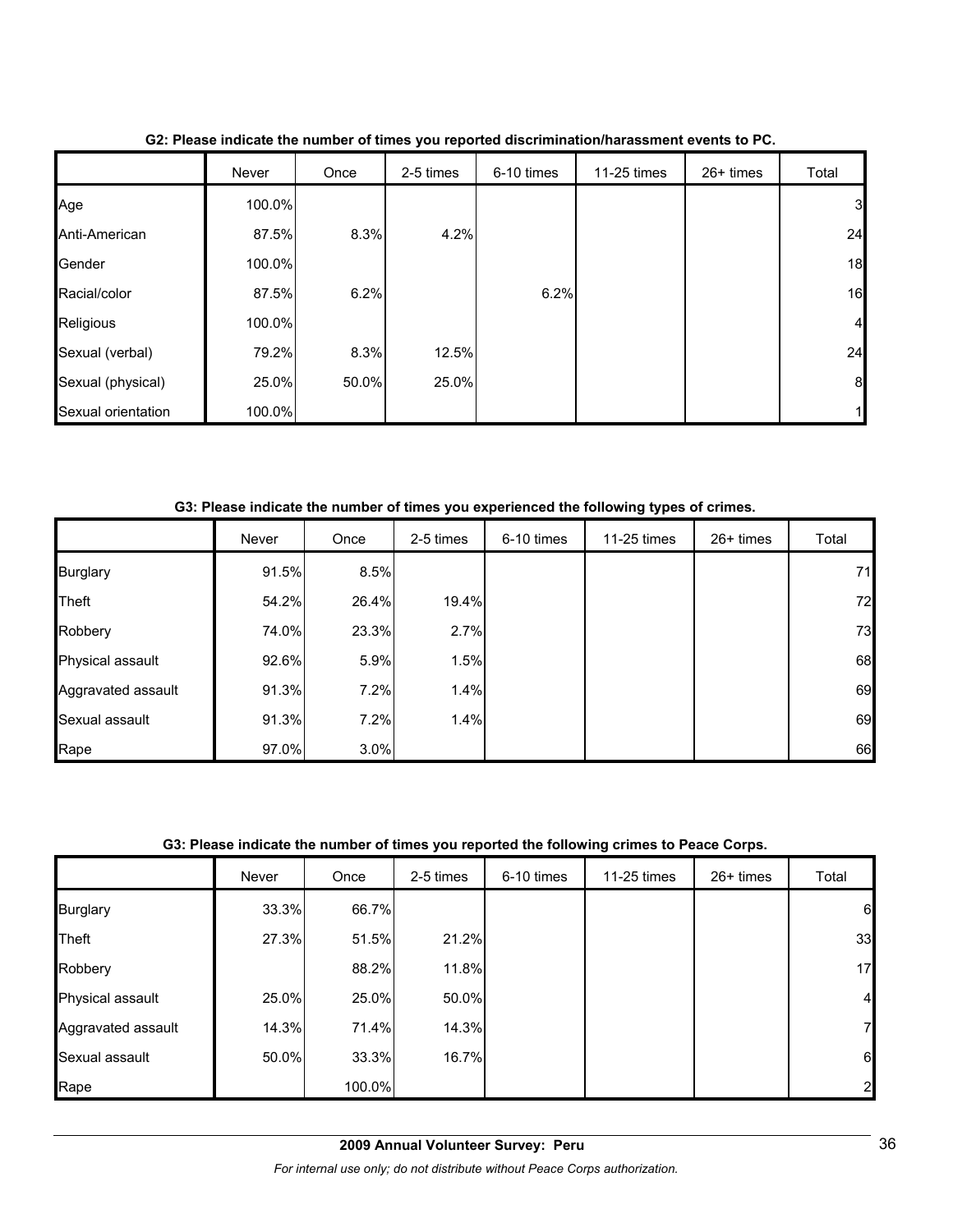**G2: Please indicate the number of times you reported discrimination/harassment events to PC.**

| | Never | Once | 2-5 times | 6-10 times | 11-25 times | 26+ times | Total |
|---|---|---|---|---|---|---|---|
| Age | 100.0% | | | | | | 3 |
| Anti-American | 87.5% | 8.3% | 4.2% | | | | 24 |
| Gender | 100.0% | | | | | | 18 |
| Racial/color | 87.5% | 6.2% | | 6.2% | | | 16 |
| Religious | 100.0% | | | | | | 4 |
| Sexual (verbal) | 79.2% | 8.3% | 12.5% | | | | 24 |
| Sexual (physical) | 25.0% | 50.0% | 25.0% | | | | 8 |
| Sexual orientation | 100.0% | | | | | | 1 |

**G3: Please indicate the number of times you experienced the following types of crimes.**

| | Never | Once | 2-5 times | 6-10 times | 11-25 times | 26+ times | Total |
|---|---|---|---|---|---|---|---|
| Burglary | 91.5% | 8.5% | | | | | 71 |
| Theft | 54.2% | 26.4% | 19.4% | | | | 72 |
| Robbery | 74.0% | 23.3% | 2.7% | | | | 73 |
| Physical assault | 92.6% | 5.9% | 1.5% | | | | 68 |
| Aggravated assault | 91.3% | 7.2% | 1.4% | | | | 69 |
| Sexual assault | 91.3% | 7.2% | 1.4% | | | | 69 |
| Rape | 97.0% | 3.0% | | | | | 66 |

**G3: Please indicate the number of times you reported the following crimes to Peace Corps.**

| | Never | Once | 2-5 times | 6-10 times | 11-25 times | 26+ times | Total |
|---|---|---|---|---|---|---|---|
| Burglary | 33.3% | 66.7% | | | | | 6 |
| Theft | 27.3% | 51.5% | 21.2% | | | | 33 |
| Robbery | | 88.2% | 11.8% | | | | 17 |
| Physical assault | 25.0% | 25.0% | 50.0% | | | | 4 |
| Aggravated assault | 14.3% | 71.4% | 14.3% | | | | 7 |
| Sexual assault | 50.0% | 33.3% | 16.7% | | | | 6 |
| Rape | | 100.0% | | | | | 2 |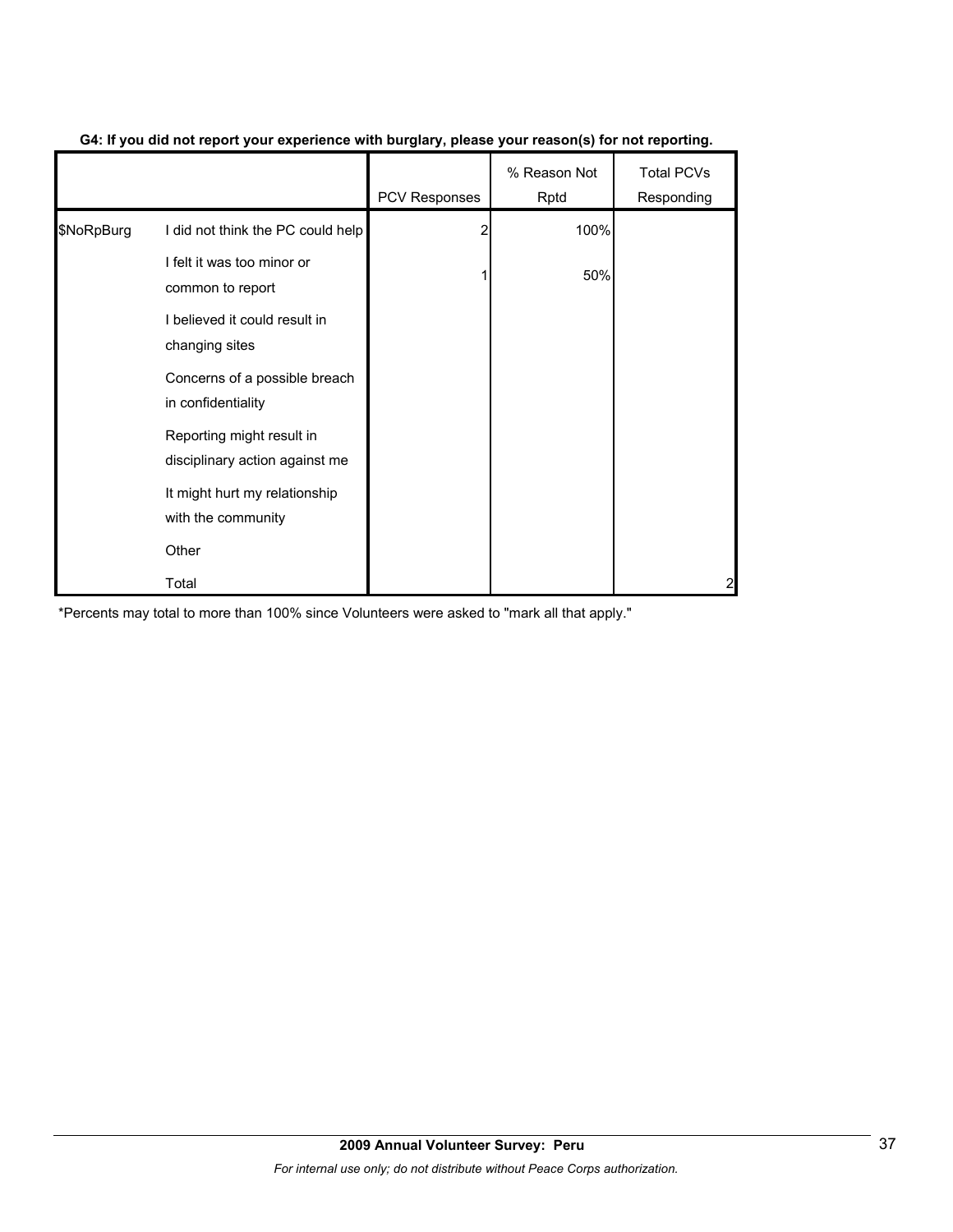**G4: If you did not report your experience with burglary, please your reason(s) for not reporting.**

| | | PCV Responses | % Reason Not Rptd | Total PCVs Responding |
|---|---|---|---|---|
| $NoRpBurg | I did not think the PC could help | 2 | 100% | |
| | I felt it was too minor or common to report | 1 | 50% | |
| | I believed it could result in changing sites | | | |
| | Concerns of a possible breach in confidentiality | | | |
| | Reporting might result in disciplinary action against me | | | |
| | It might hurt my relationship with the community | | | |
| | Other | | | |
| | Total | | | 2 |

*Percents may total to more than 100% since Volunteers were asked to "mark all that apply."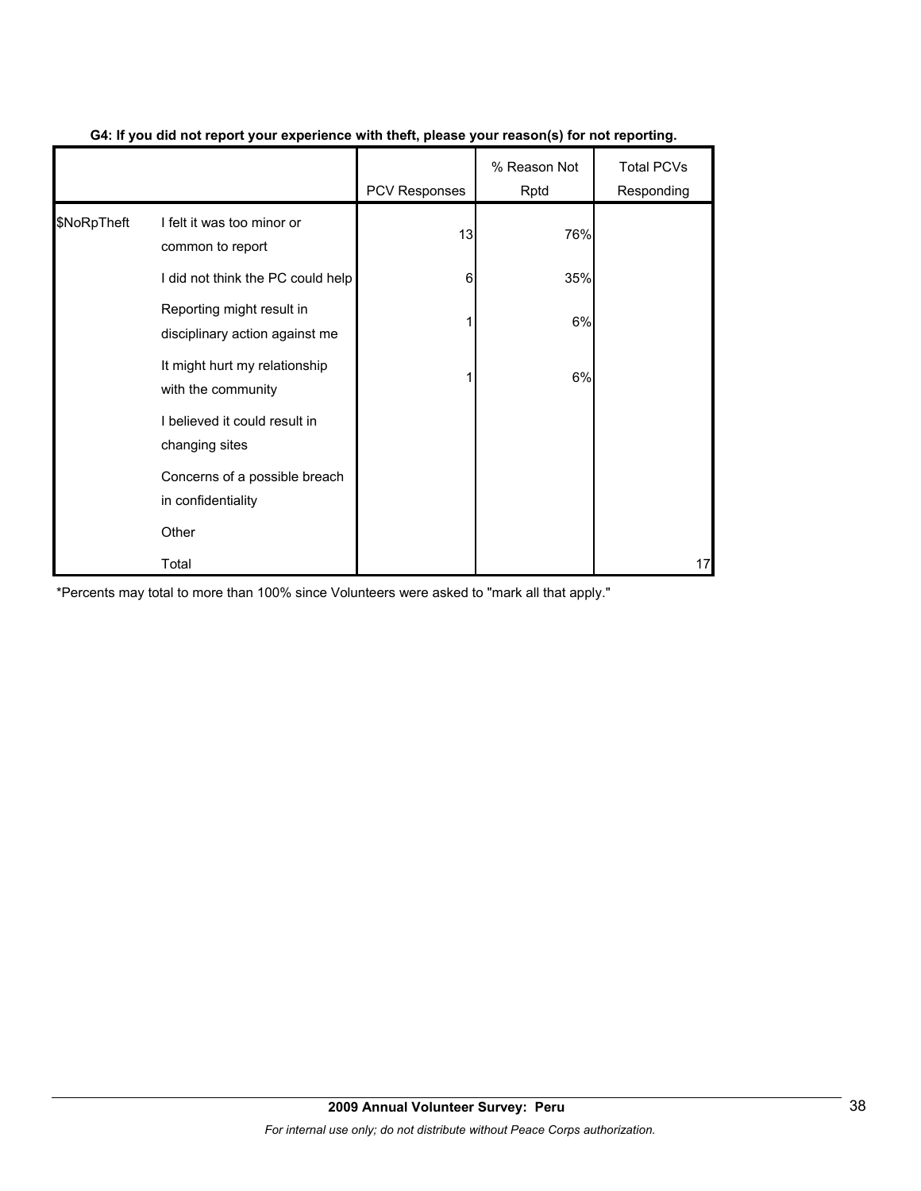**G4: If you did not report your experience with theft, please your reason(s) for not reporting.**

| | | PCV Responses | % Reason Not Rptd | Total PCVs Responding |
|---|---|---|---|---|
| $NoRpTheft | I felt it was too minor or common to report | 13 | 76% | |
| | I did not think the PC could help | 6 | 35% | |
| | Reporting might result in disciplinary action against me | 1 | 6% | |
| | It might hurt my relationship with the community | 1 | 6% | |
| | I believed it could result in changing sites | | | |
| | Concerns of a possible breach in confidentiality | | | |
| | Other | | | |
| | Total | | | 17 |

*Percents may total to more than 100% since Volunteers were asked to "mark all that apply."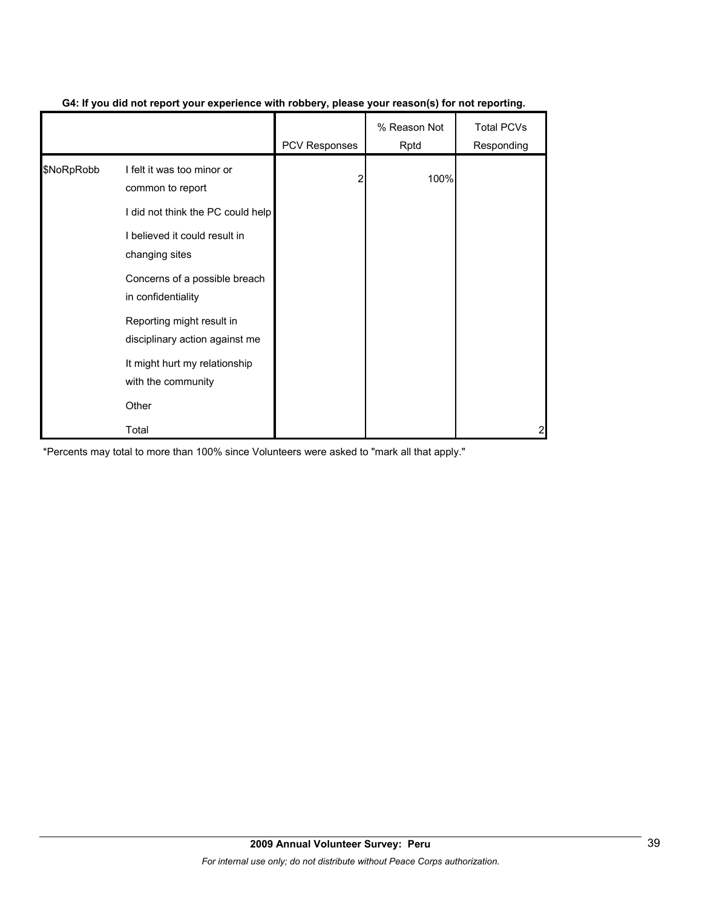**G4: If you did not report your experience with robbery, please your reason(s) for not reporting.**

| | | PCV Responses | % Reason Not Rptd | Total PCVs Responding |
|---|---|---|---|---|
| $NoRpRobb | I felt it was too minor or common to report | 2 | 100% | |
| | I did not think the PC could help | | | |
| | I believed it could result in changing sites | | | |
| | Concerns of a possible breach in confidentiality | | | |
| | Reporting might result in disciplinary action against me | | | |
| | It might hurt my relationship with the community | | | |
| | Other | | | |
| | Total | | | 2 |

*Percents may total to more than 100% since Volunteers were asked to "mark all that apply."

**2009 Annual Volunteer Survey: Peru**

*For internal use only; do not distribute without Peace Corps authorization.*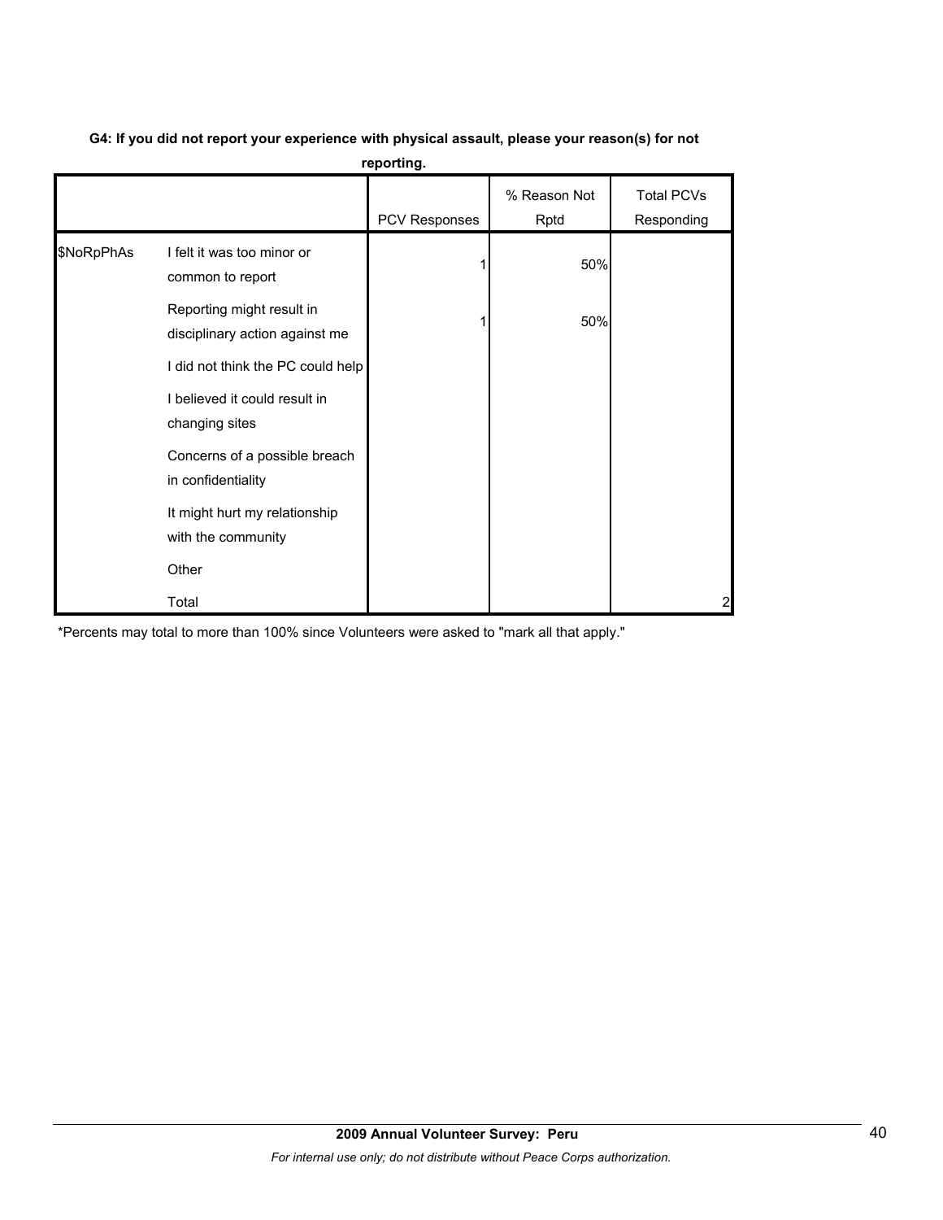**G4: If you did not report your experience with physical assault, please your reason(s) for not reporting.**

| | | PCV Responses | % Reason Not Rptd | Total PCVs Responding |
|---|---|---|---|---|
| $NoRpPhAs | I felt it was too minor or common to report | 1 | 50% | |
| | Reporting might result in disciplinary action against me | 1 | 50% | |
| | I did not think the PC could help | | | |
| | I believed it could result in changing sites | | | |
| | Concerns of a possible breach in confidentiality | | | |
| | It might hurt my relationship with the community | | | |
| | Other | | | |
| | Total | | | 2 |

*Percents may total to more than 100% since Volunteers were asked to "mark all that apply."

**2009 Annual Volunteer Survey: Peru**

*For internal use only; do not distribute without Peace Corps authorization.*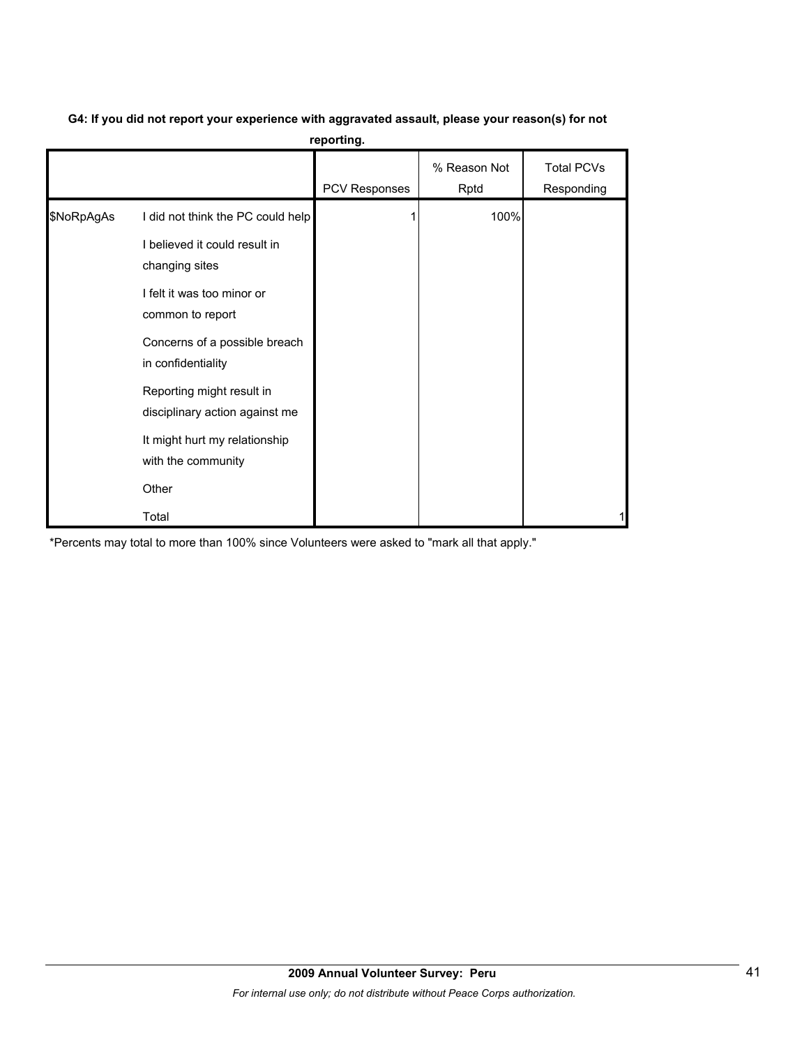**G4: If you did not report your experience with aggravated assault, please your reason(s) for not reporting.**

| | | PCV Responses | % Reason Not Rptd | Total PCVs Responding |
|---|---|---|---|---|
| $NoRpAgAs | I did not think the PC could help | 1 | 100% | |
| | I believed it could result in changing sites | | | |
| | I felt it was too minor or common to report | | | |
| | Concerns of a possible breach in confidentiality | | | |
| | Reporting might result in disciplinary action against me | | | |
| | It might hurt my relationship with the community | | | |
| | Other | | | |
| | Total | | | 1 |

*Percents may total to more than 100% since Volunteers were asked to "mark all that apply."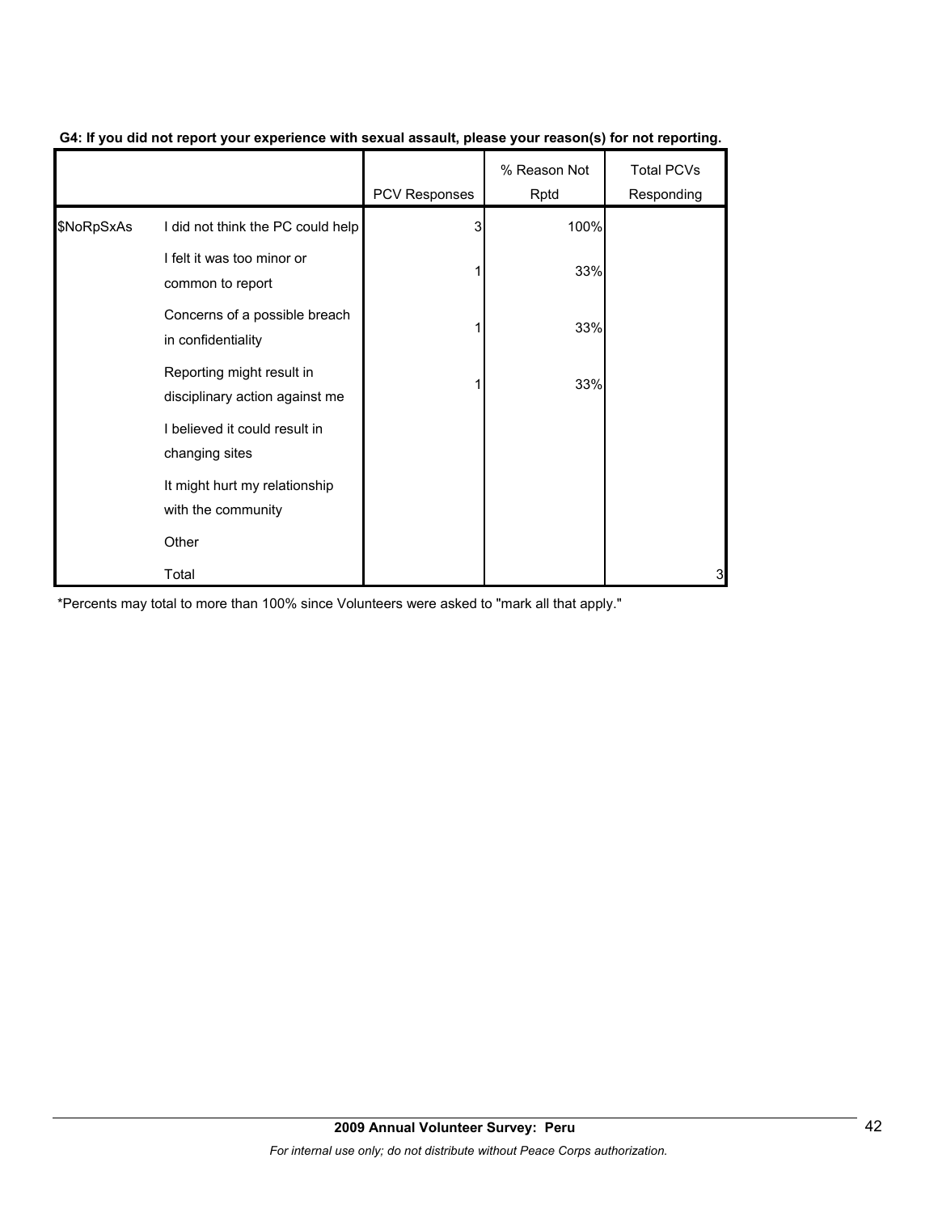**G4: If you did not report your experience with sexual assault, please your reason(s) for not reporting.**

| | | PCV Responses | % Reason Not Rptd | Total PCVs Responding |
|---|---|---|---|---|
| $NoRpSxAs | I did not think the PC could help | 3 | 100% | |
| | I felt it was too minor or common to report | 1 | 33% | |
| | Concerns of a possible breach in confidentiality | 1 | 33% | |
| | Reporting might result in disciplinary action against me | 1 | 33% | |
| | I believed it could result in changing sites | | | |
| | It might hurt my relationship with the community | | | |
| | Other | | | |
| | Total | | | 3 |

*Percents may total to more than 100% since Volunteers were asked to "mark all that apply."

**2009 Annual Volunteer Survey: Peru**

*For internal use only; do not distribute without Peace Corps authorization.*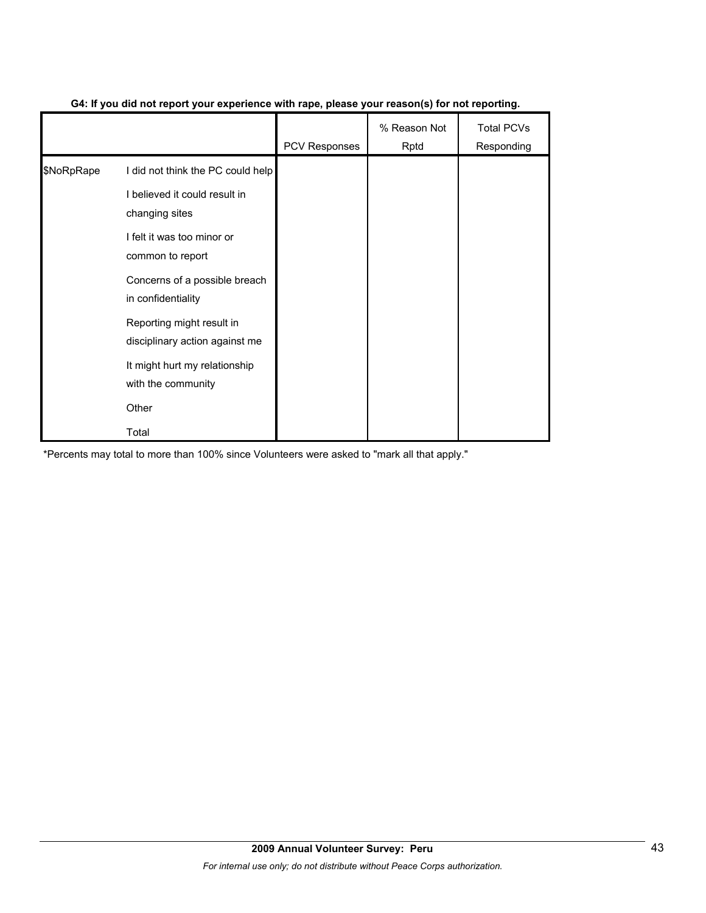**G4: If you did not report your experience with rape, please your reason(s) for not reporting.**

| | | PCV Responses | % Reason Not Rptd | Total PCVs Responding |
|---|---|---|---|---|
| $NoRpRape | I did not think the PC could help | | | |
| | I believed it could result in changing sites | | | |
| | I felt it was too minor or common to report | | | |
| | Concerns of a possible breach in confidentiality | | | |
| | Reporting might result in disciplinary action against me | | | |
| | It might hurt my relationship with the community | | | |
| | Other | | | |
| | Total | | | |

*Percents may total to more than 100% since Volunteers were asked to "mark all that apply."

**2009 Annual Volunteer Survey: Peru**

*For internal use only; do not distribute without Peace Corps authorization.*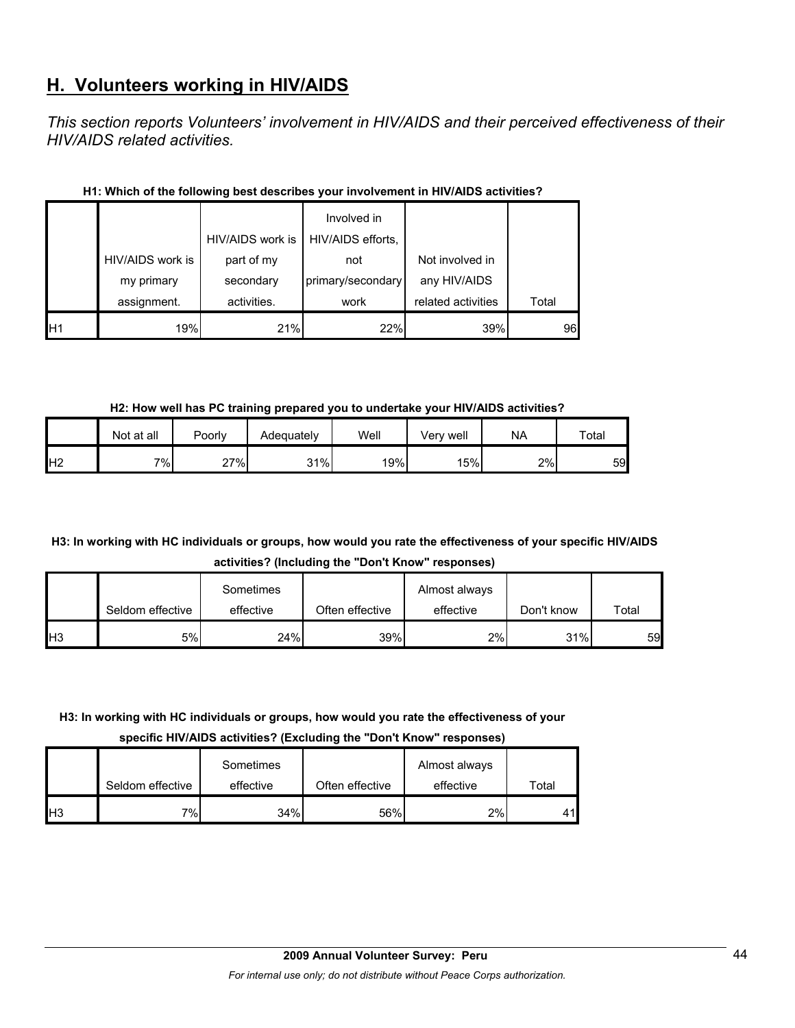## H. Volunteers working in HIV/AIDS

*This section reports Volunteers' involvement in HIV/AIDS and their perceived effectiveness of their HIV/AIDS related activities.*

**H1: Which of the following best describes your involvement in HIV/AIDS activities?**

| | HIV/AIDS work is my primary assignment. | HIV/AIDS work is part of my secondary activities. | Involved in HIV/AIDS efforts, not primary/secondary work | Not involved in any HIV/AIDS related activities | Total |
|---|---|---|---|---|---|
| H1 | 19% | 21% | 22% | 39% | 96 |

**H2: How well has PC training prepared you to undertake your HIV/AIDS activities?**

| | Not at all | Poorly | Adequately | Well | Very well | NA | Total |
|---|---|---|---|---|---|---|---|
| H2 | 7% | 27% | 31% | 19% | 15% | 2% | 59 |

**H3: In working with HC individuals or groups, how would you rate the effectiveness of your specific HIV/AIDS activities? (Including the "Don't Know" responses)**

| | Seldom effective | Sometimes effective | Often effective | Almost always effective | Don't know | Total |
|---|---|---|---|---|---|---|
| H3 | 5% | 24% | 39% | 2% | 31% | 59 |

**H3: In working with HC individuals or groups, how would you rate the effectiveness of your specific HIV/AIDS activities? (Excluding the "Don't Know" responses)**

| | Seldom effective | Sometimes effective | Often effective | Almost always effective | Total |
|---|---|---|---|---|---|
| H3 | 7% | 34% | 56% | 2% | 41 |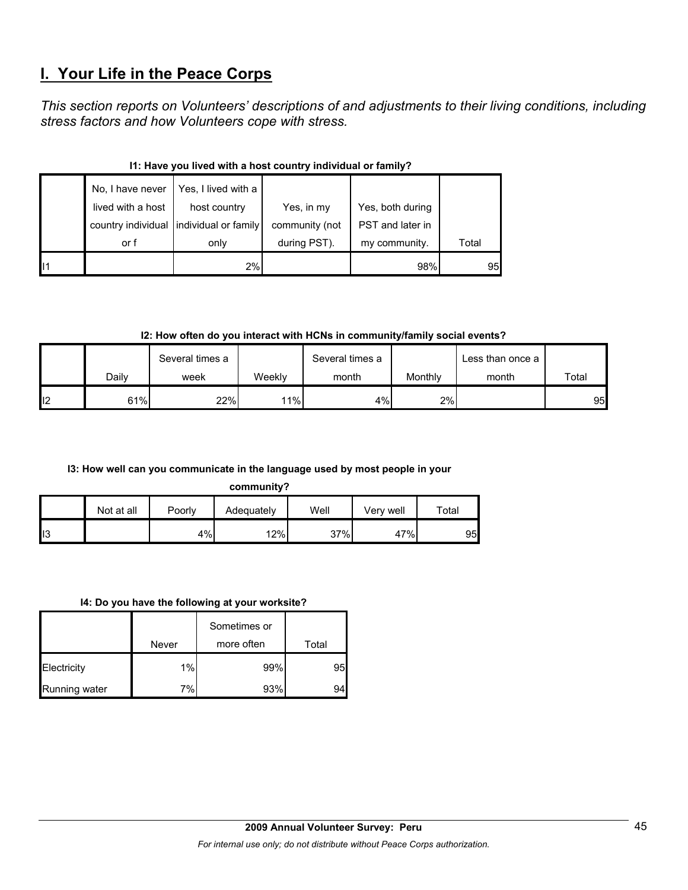# I. Your Life in the Peace Corps

*This section reports on Volunteers' descriptions of and adjustments to their living conditions, including stress factors and how Volunteers cope with stress.*

**I1: Have you lived with a host country individual or family?**

| | No, I have never lived with a host country individual or f | Yes, I lived with a host country individual or family only | Yes, in my community (not during PST). | Yes, both during PST and later in my community. | Total |
|---|---|---|---|---|---|
| I1 | | 2% | | 98% | 95 |

**I2: How often do you interact with HCNs in community/family social events?**

| | Daily | Several times a week | Weekly | Several times a month | Monthly | Less than once a month | Total |
|---|---|---|---|---|---|---|---|
| I2 | 61% | 22% | 11% | 4% | 2% | | 95 |

**I3: How well can you communicate in the language used by most people in your community?**

| | Not at all | Poorly | Adequately | Well | Very well | Total |
|---|---|---|---|---|---|---|
| I3 | | 4% | 12% | 37% | 47% | 95 |

**I4: Do you have the following at your worksite?**

| | Never | Sometimes or more often | Total |
|---|---|---|---|
| Electricity | 1% | 99% | 95 |
| Running water | 7% | 93% | 94 |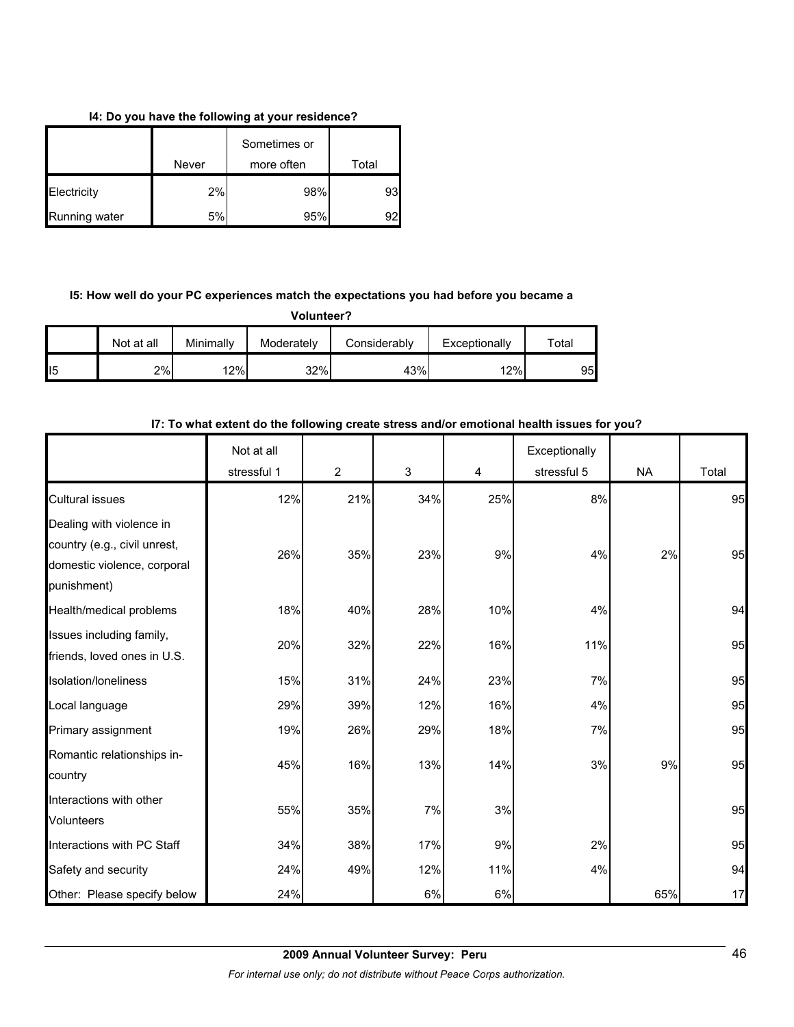**I4: Do you have the following at your residence?**

| | Never | Sometimes or more often | Total |
|---|---|---|---|
| Electricity | 2% | 98% | 93 |
| Running water | 5% | 95% | 92 |

**I5: How well do your PC experiences match the expectations you had before you became a Volunteer?**

| | Not at all | Minimally | Moderately | Considerably | Exceptionally | Total |
|---|---|---|---|---|---|---|
| I5 | 2% | 12% | 32% | 43% | 12% | 95 |

**I7: To what extent do the following create stress and/or emotional health issues for you?**

| | Not at all stressful 1 | 2 | 3 | 4 | Exceptionally stressful 5 | NA | Total |
|---|---|---|---|---|---|---|---|
| Cultural issues | 12% | 21% | 34% | 25% | 8% | | 95 |
| Dealing with violence in country (e.g., civil unrest, domestic violence, corporal punishment) | 26% | 35% | 23% | 9% | 4% | 2% | 95 |
| Health/medical problems | 18% | 40% | 28% | 10% | 4% | | 94 |
| Issues including family, friends, loved ones in U.S. | 20% | 32% | 22% | 16% | 11% | | 95 |
| Isolation/loneliness | 15% | 31% | 24% | 23% | 7% | | 95 |
| Local language | 29% | 39% | 12% | 16% | 4% | | 95 |
| Primary assignment | 19% | 26% | 29% | 18% | 7% | | 95 |
| Romantic relationships in-country | 45% | 16% | 13% | 14% | 3% | 9% | 95 |
| Interactions with other Volunteers | 55% | 35% | 7% | 3% | | | 95 |
| Interactions with PC Staff | 34% | 38% | 17% | 9% | 2% | | 95 |
| Safety and security | 24% | 49% | 12% | 11% | 4% | | 94 |
| Other: Please specify below | 24% | | 6% | 6% | | 65% | 17 |

**2009 Annual Volunteer Survey: Peru**

*For internal use only; do not distribute without Peace Corps authorization.*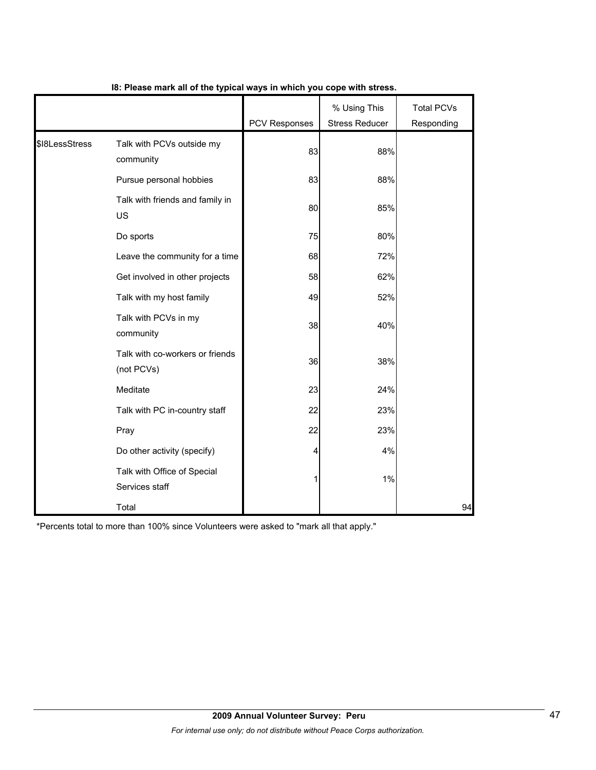**I8: Please mark all of the typical ways in which you cope with stress.**

| | | PCV Responses | % Using This Stress Reducer | Total PCVs Responding |
|---|---|---|---|---|
| $I8LessStress | Talk with PCVs outside my community | 83 | 88% | |
| | Pursue personal hobbies | 83 | 88% | |
| | Talk with friends and family in US | 80 | 85% | |
| | Do sports | 75 | 80% | |
| | Leave the community for a time | 68 | 72% | |
| | Get involved in other projects | 58 | 62% | |
| | Talk with my host family | 49 | 52% | |
| | Talk with PCVs in my community | 38 | 40% | |
| | Talk with co-workers or friends (not PCVs) | 36 | 38% | |
| | Meditate | 23 | 24% | |
| | Talk with PC in-country staff | 22 | 23% | |
| | Pray | 22 | 23% | |
| | Do other activity (specify) | 4 | 4% | |
| | Talk with Office of Special Services staff | 1 | 1% | |
| | Total | | | 94 |

*Percents total to more than 100% since Volunteers were asked to "mark all that apply."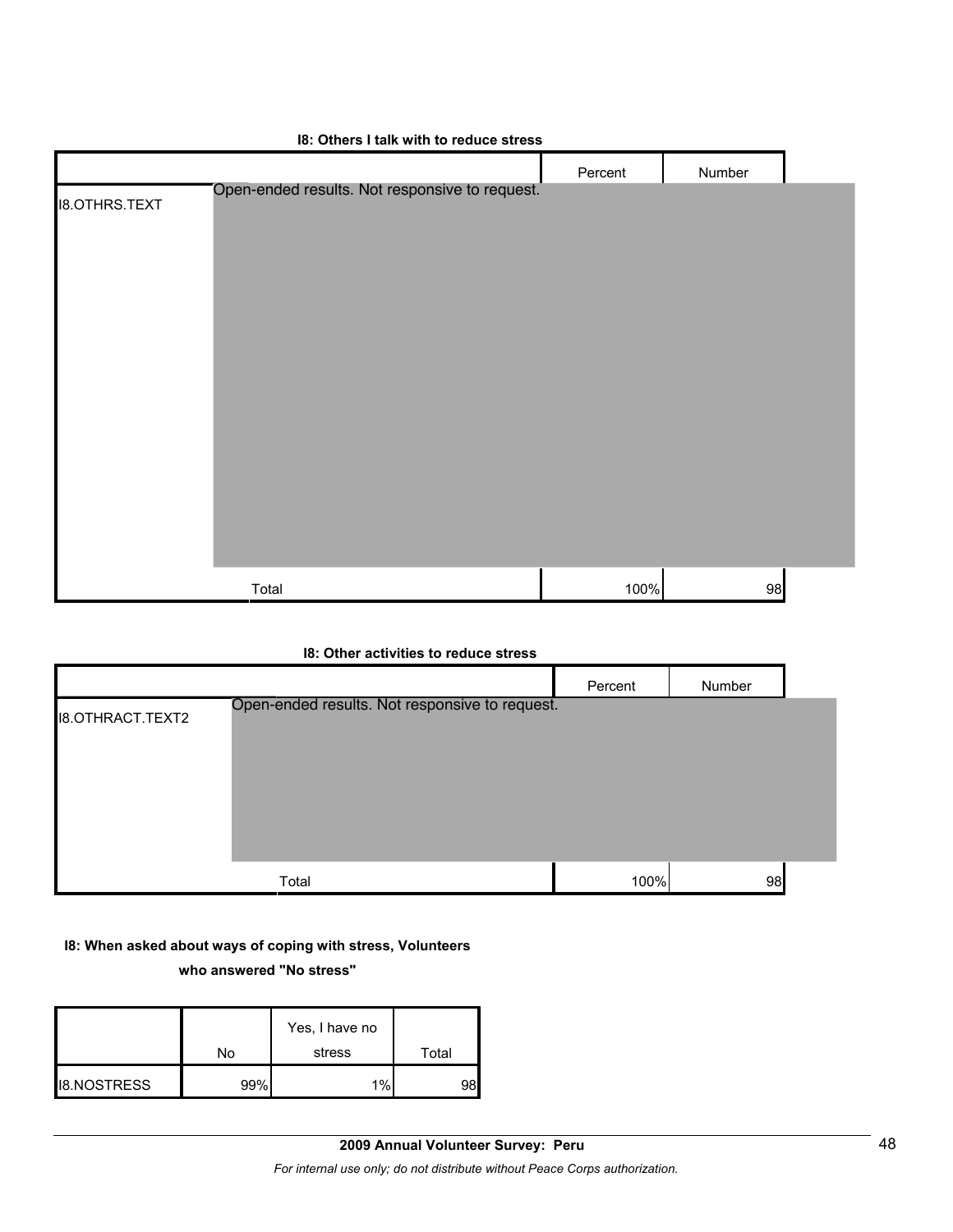### I8: Others I talk with to reduce stress

| | | Percent | Number |
|---|---|---|---|
| I8.OTHRS.TEXT | Open-ended results. Not responsive to request. | | |
| | Total | 100% | 98 |

### I8: Other activities to reduce stress

| | | Percent | Number |
|---|---|---|---|
| I8.OTHRACT.TEXT2 | Open-ended results. Not responsive to request. | | |
| | Total | 100% | 98 |

### I8: When asked about ways of coping with stress, Volunteers who answered "No stress"

| | No | Yes, I have no stress | Total |
|---|---|---|---|
| I8.NOSTRESS | 99% | 1% | 98 |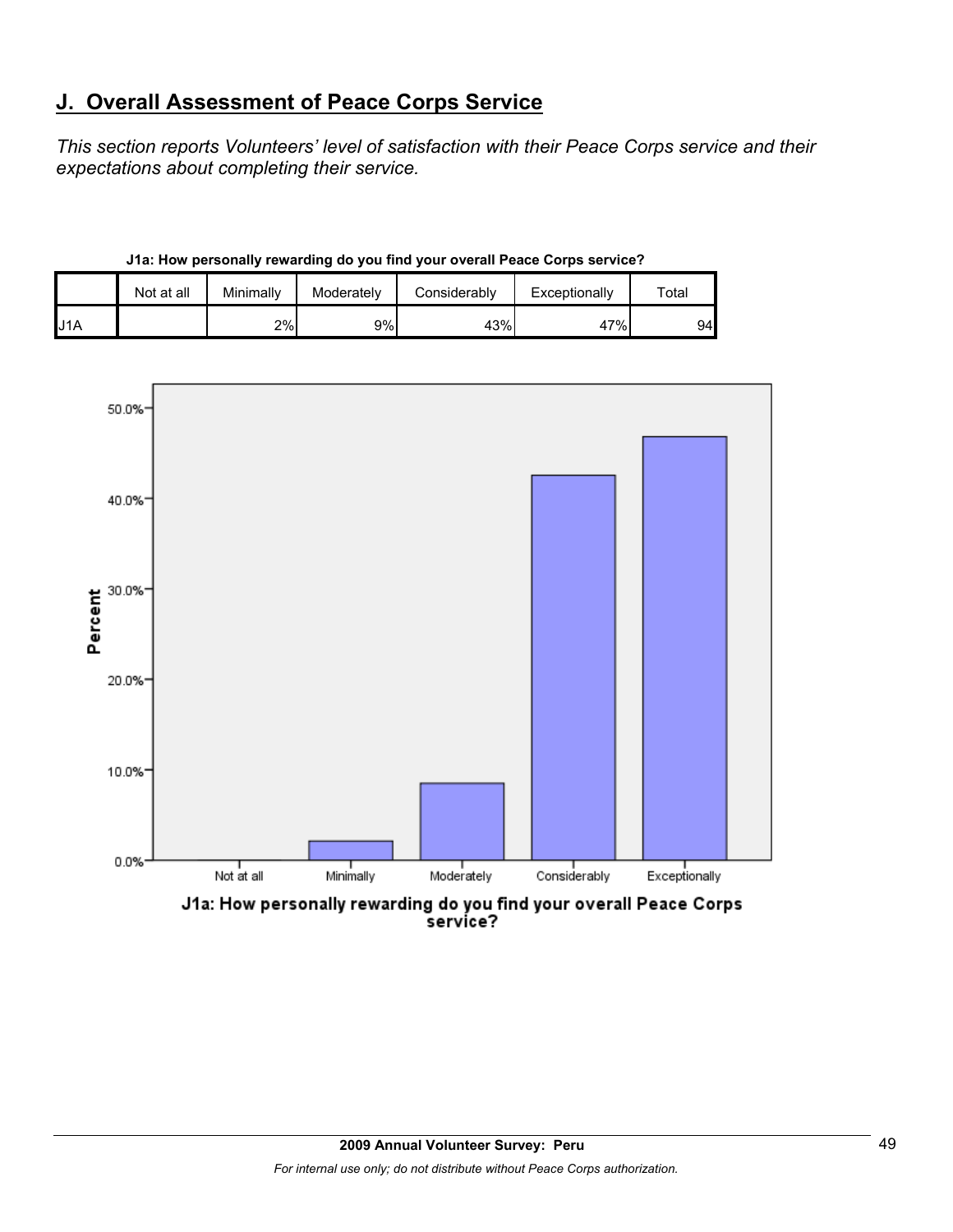## J. Overall Assessment of Peace Corps Service

*This section reports Volunteers' level of satisfaction with their Peace Corps service and their expectations about completing their service.*

**J1a: How personally rewarding do you find your overall Peace Corps service?**

| | Not at all | Minimally | Moderately | Considerably | Exceptionally | Total |
|---|---|---|---|---|---|---|
| J1A | | 2% | 9% | 43% | 47% | 94 |

J1a: How personally rewarding do you find your overall Peace Corps service?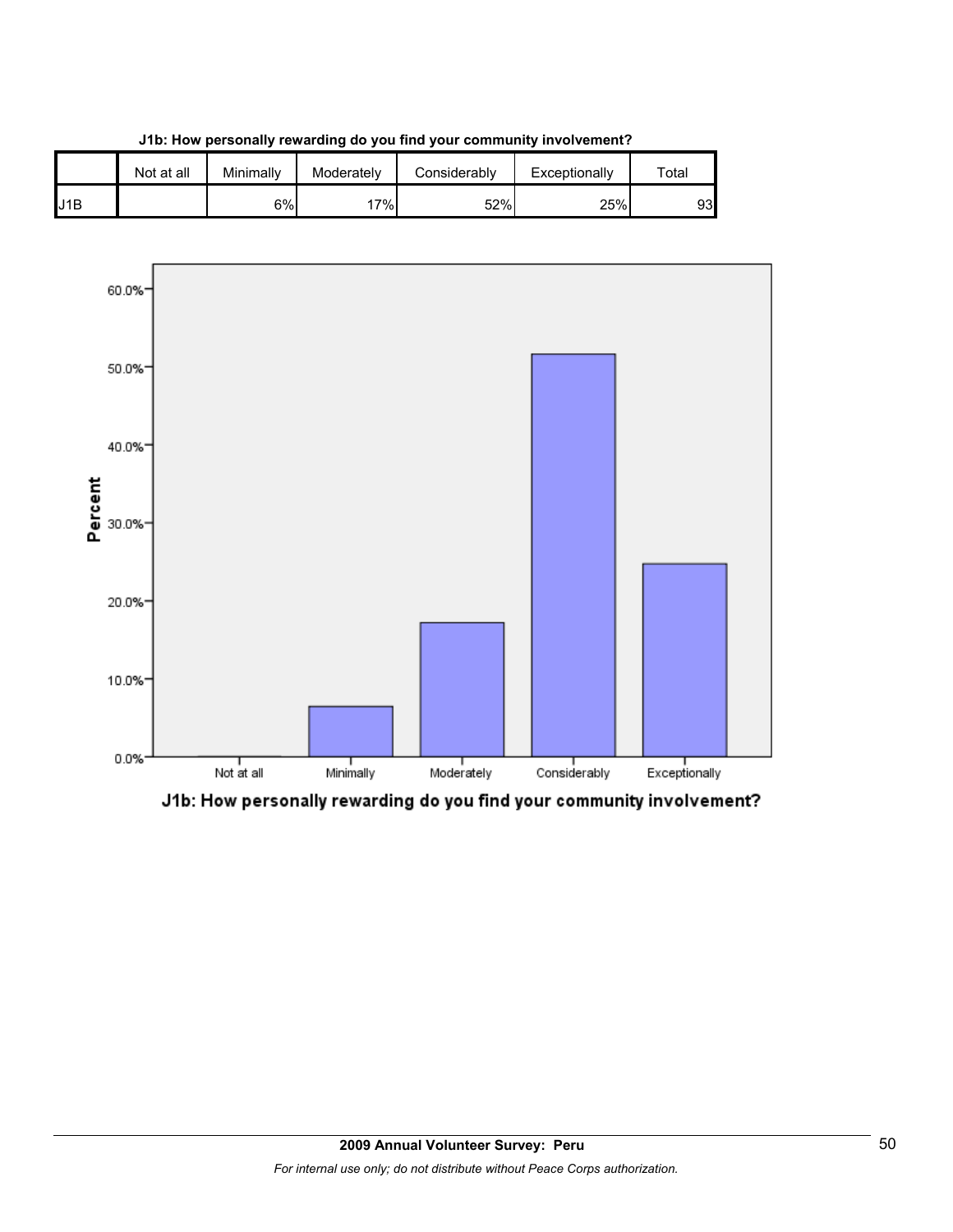**J1b: How personally rewarding do you find your community involvement?**

| | Not at all | Minimally | Moderately | Considerably | Exceptionally | Total |
|---|---|---|---|---|---|---|
| J1B | | 6% | 17% | 52% | 25% | 93 |

J1b: How personally rewarding do you find your community involvement?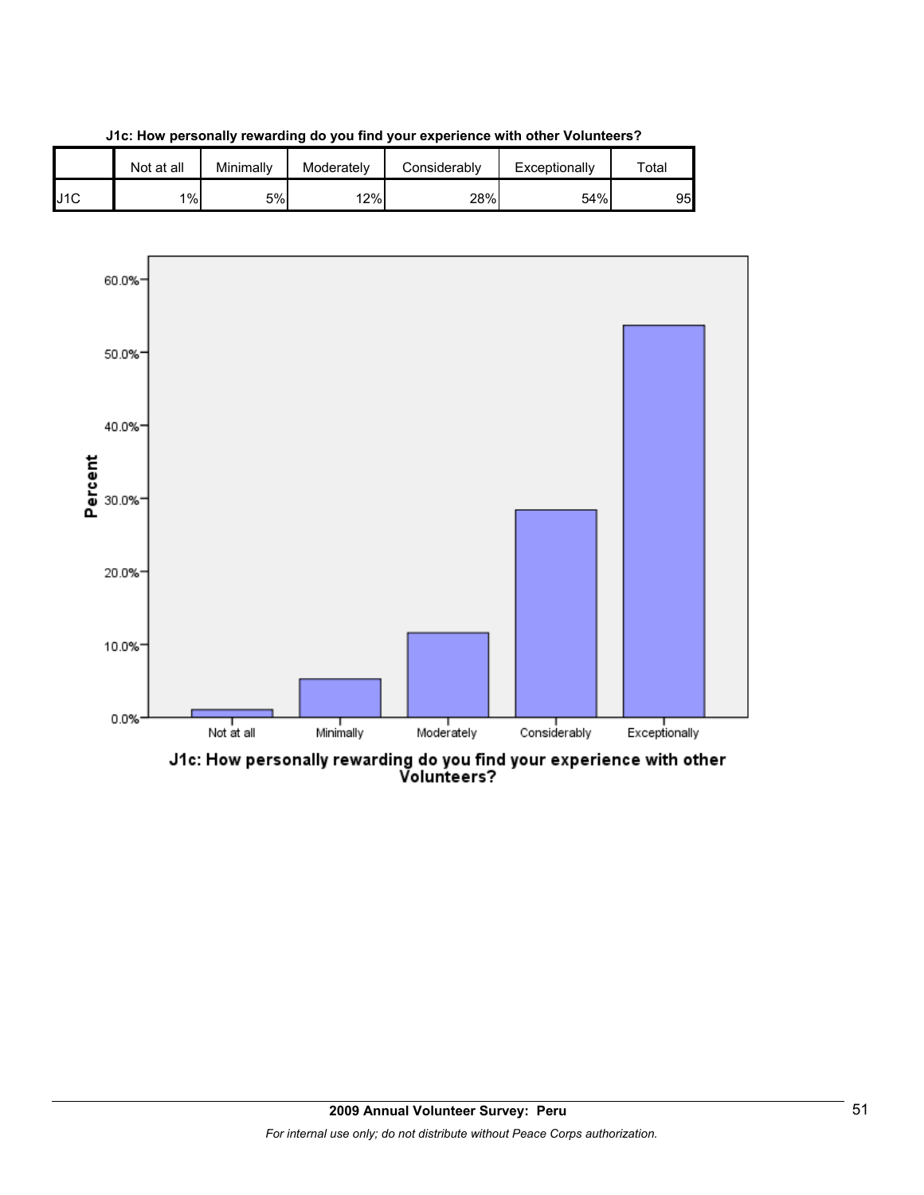**J1c: How personally rewarding do you find your experience with other Volunteers?**

| | Not at all | Minimally | Moderately | Considerably | Exceptionally | Total |
|---|---|---|---|---|---|---|
| J1C | 1% | 5% | 12% | 28% | 54% | 95 |

J1c: How personally rewarding do you find your experience with other Volunteers?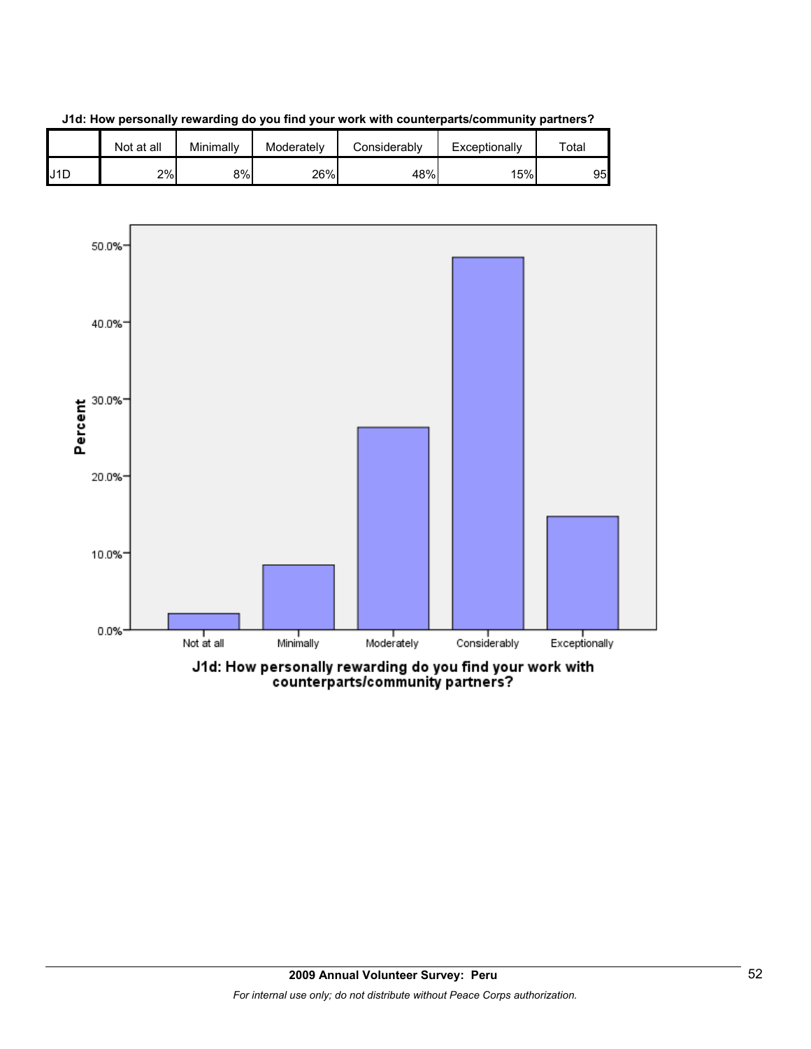**J1d: How personally rewarding do you find your work with counterparts/community partners?**

| | Not at all | Minimally | Moderately | Considerably | Exceptionally | Total |
|---|---|---|---|---|---|---|
| J1D | 2% | 8% | 26% | 48% | 15% | 95 |

J1d: How personally rewarding do you find your work with counterparts/community partners?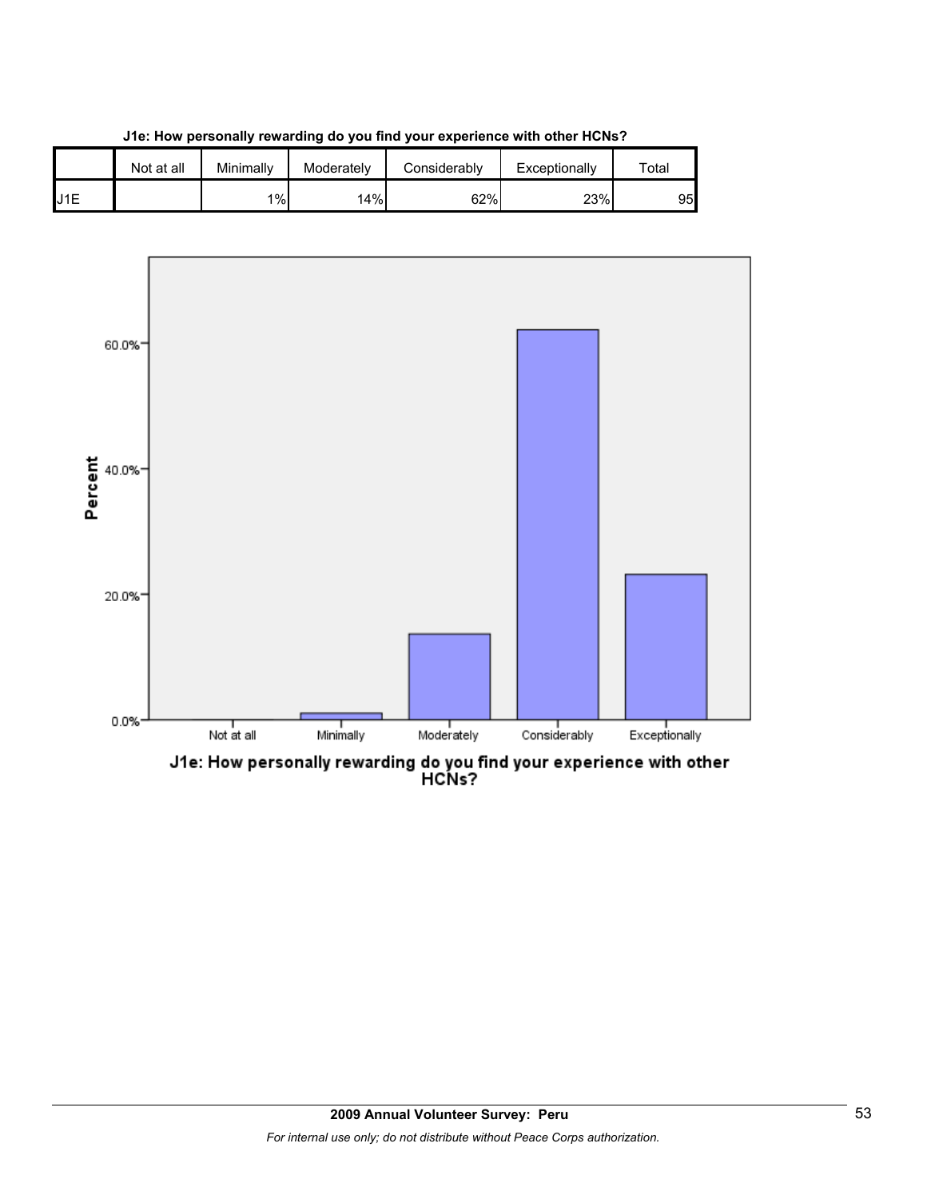**J1e: How personally rewarding do you find your experience with other HCNs?**

| | Not at all | Minimally | Moderately | Considerably | Exceptionally | Total |
|---|---|---|---|---|---|---|
| J1E | | 1% | 14% | 62% | 23% | 95 |

J1e: How personally rewarding do you find your experience with other HCNs?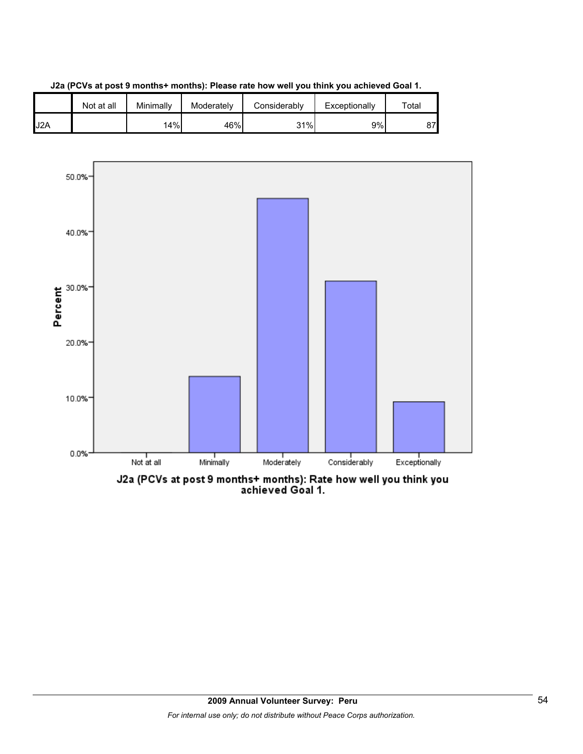**J2a (PCVs at post 9 months+ months): Please rate how well you think you achieved Goal 1.**

| | Not at all | Minimally | Moderately | Considerably | Exceptionally | Total |
|---|---|---|---|---|---|---|
| J2A | | 14% | 46% | 31% | 9% | 87 |

J2a (PCVs at post 9 months+ months): Rate how well you think you achieved Goal 1.

**2009 Annual Volunteer Survey: Peru**

*For internal use only; do not distribute without Peace Corps authorization.*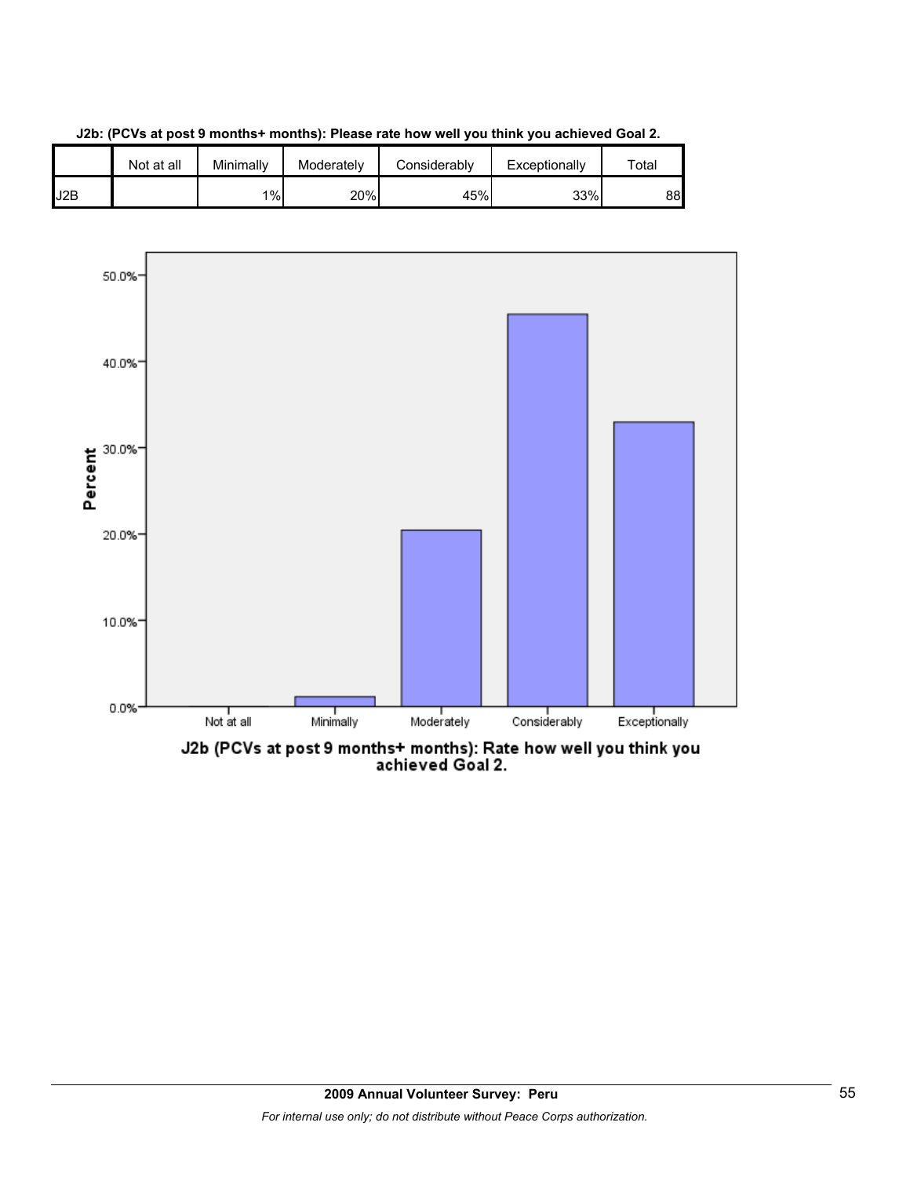**J2b: (PCVs at post 9 months+ months): Please rate how well you think you achieved Goal 2.**

| | Not at all | Minimally | Moderately | Considerably | Exceptionally | Total |
|---|---|---|---|---|---|---|
| J2B | | 1% | 20% | 45% | 33% | 88 |

J2b (PCVs at post 9 months+ months): Rate how well you think you achieved Goal 2.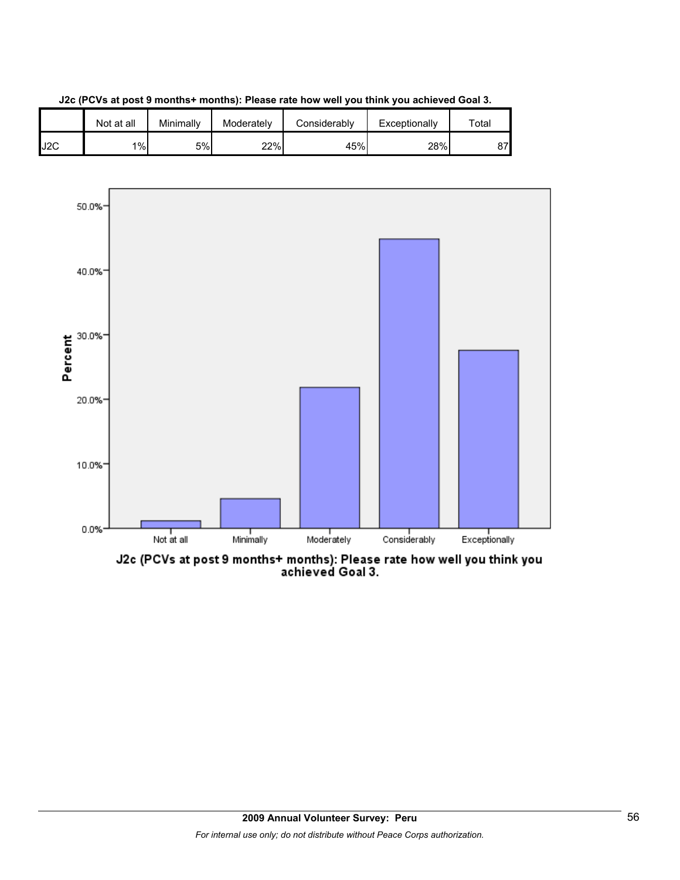**J2c (PCVs at post 9 months+ months): Please rate how well you think you achieved Goal 3.**

| | Not at all | Minimally | Moderately | Considerably | Exceptionally | Total |
|---|---|---|---|---|---|---|
| J2C | 1% | 5% | 22% | 45% | 28% | 87 |

J2c (PCVs at post 9 months+ months): Please rate how well you think you achieved Goal 3.

2009 Annual Volunteer Survey: Peru

*For internal use only; do not distribute without Peace Corps authorization.*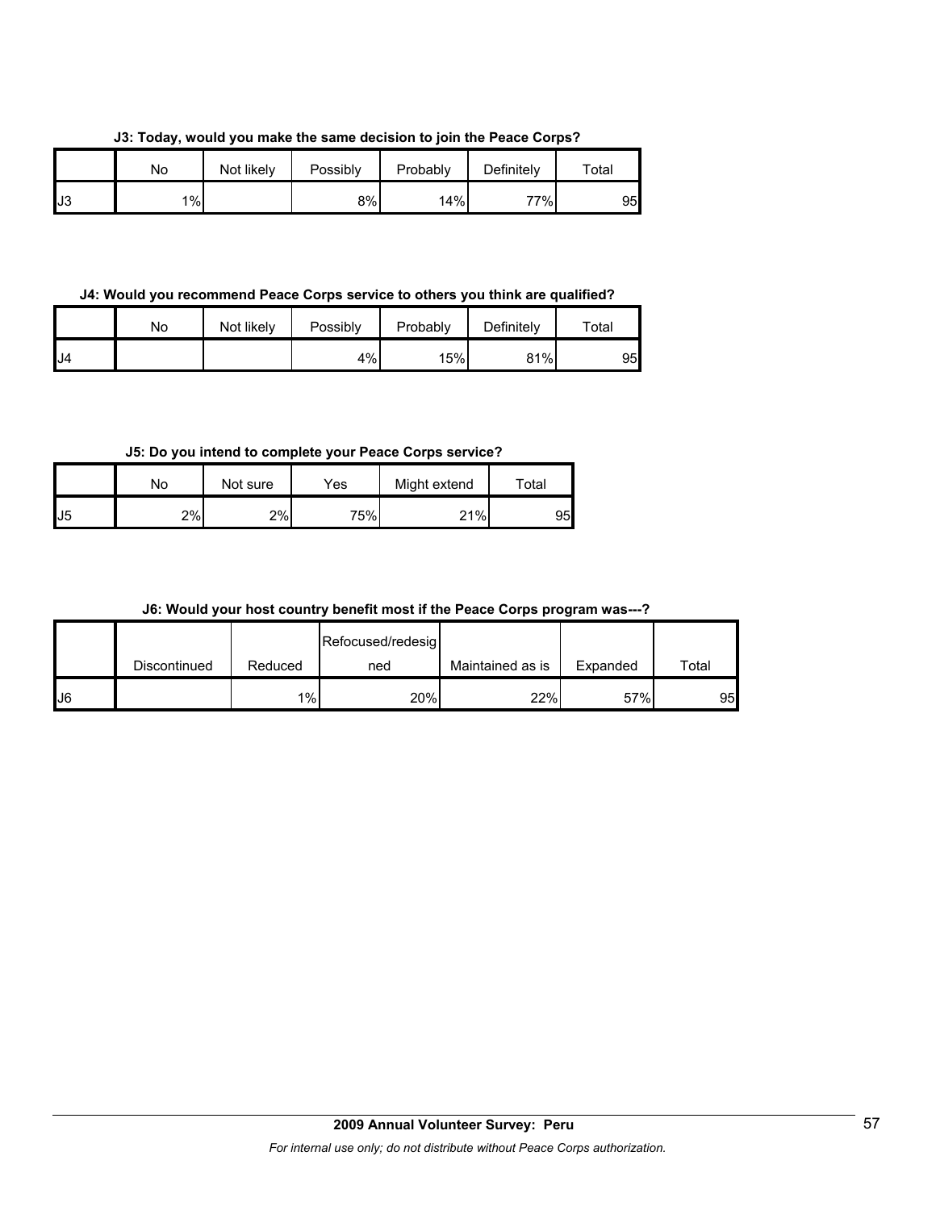**J3: Today, would you make the same decision to join the Peace Corps?**

| | No | Not likely | Possibly | Probably | Definitely | Total |
|---|---|---|---|---|---|---|
| J3 | 1% | | 8% | 14% | 77% | 95 |

**J4: Would you recommend Peace Corps service to others you think are qualified?**

| | No | Not likely | Possibly | Probably | Definitely | Total |
|---|---|---|---|---|---|---|
| J4 | | | 4% | 15% | 81% | 95 |

**J5: Do you intend to complete your Peace Corps service?**

| | No | Not sure | Yes | Might extend | Total |
|---|---|---|---|---|---|
| J5 | 2% | 2% | 75% | 21% | 95 |

**J6: Would your host country benefit most if the Peace Corps program was---?**

| | Discontinued | Reduced | Refocused/redesigned | Maintained as is | Expanded | Total |
|---|---|---|---|---|---|---|
| J6 | | 1% | 20% | 22% | 57% | 95 |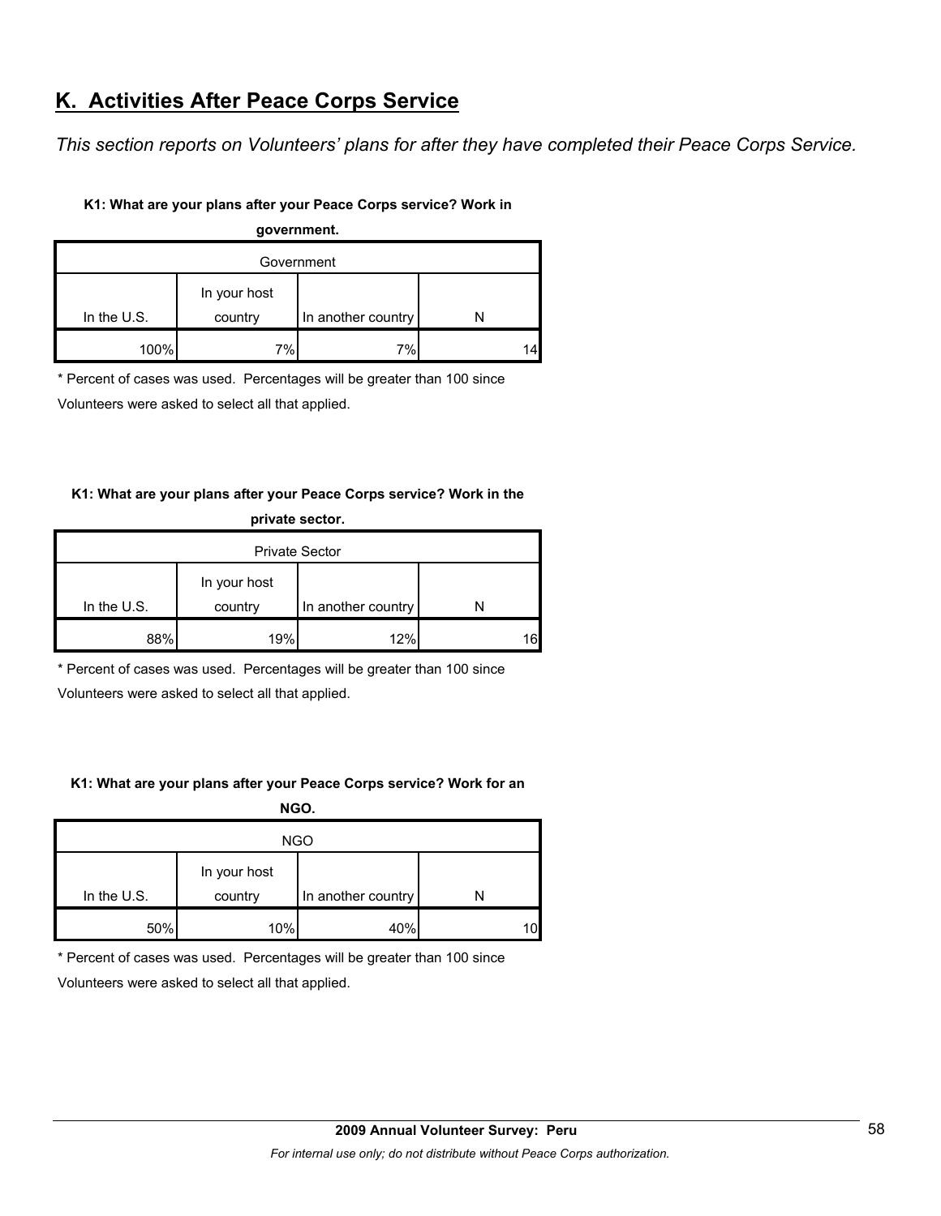## K. Activities After Peace Corps Service

*This section reports on Volunteers' plans for after they have completed their Peace Corps Service.*

**K1: What are your plans after your Peace Corps service? Work in government.**

| Government | | | |
|---|---|---|---|
| In the U.S. | In your host country | In another country | N |
| 100% | 7% | 7% | 14 |

\* Percent of cases was used. Percentages will be greater than 100 since Volunteers were asked to select all that applied.

**K1: What are your plans after your Peace Corps service? Work in the private sector.**

| Private Sector | | | |
|---|---|---|---|
| In the U.S. | In your host country | In another country | N |
| 88% | 19% | 12% | 16 |

\* Percent of cases was used. Percentages will be greater than 100 since Volunteers were asked to select all that applied.

**K1: What are your plans after your Peace Corps service? Work for an NGO.**

| NGO | | | |
|---|---|---|---|
| In the U.S. | In your host country | In another country | N |
| 50% | 10% | 40% | 10 |

\* Percent of cases was used. Percentages will be greater than 100 since Volunteers were asked to select all that applied.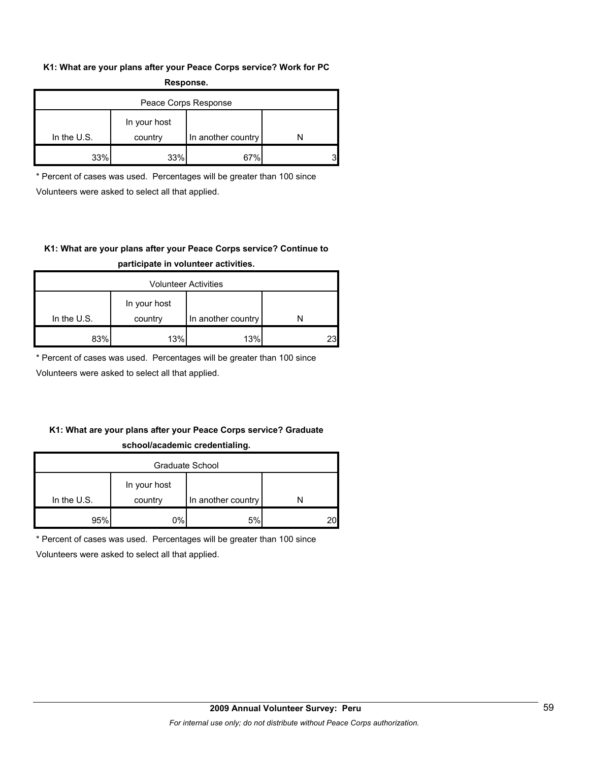**K1: What are your plans after your Peace Corps service? Work for PC Response.**

| Peace Corps Response | | | |
|---|---|---|---|
| In the U.S. | In your host country | In another country | N |
| 33% | 33% | 67% | 3 |

* Percent of cases was used. Percentages will be greater than 100 since Volunteers were asked to select all that applied.

**K1: What are your plans after your Peace Corps service? Continue to participate in volunteer activities.**

| Volunteer Activities | | | |
|---|---|---|---|
| In the U.S. | In your host country | In another country | N |
| 83% | 13% | 13% | 23 |

* Percent of cases was used. Percentages will be greater than 100 since Volunteers were asked to select all that applied.

**K1: What are your plans after your Peace Corps service? Graduate school/academic credentialing.**

| Graduate School | | | |
|---|---|---|---|
| In the U.S. | In your host country | In another country | N |
| 95% | 0% | 5% | 20 |

* Percent of cases was used. Percentages will be greater than 100 since Volunteers were asked to select all that applied.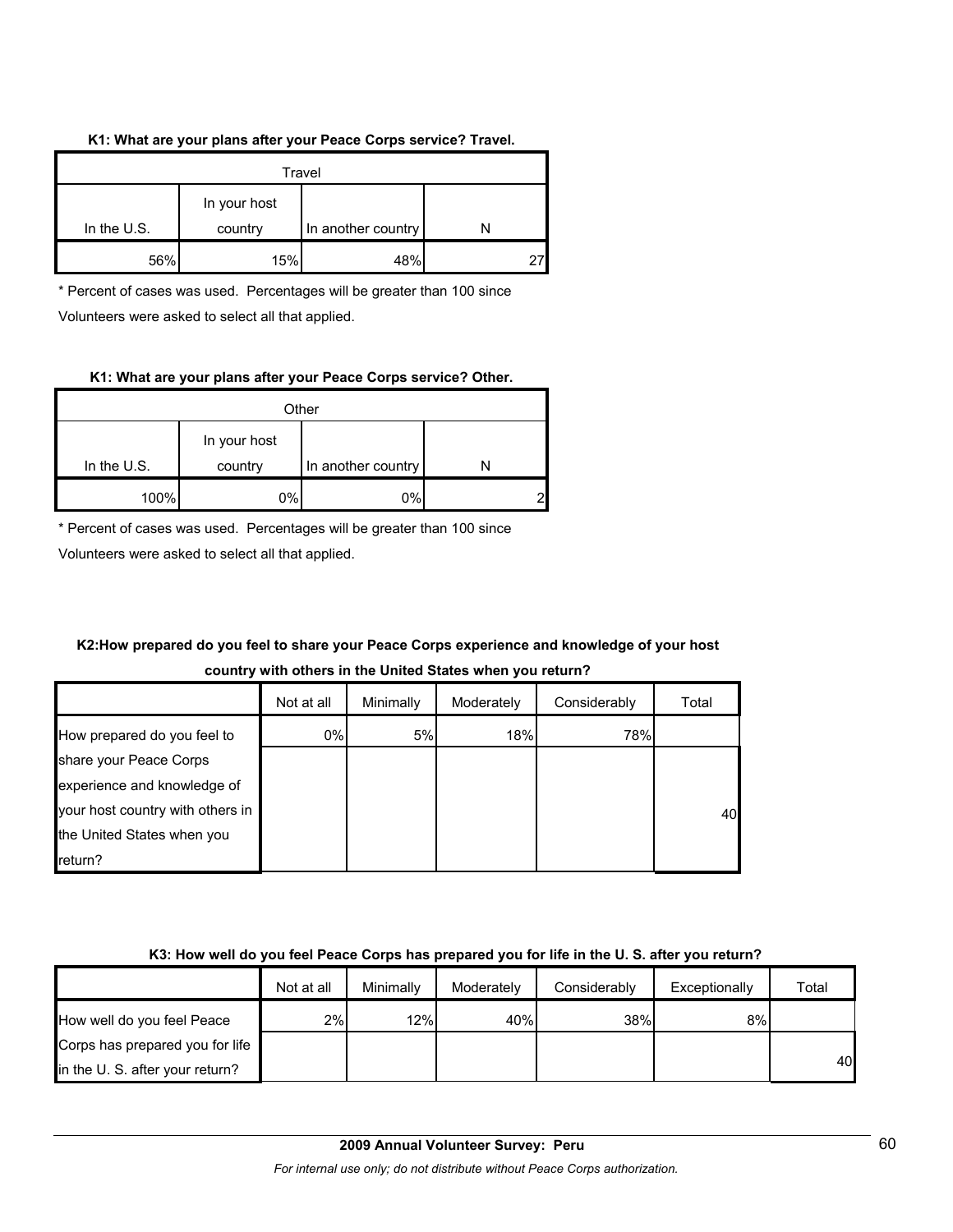**K1: What are your plans after your Peace Corps service? Travel.**

| Travel | | | |
|---|---|---|---|
| In the U.S. | In your host country | In another country | N |
| 56% | 15% | 48% | 27 |

* Percent of cases was used. Percentages will be greater than 100 since Volunteers were asked to select all that applied.

**K1: What are your plans after your Peace Corps service? Other.**

| Other | | | |
|---|---|---|---|
| In the U.S. | In your host country | In another country | N |
| 100% | 0% | 0% | 2 |

* Percent of cases was used. Percentages will be greater than 100 since Volunteers were asked to select all that applied.

**K2:How prepared do you feel to share your Peace Corps experience and knowledge of your host country with others in the United States when you return?**

| | Not at all | Minimally | Moderately | Considerably | Total |
|---|---|---|---|---|---|
| How prepared do you feel to share your Peace Corps experience and knowledge of your host country with others in the United States when you return? | 0% | 5% | 18% | 78% | 40 |

**K3: How well do you feel Peace Corps has prepared you for life in the U. S. after you return?**

| | Not at all | Minimally | Moderately | Considerably | Exceptionally | Total |
|---|---|---|---|---|---|---|
| How well do you feel Peace Corps has prepared you for life in the U. S. after your return? | 2% | 12% | 40% | 38% | 8% | 40 |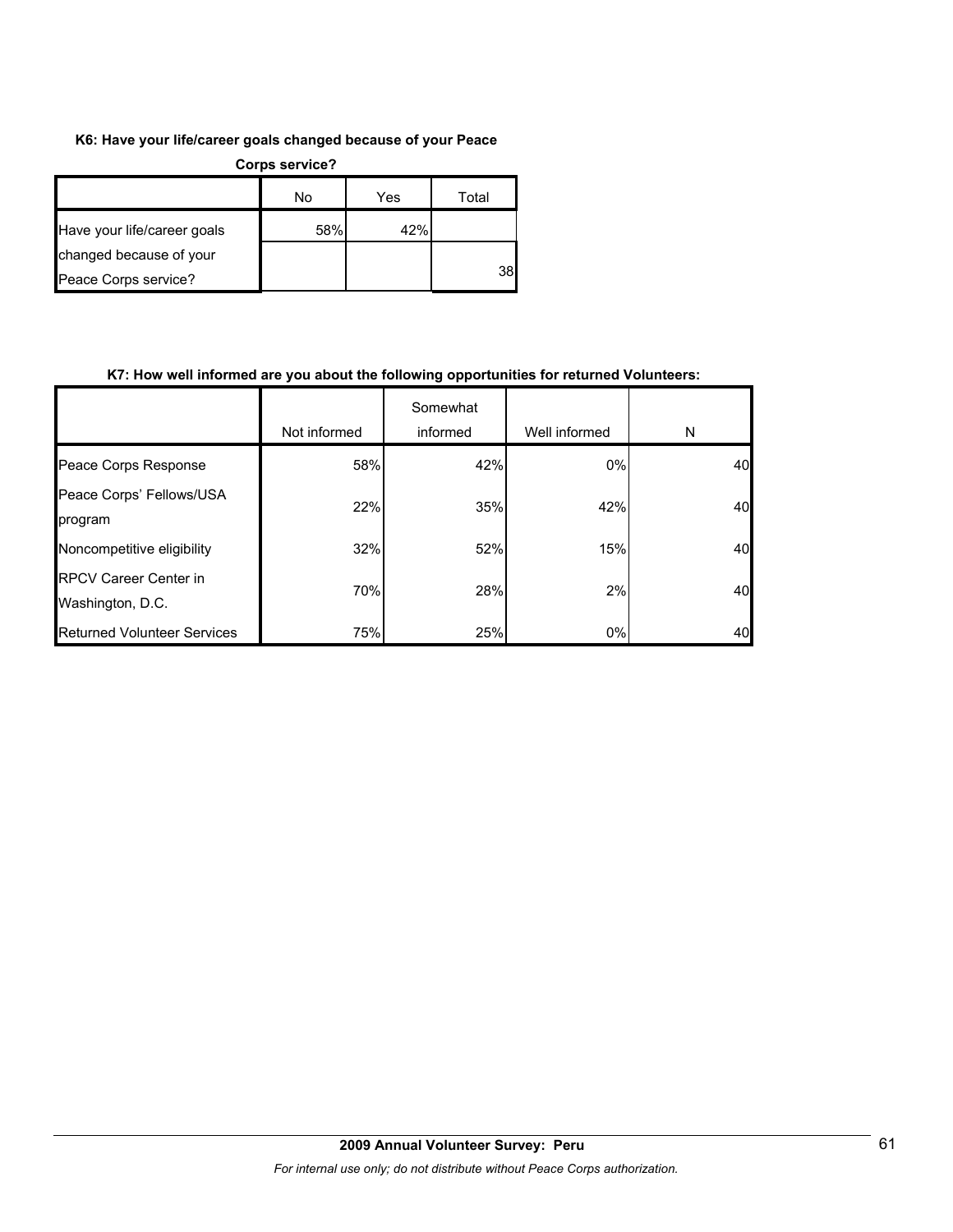**K6: Have your life/career goals changed because of your Peace Corps service?**

| | No | Yes | Total |
|---|---|---|---|
| Have your life/career goals changed because of your Peace Corps service? | 58% | 42% | 38 |

**K7: How well informed are you about the following opportunities for returned Volunteers:**

| | Not informed | Somewhat informed | Well informed | N |
|---|---|---|---|---|
| Peace Corps Response | 58% | 42% | 0% | 40 |
| Peace Corps' Fellows/USA program | 22% | 35% | 42% | 40 |
| Noncompetitive eligibility | 32% | 52% | 15% | 40 |
| RPCV Career Center in Washington, D.C. | 70% | 28% | 2% | 40 |
| Returned Volunteer Services | 75% | 25% | 0% | 40 |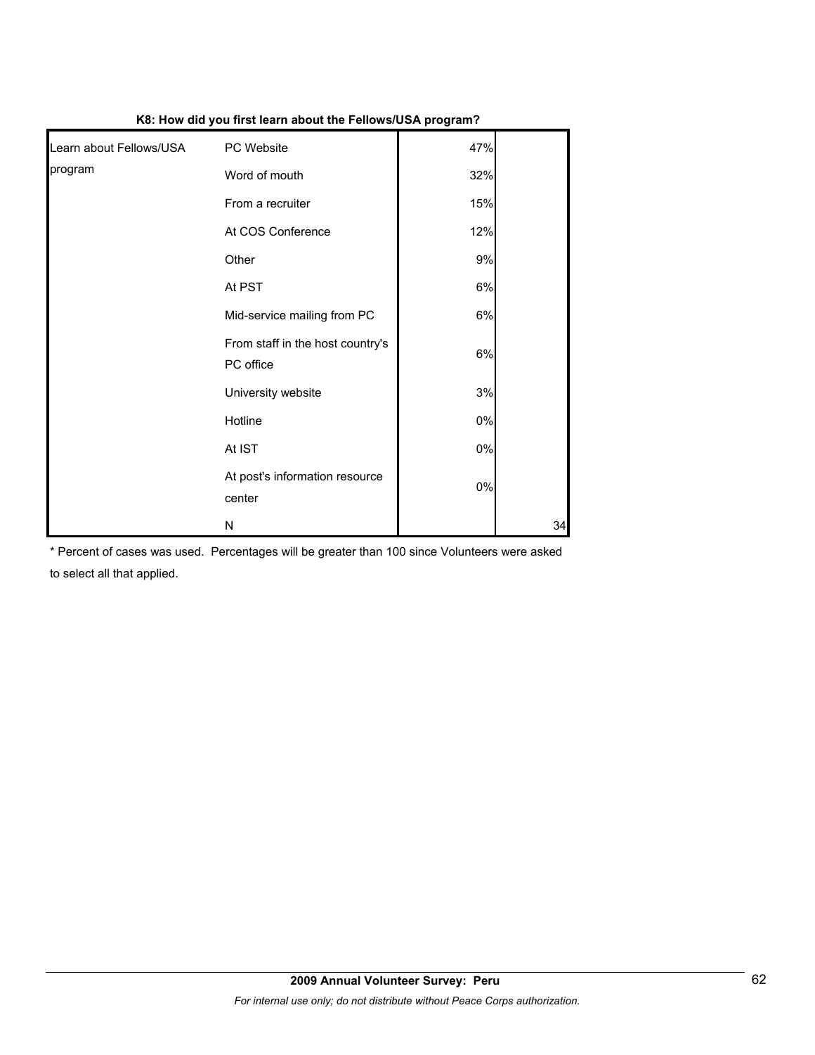**K8: How did you first learn about the Fellows/USA program?**

| | | | |
|---|---|---|---|
| Learn about Fellows/USA program | PC Website | 47% | |
| | Word of mouth | 32% | |
| | From a recruiter | 15% | |
| | At COS Conference | 12% | |
| | Other | 9% | |
| | At PST | 6% | |
| | Mid-service mailing from PC | 6% | |
| | From staff in the host country's PC office | 6% | |
| | University website | 3% | |
| | Hotline | 0% | |
| | At IST | 0% | |
| | At post's information resource center | 0% | |
| | N | | 34 |

* Percent of cases was used. Percentages will be greater than 100 since Volunteers were asked to select all that applied.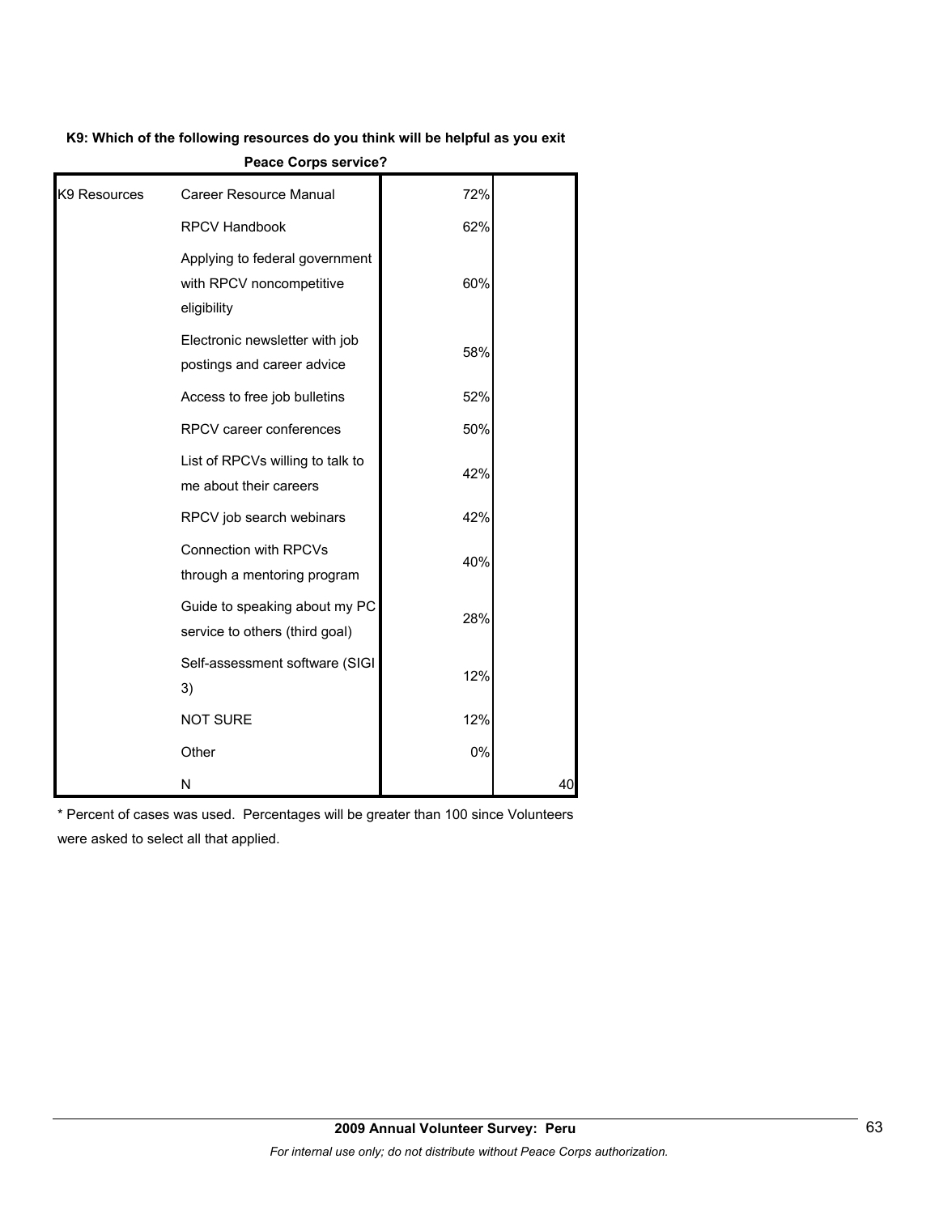**K9: Which of the following resources do you think will be helpful as you exit Peace Corps service?**

| | | | |
|---|---|---|---|
| K9 Resources | Career Resource Manual | 72% | |
| | RPCV Handbook | 62% | |
| | Applying to federal government with RPCV noncompetitive eligibility | 60% | |
| | Electronic newsletter with job postings and career advice | 58% | |
| | Access to free job bulletins | 52% | |
| | RPCV career conferences | 50% | |
| | List of RPCVs willing to talk to me about their careers | 42% | |
| | RPCV job search webinars | 42% | |
| | Connection with RPCVs through a mentoring program | 40% | |
| | Guide to speaking about my PC service to others (third goal) | 28% | |
| | Self-assessment software (SIGI 3) | 12% | |
| | NOT SURE | 12% | |
| | Other | 0% | |
| | N | | 40 |

* Percent of cases was used. Percentages will be greater than 100 since Volunteers were asked to select all that applied.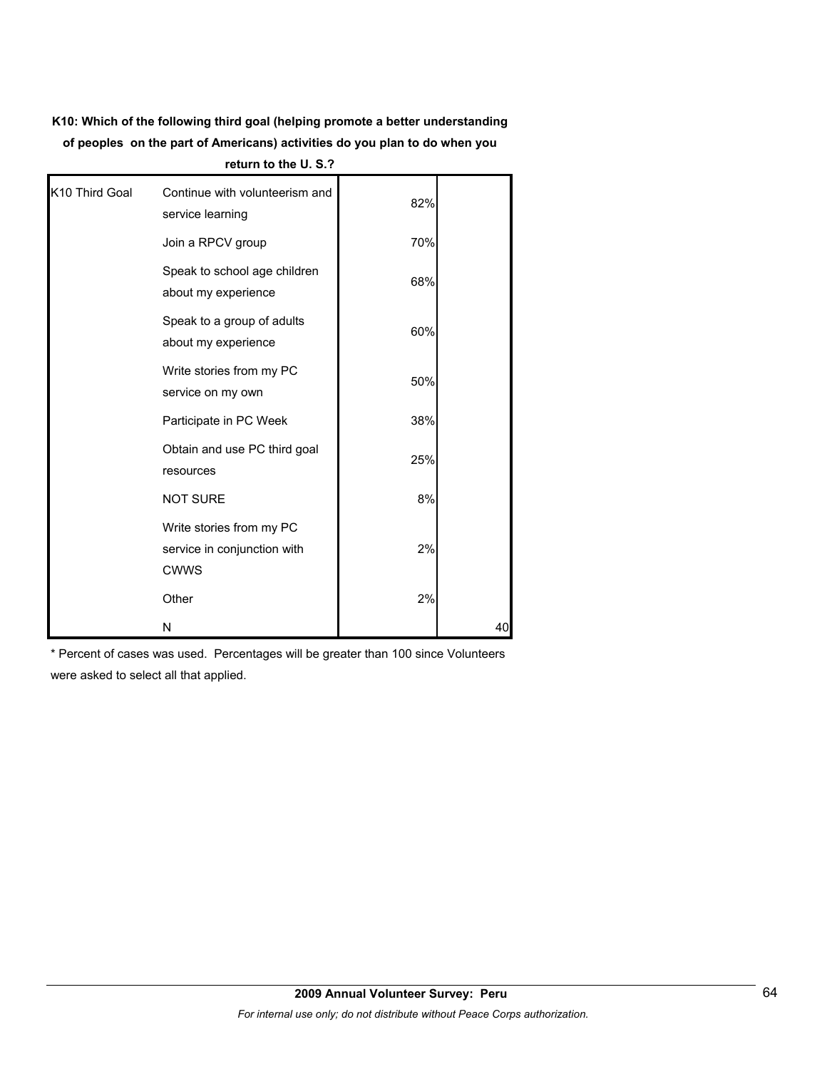**K10: Which of the following third goal (helping promote a better understanding of peoples on the part of Americans) activities do you plan to do when you return to the U. S.?**

| | | | |
|---|---|---|---|
| K10 Third Goal | Continue with volunteerism and service learning | 82% | |
| | Join a RPCV group | 70% | |
| | Speak to school age children about my experience | 68% | |
| | Speak to a group of adults about my experience | 60% | |
| | Write stories from my PC service on my own | 50% | |
| | Participate in PC Week | 38% | |
| | Obtain and use PC third goal resources | 25% | |
| | NOT SURE | 8% | |
| | Write stories from my PC service in conjunction with CWWS | 2% | |
| | Other | 2% | |
| | N | | 40 |

* Percent of cases was used. Percentages will be greater than 100 since Volunteers were asked to select all that applied.